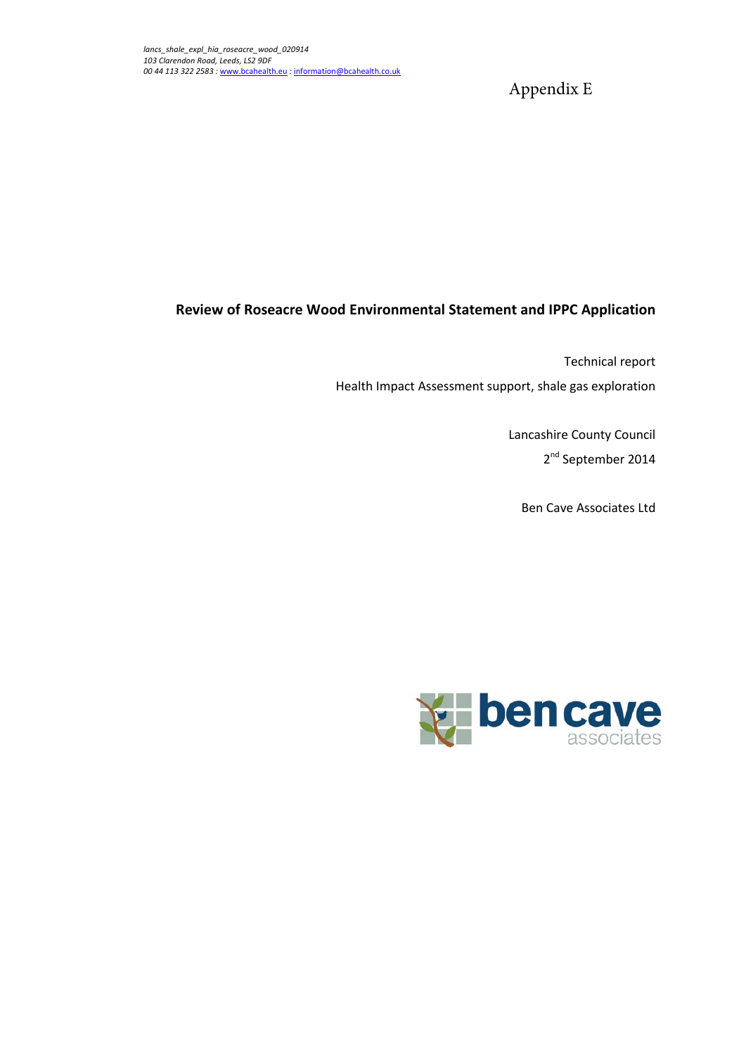*lancs_shale_expl_hia_roseacre_wood_020914*
*103 Clarendon Road, Leeds, LS2 9DF*
*00 44 113 322 2583 : [www.bcahealth.eu](http://www.bcahealth.eu) : [information@bcahealth.co.uk](mailto:information@bcahealth.co.uk)*

Appendix E

# Review of Roseacre Wood Environmental Statement and IPPC Application

Technical report

Health Impact Assessment support, shale gas exploration

Lancashire County Council

2nd September 2014

Ben Cave Associates Ltd

ben cave associates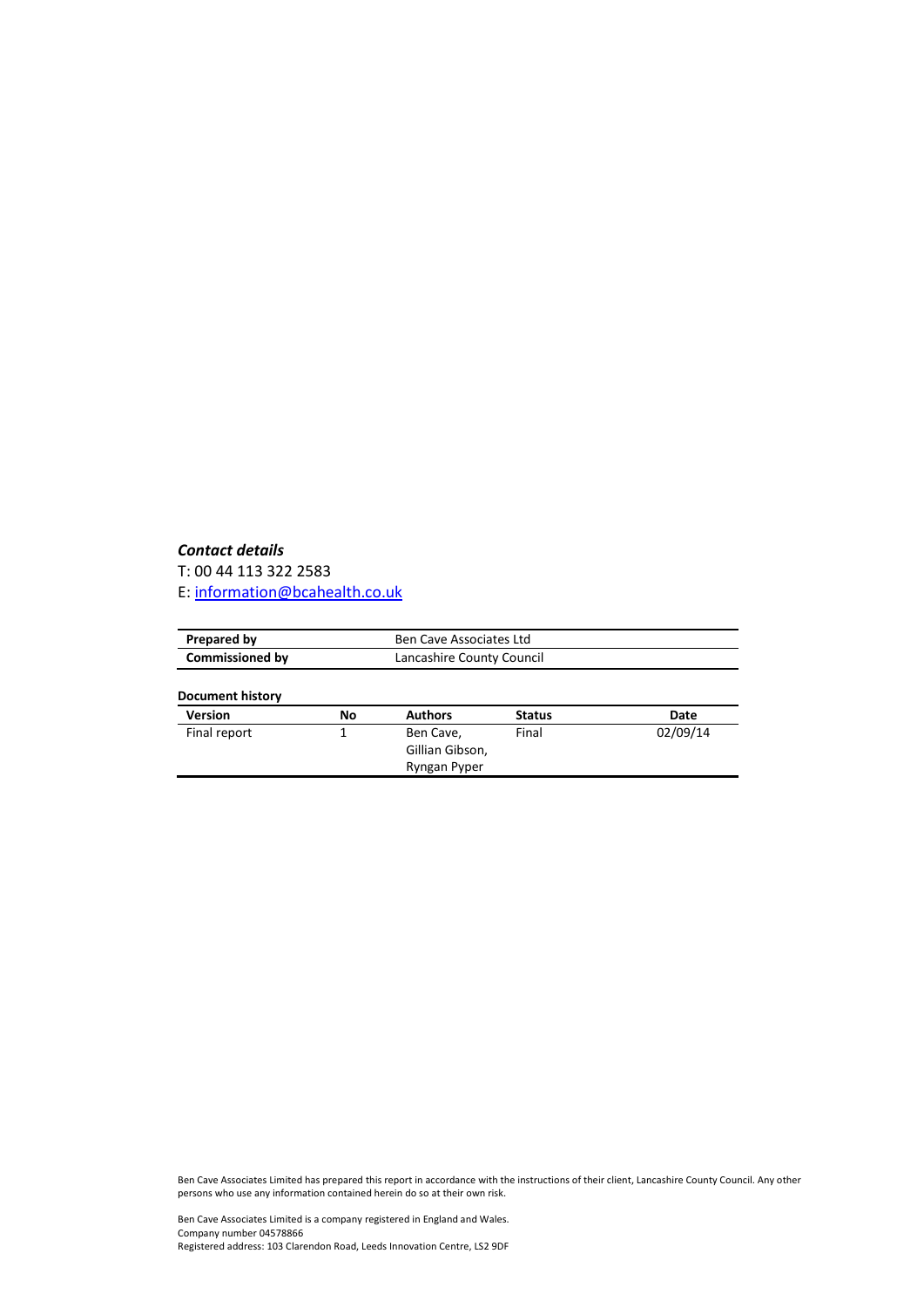***Contact details***

T: 00 44 113 322 2583

E: information@bcahealth.co.uk

| **Prepared by** | Ben Cave Associates Ltd |
|---|---|
| **Commissioned by** | Lancashire County Council |

**Document history**

| Version | No | Authors | Status | Date |
|---|---|---|---|---|
| Final report | 1 | Ben Cave, Gillian Gibson, Ryngan Pyper | Final | 02/09/14 |

Ben Cave Associates Limited has prepared this report in accordance with the instructions of their client, Lancashire County Council. Any other persons who use any information contained herein do so at their own risk.

Ben Cave Associates Limited is a company registered in England and Wales.
Company number 04578866
Registered address: 103 Clarendon Road, Leeds Innovation Centre, LS2 9DF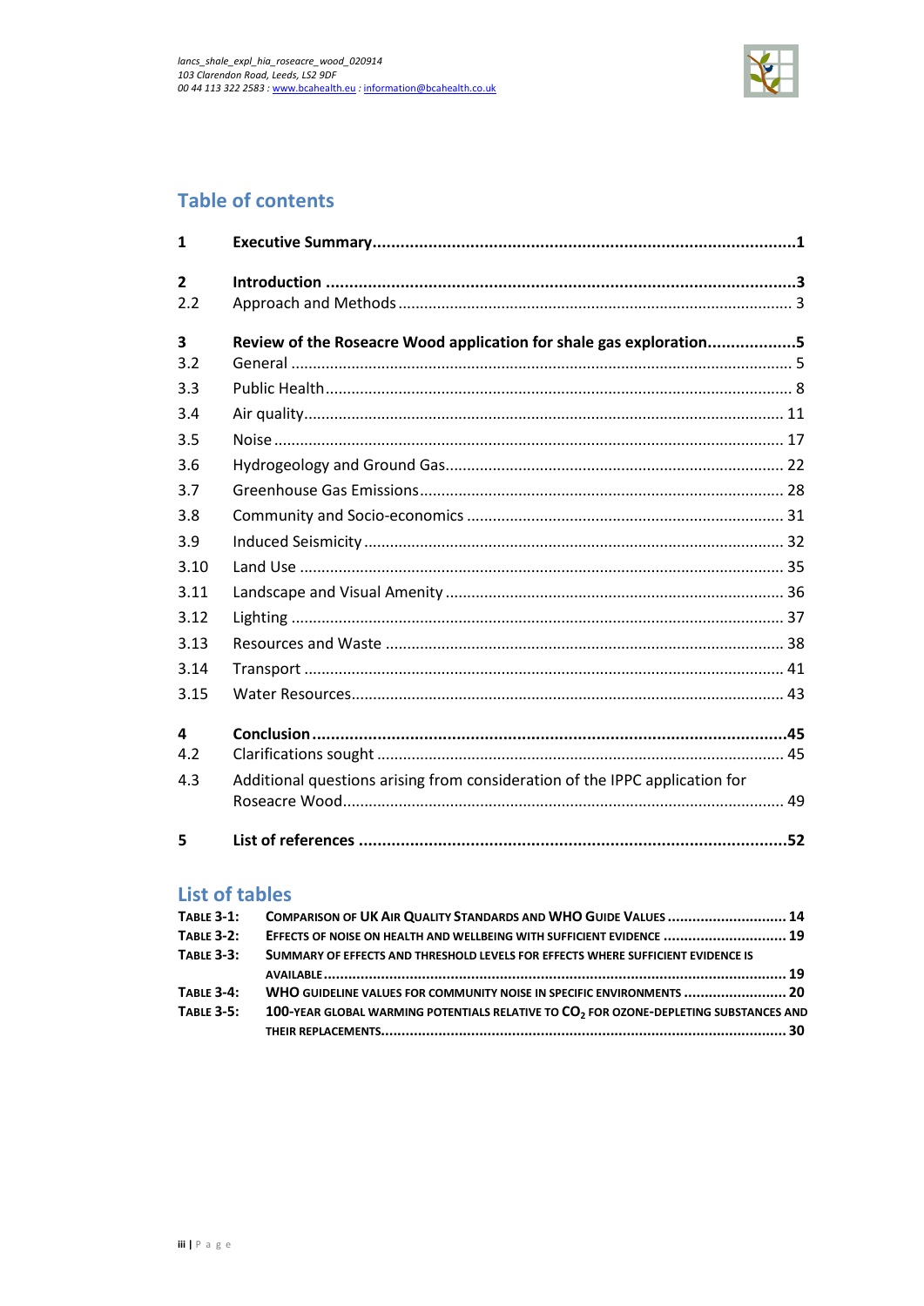## Table of contents

| | | |
|---|---|---|
| **1** | **Executive Summary** | **1** |
| **2** | **Introduction** | **3** |
| 2.2 | Approach and Methods | 3 |
| **3** | **Review of the Roseacre Wood application for shale gas exploration** | **5** |
| 3.2 | General | 5 |
| 3.3 | Public Health | 8 |
| 3.4 | Air quality | 11 |
| 3.5 | Noise | 17 |
| 3.6 | Hydrogeology and Ground Gas | 22 |
| 3.7 | Greenhouse Gas Emissions | 28 |
| 3.8 | Community and Socio-economics | 31 |
| 3.9 | Induced Seismicity | 32 |
| 3.10 | Land Use | 35 |
| 3.11 | Landscape and Visual Amenity | 36 |
| 3.12 | Lighting | 37 |
| 3.13 | Resources and Waste | 38 |
| 3.14 | Transport | 41 |
| 3.15 | Water Resources | 43 |
| **4** | **Conclusion** | **45** |
| 4.2 | Clarifications sought | 45 |
| 4.3 | Additional questions arising from consideration of the IPPC application for Roseacre Wood | 49 |
| **5** | **List of references** | **52** |

## List of tables

| | | |
|---|---|---|
| **Table 3-1:** | **Comparison of UK Air Quality Standards and WHO Guide Values** | **14** |
| **Table 3-2:** | **Effects of noise on health and wellbeing with sufficient evidence** | **19** |
| **Table 3-3:** | **Summary of effects and threshold levels for effects where sufficient evidence is available** | **19** |
| **Table 3-4:** | **WHO guideline values for community noise in specific environments** | **20** |
| **Table 3-5:** | **100-year global warming potentials relative to $CO_2$ for ozone-depleting substances and their replacements** | **30** |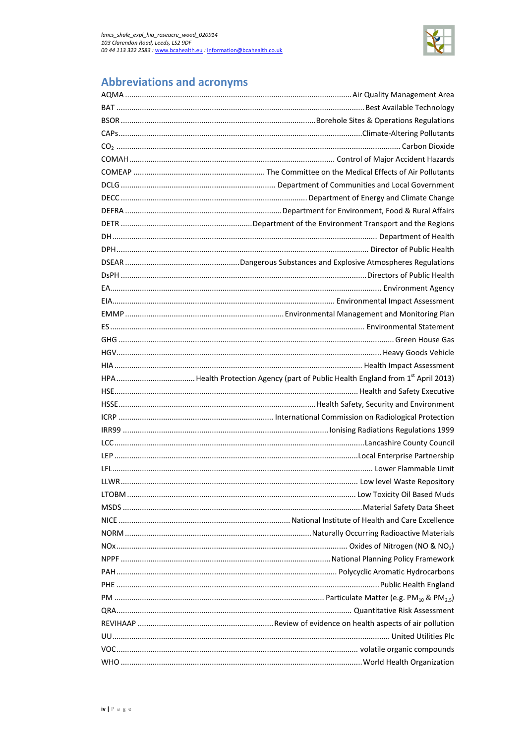## Abbreviations and acronyms

| | |
|---|---|
| AQMA | Air Quality Management Area |
| BAT | Best Available Technology |
| BSOR | Borehole Sites & Operations Regulations |
| CAPs | Climate-Altering Pollutants |
| $CO_2$ | Carbon Dioxide |
| COMAH | Control of Major Accident Hazards |
| COMEAP | The Committee on the Medical Effects of Air Pollutants |
| DCLG | Department of Communities and Local Government |
| DECC | Department of Energy and Climate Change |
| DEFRA | Department for Environment, Food & Rural Affairs |
| DETR | Department of the Environment Transport and the Regions |
| DH | Department of Health |
| DPH | Director of Public Health |
| DSEAR | Dangerous Substances and Explosive Atmospheres Regulations |
| DsPH | Directors of Public Health |
| EA | Environment Agency |
| EIA | Environmental Impact Assessment |
| EMMP | Environmental Management and Monitoring Plan |
| ES | Environmental Statement |
| GHG | Green House Gas |
| HGV | Heavy Goods Vehicle |
| HIA | Health Impact Assessment |
| HPA | Health Protection Agency (part of Public Health England from 1st April 2013) |
| HSE | Health and Safety Executive |
| HSSE | Health Safety, Security and Environment |
| ICRP | International Commission on Radiological Protection |
| IRR99 | Ionising Radiations Regulations 1999 |
| LCC | Lancashire County Council |
| LEP | Local Enterprise Partnership |
| LFL | Lower Flammable Limit |
| LLWR | Low level Waste Repository |
| LTOBM | Low Toxicity Oil Based Muds |
| MSDS | Material Safety Data Sheet |
| NICE | National Institute of Health and Care Excellence |
| NORM | Naturally Occurring Radioactive Materials |
| NOx | Oxides of Nitrogen (NO & $NO_2$) |
| NPPF | National Planning Policy Framework |
| PAH | Polycyclic Aromatic Hydrocarbons |
| PHE | Public Health England |
| PM | Particulate Matter (e.g. $PM_{10}$ & $PM_{2.5}$) |
| QRA | Quantitative Risk Assessment |
| REVIHAAP | Review of evidence on health aspects of air pollution |
| UU | United Utilities Plc |
| VOC | volatile organic compounds |
| WHO | World Health Organization |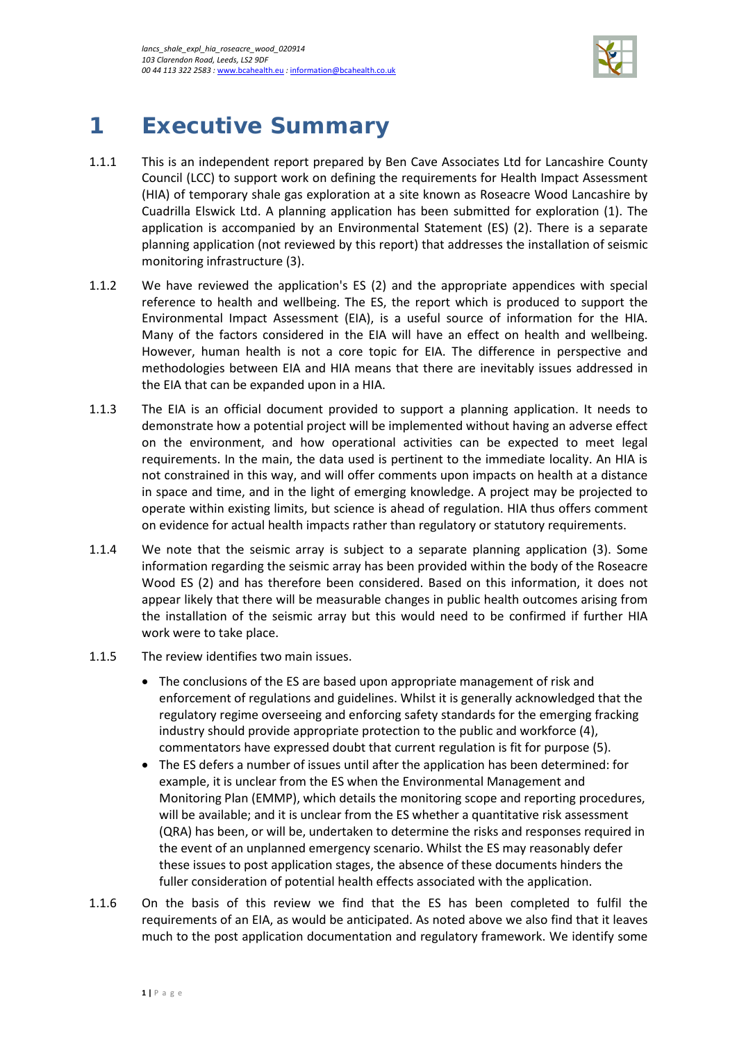# 1 Executive Summary

1.1.1 This is an independent report prepared by Ben Cave Associates Ltd for Lancashire County Council (LCC) to support work on defining the requirements for Health Impact Assessment (HIA) of temporary shale gas exploration at a site known as Roseacre Wood Lancashire by Cuadrilla Elswick Ltd. A planning application has been submitted for exploration (1). The application is accompanied by an Environmental Statement (ES) (2). There is a separate planning application (not reviewed by this report) that addresses the installation of seismic monitoring infrastructure (3).

1.1.2 We have reviewed the application's ES (2) and the appropriate appendices with special reference to health and wellbeing. The ES, the report which is produced to support the Environmental Impact Assessment (EIA), is a useful source of information for the HIA. Many of the factors considered in the EIA will have an effect on health and wellbeing. However, human health is not a core topic for EIA. The difference in perspective and methodologies between EIA and HIA means that there are inevitably issues addressed in the EIA that can be expanded upon in a HIA.

1.1.3 The EIA is an official document provided to support a planning application. It needs to demonstrate how a potential project will be implemented without having an adverse effect on the environment, and how operational activities can be expected to meet legal requirements. In the main, the data used is pertinent to the immediate locality. An HIA is not constrained in this way, and will offer comments upon impacts on health at a distance in space and time, and in the light of emerging knowledge. A project may be projected to operate within existing limits, but science is ahead of regulation. HIA thus offers comment on evidence for actual health impacts rather than regulatory or statutory requirements.

1.1.4 We note that the seismic array is subject to a separate planning application (3). Some information regarding the seismic array has been provided within the body of the Roseacre Wood ES (2) and has therefore been considered. Based on this information, it does not appear likely that there will be measurable changes in public health outcomes arising from the installation of the seismic array but this would need to be confirmed if further HIA work were to take place.

1.1.5 The review identifies two main issues.

- The conclusions of the ES are based upon appropriate management of risk and enforcement of regulations and guidelines. Whilst it is generally acknowledged that the regulatory regime overseeing and enforcing safety standards for the emerging fracking industry should provide appropriate protection to the public and workforce (4), commentators have expressed doubt that current regulation is fit for purpose (5).
- The ES defers a number of issues until after the application has been determined: for example, it is unclear from the ES when the Environmental Management and Monitoring Plan (EMMP), which details the monitoring scope and reporting procedures, will be available; and it is unclear from the ES whether a quantitative risk assessment (QRA) has been, or will be, undertaken to determine the risks and responses required in the event of an unplanned emergency scenario. Whilst the ES may reasonably defer these issues to post application stages, the absence of these documents hinders the fuller consideration of potential health effects associated with the application.

1.1.6 On the basis of this review we find that the ES has been completed to fulfil the requirements of an EIA, as would be anticipated. As noted above we also find that it leaves much to the post application documentation and regulatory framework. We identify some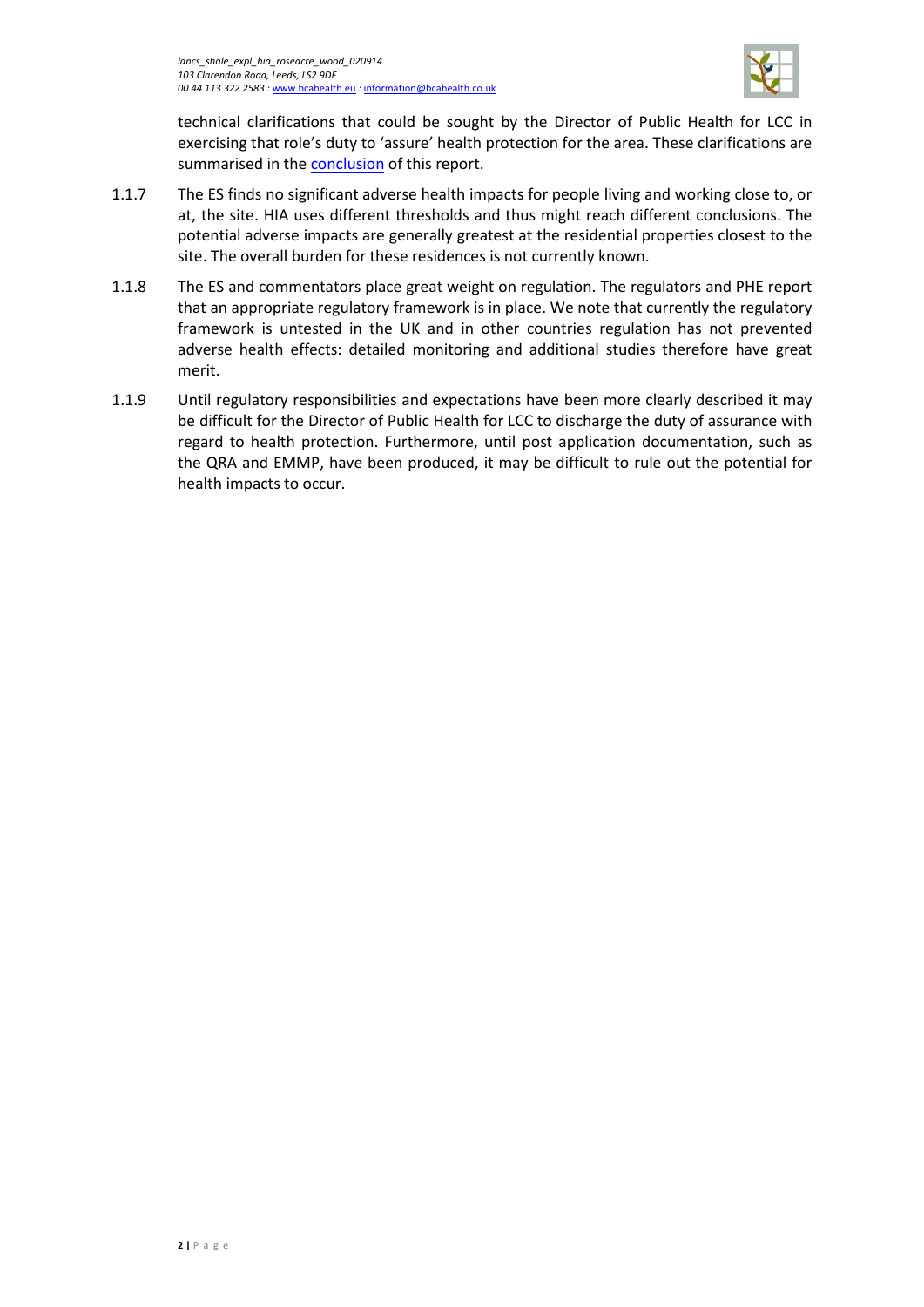technical clarifications that could be sought by the Director of Public Health for LCC in exercising that role's duty to 'assure' health protection for the area. These clarifications are summarised in the conclusion of this report.

1.1.7 The ES finds no significant adverse health impacts for people living and working close to, or at, the site. HIA uses different thresholds and thus might reach different conclusions. The potential adverse impacts are generally greatest at the residential properties closest to the site. The overall burden for these residences is not currently known.

1.1.8 The ES and commentators place great weight on regulation. The regulators and PHE report that an appropriate regulatory framework is in place. We note that currently the regulatory framework is untested in the UK and in other countries regulation has not prevented adverse health effects: detailed monitoring and additional studies therefore have great merit.

1.1.9 Until regulatory responsibilities and expectations have been more clearly described it may be difficult for the Director of Public Health for LCC to discharge the duty of assurance with regard to health protection. Furthermore, until post application documentation, such as the QRA and EMMP, have been produced, it may be difficult to rule out the potential for health impacts to occur.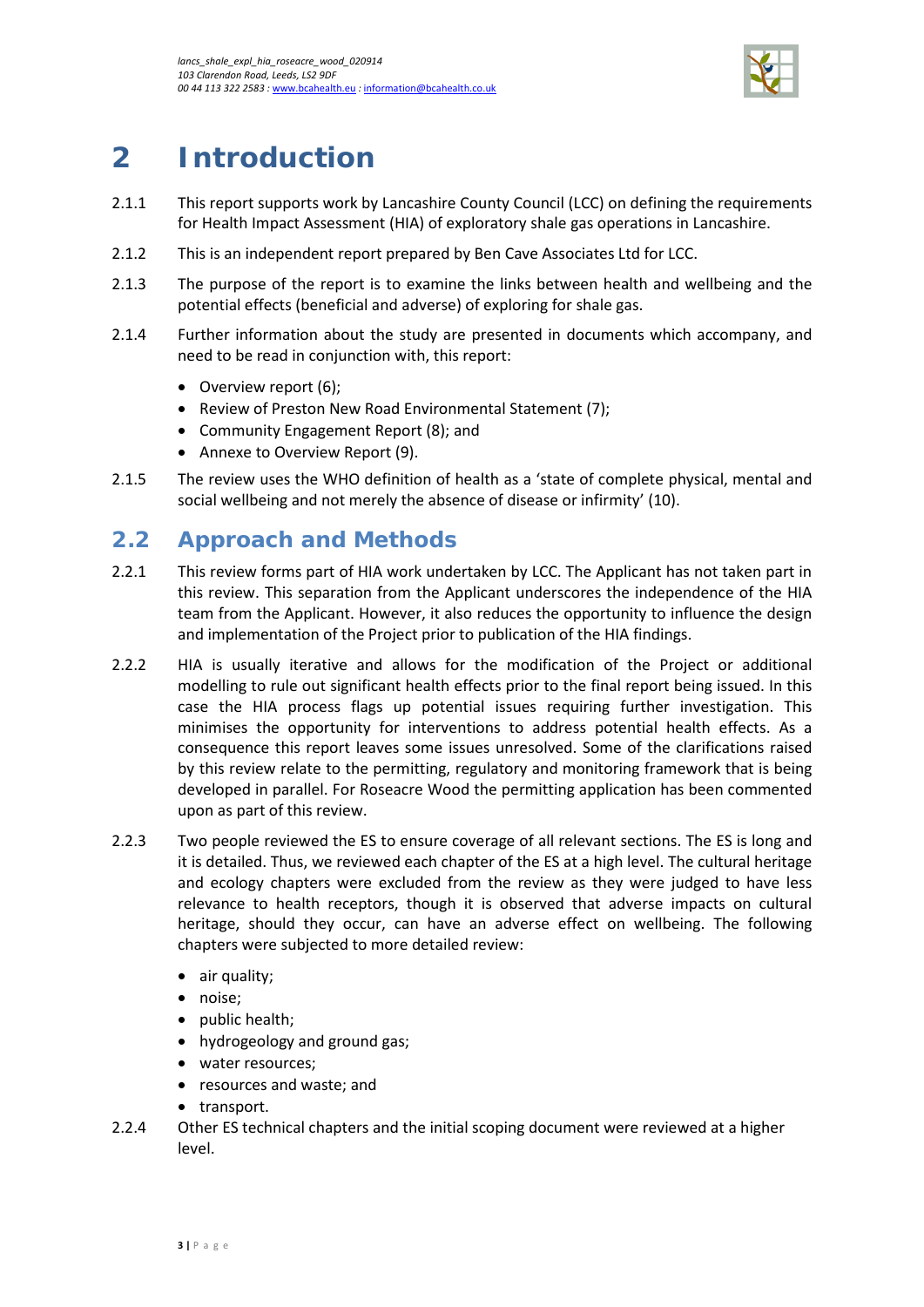# 2 Introduction

2.1.1 This report supports work by Lancashire County Council (LCC) on defining the requirements for Health Impact Assessment (HIA) of exploratory shale gas operations in Lancashire.

2.1.2 This is an independent report prepared by Ben Cave Associates Ltd for LCC.

2.1.3 The purpose of the report is to examine the links between health and wellbeing and the potential effects (beneficial and adverse) of exploring for shale gas.

2.1.4 Further information about the study are presented in documents which accompany, and need to be read in conjunction with, this report:

- Overview report (6);
- Review of Preston New Road Environmental Statement (7);
- Community Engagement Report (8); and
- Annexe to Overview Report (9).

2.1.5 The review uses the WHO definition of health as a 'state of complete physical, mental and social wellbeing and not merely the absence of disease or infirmity' (10).

## 2.2 Approach and Methods

2.2.1 This review forms part of HIA work undertaken by LCC. The Applicant has not taken part in this review. This separation from the Applicant underscores the independence of the HIA team from the Applicant. However, it also reduces the opportunity to influence the design and implementation of the Project prior to publication of the HIA findings.

2.2.2 HIA is usually iterative and allows for the modification of the Project or additional modelling to rule out significant health effects prior to the final report being issued. In this case the HIA process flags up potential issues requiring further investigation. This minimises the opportunity for interventions to address potential health effects. As a consequence this report leaves some issues unresolved. Some of the clarifications raised by this review relate to the permitting, regulatory and monitoring framework that is being developed in parallel. For Roseacre Wood the permitting application has been commented upon as part of this review.

2.2.3 Two people reviewed the ES to ensure coverage of all relevant sections. The ES is long and it is detailed. Thus, we reviewed each chapter of the ES at a high level. The cultural heritage and ecology chapters were excluded from the review as they were judged to have less relevance to health receptors, though it is observed that adverse impacts on cultural heritage, should they occur, can have an adverse effect on wellbeing. The following chapters were subjected to more detailed review:

- air quality;
- noise;
- public health;
- hydrogeology and ground gas;
- water resources;
- resources and waste; and
- transport.

2.2.4 Other ES technical chapters and the initial scoping document were reviewed at a higher level.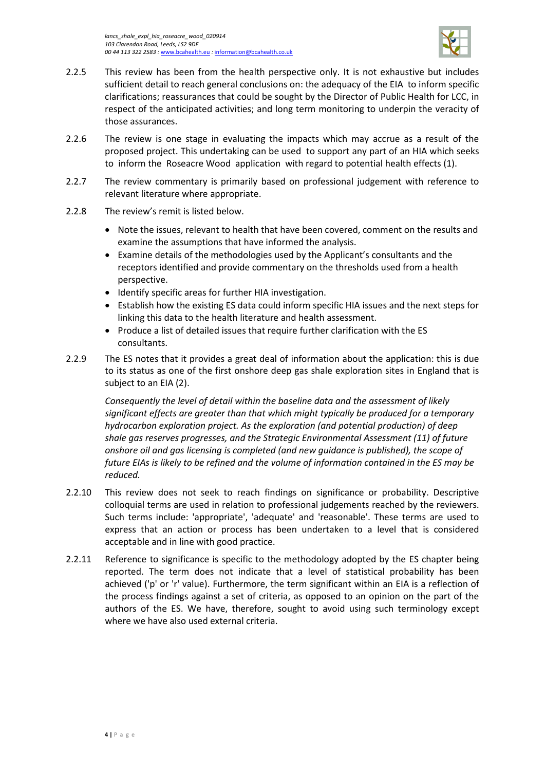2.2.5 This review has been from the health perspective only. It is not exhaustive but includes sufficient detail to reach general conclusions on: the adequacy of the EIA to inform specific clarifications; reassurances that could be sought by the Director of Public Health for LCC, in respect of the anticipated activities; and long term monitoring to underpin the veracity of those assurances.

2.2.6 The review is one stage in evaluating the impacts which may accrue as a result of the proposed project. This undertaking can be used to support any part of an HIA which seeks to inform the Roseacre Wood application with regard to potential health effects (1).

2.2.7 The review commentary is primarily based on professional judgement with reference to relevant literature where appropriate.

2.2.8 The review's remit is listed below.

- Note the issues, relevant to health that have been covered, comment on the results and examine the assumptions that have informed the analysis.
- Examine details of the methodologies used by the Applicant's consultants and the receptors identified and provide commentary on the thresholds used from a health perspective.
- Identify specific areas for further HIA investigation.
- Establish how the existing ES data could inform specific HIA issues and the next steps for linking this data to the health literature and health assessment.
- Produce a list of detailed issues that require further clarification with the ES consultants.

2.2.9 The ES notes that it provides a great deal of information about the application: this is due to its status as one of the first onshore deep gas shale exploration sites in England that is subject to an EIA (2).

*Consequently the level of detail within the baseline data and the assessment of likely significant effects are greater than that which might typically be produced for a temporary hydrocarbon exploration project. As the exploration (and potential production) of deep shale gas reserves progresses, and the Strategic Environmental Assessment (11) of future onshore oil and gas licensing is completed (and new guidance is published), the scope of future EIAs is likely to be refined and the volume of information contained in the ES may be reduced.*

2.2.10 This review does not seek to reach findings on significance or probability. Descriptive colloquial terms are used in relation to professional judgements reached by the reviewers. Such terms include: 'appropriate', 'adequate' and 'reasonable'. These terms are used to express that an action or process has been undertaken to a level that is considered acceptable and in line with good practice.

2.2.11 Reference to significance is specific to the methodology adopted by the ES chapter being reported. The term does not indicate that a level of statistical probability has been achieved ('p' or 'r' value). Furthermore, the term significant within an EIA is a reflection of the process findings against a set of criteria, as opposed to an opinion on the part of the authors of the ES. We have, therefore, sought to avoid using such terminology except where we have also used external criteria.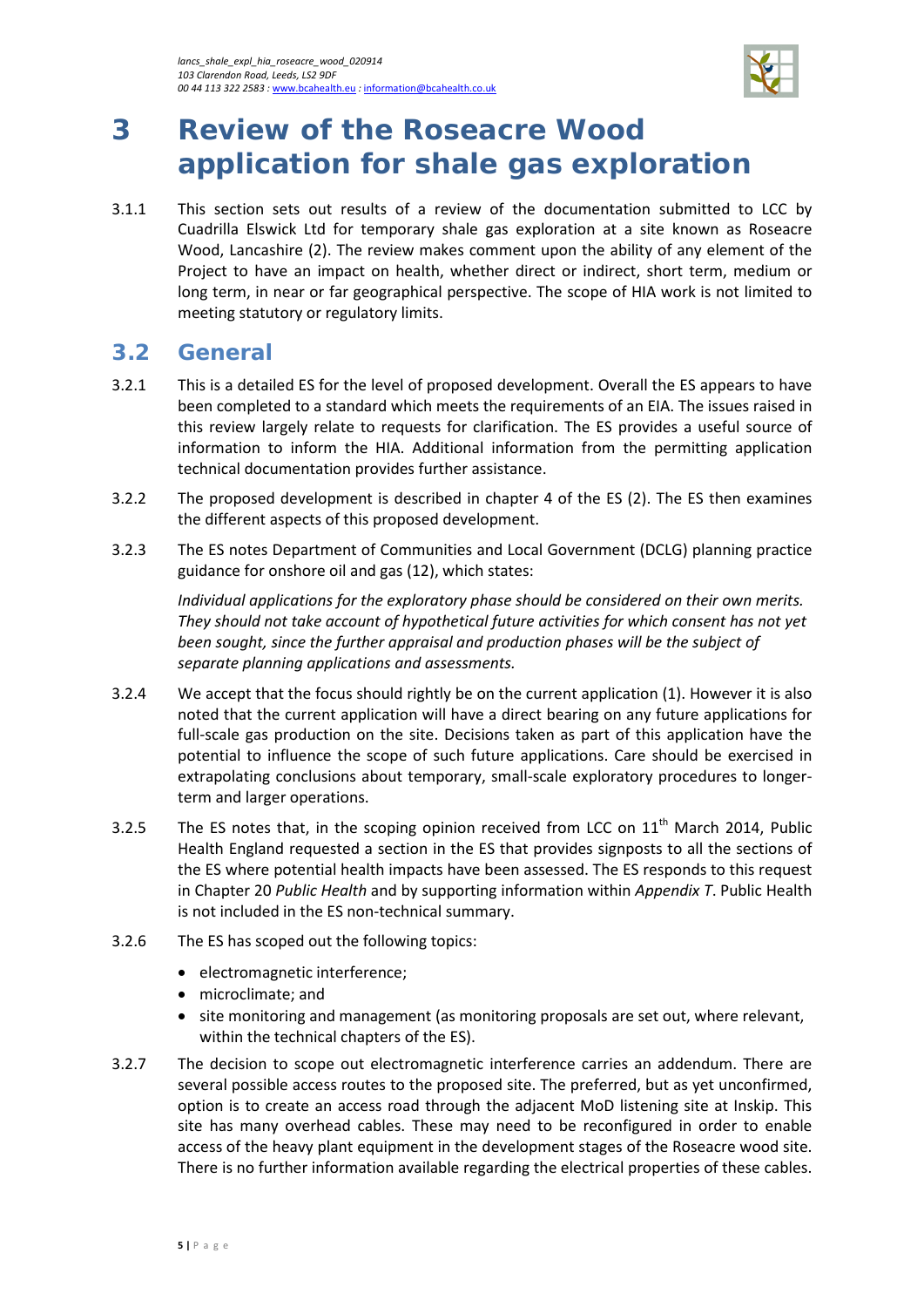# 3 Review of the Roseacre Wood application for shale gas exploration

3.1.1 This section sets out results of a review of the documentation submitted to LCC by Cuadrilla Elswick Ltd for temporary shale gas exploration at a site known as Roseacre Wood, Lancashire (2). The review makes comment upon the ability of any element of the Project to have an impact on health, whether direct or indirect, short term, medium or long term, in near or far geographical perspective. The scope of HIA work is not limited to meeting statutory or regulatory limits.

## 3.2 General

3.2.1 This is a detailed ES for the level of proposed development. Overall the ES appears to have been completed to a standard which meets the requirements of an EIA. The issues raised in this review largely relate to requests for clarification. The ES provides a useful source of information to inform the HIA. Additional information from the permitting application technical documentation provides further assistance.

3.2.2 The proposed development is described in chapter 4 of the ES (2). The ES then examines the different aspects of this proposed development.

3.2.3 The ES notes Department of Communities and Local Government (DCLG) planning practice guidance for onshore oil and gas (12), which states:

> *Individual applications for the exploratory phase should be considered on their own merits. They should not take account of hypothetical future activities for which consent has not yet been sought, since the further appraisal and production phases will be the subject of separate planning applications and assessments.*

3.2.4 We accept that the focus should rightly be on the current application (1). However it is also noted that the current application will have a direct bearing on any future applications for full-scale gas production on the site. Decisions taken as part of this application have the potential to influence the scope of such future applications. Care should be exercised in extrapolating conclusions about temporary, small-scale exploratory procedures to longer-term and larger operations.

3.2.5 The ES notes that, in the scoping opinion received from LCC on 11th March 2014, Public Health England requested a section in the ES that provides signposts to all the sections of the ES where potential health impacts have been assessed. The ES responds to this request in Chapter 20 *Public Health* and by supporting information within *Appendix T*. Public Health is not included in the ES non-technical summary.

3.2.6 The ES has scoped out the following topics:

- electromagnetic interference;
- microclimate; and
- site monitoring and management (as monitoring proposals are set out, where relevant, within the technical chapters of the ES).

3.2.7 The decision to scope out electromagnetic interference carries an addendum. There are several possible access routes to the proposed site. The preferred, but as yet unconfirmed, option is to create an access road through the adjacent MoD listening site at Inskip. This site has many overhead cables. These may need to be reconfigured in order to enable access of the heavy plant equipment in the development stages of the Roseacre wood site. There is no further information available regarding the electrical properties of these cables.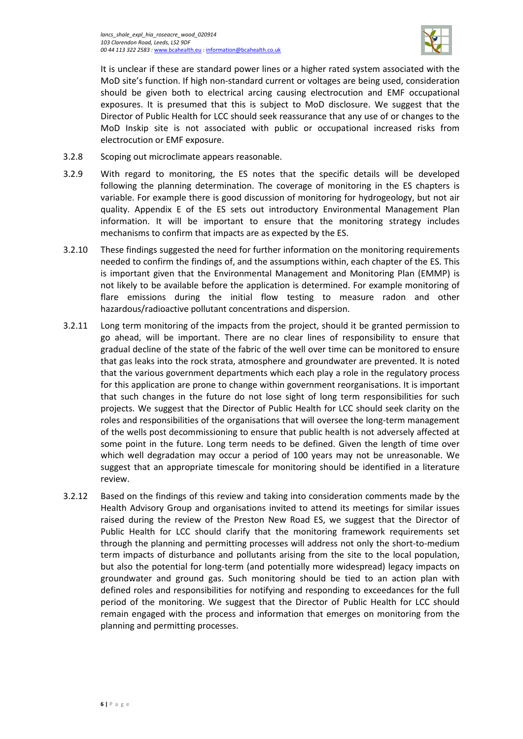It is unclear if these are standard power lines or a higher rated system associated with the MoD site's function. If high non-standard current or voltages are being used, consideration should be given both to electrical arcing causing electrocution and EMF occupational exposures. It is presumed that this is subject to MoD disclosure. We suggest that the Director of Public Health for LCC should seek reassurance that any use of or changes to the MoD Inskip site is not associated with public or occupational increased risks from electrocution or EMF exposure.

3.2.8 Scoping out microclimate appears reasonable.

3.2.9 With regard to monitoring, the ES notes that the specific details will be developed following the planning determination. The coverage of monitoring in the ES chapters is variable. For example there is good discussion of monitoring for hydrogeology, but not air quality. Appendix E of the ES sets out introductory Environmental Management Plan information. It will be important to ensure that the monitoring strategy includes mechanisms to confirm that impacts are as expected by the ES.

3.2.10 These findings suggested the need for further information on the monitoring requirements needed to confirm the findings of, and the assumptions within, each chapter of the ES. This is important given that the Environmental Management and Monitoring Plan (EMMP) is not likely to be available before the application is determined. For example monitoring of flare emissions during the initial flow testing to measure radon and other hazardous/radioactive pollutant concentrations and dispersion.

3.2.11 Long term monitoring of the impacts from the project, should it be granted permission to go ahead, will be important. There are no clear lines of responsibility to ensure that gradual decline of the state of the fabric of the well over time can be monitored to ensure that gas leaks into the rock strata, atmosphere and groundwater are prevented. It is noted that the various government departments which each play a role in the regulatory process for this application are prone to change within government reorganisations. It is important that such changes in the future do not lose sight of long term responsibilities for such projects. We suggest that the Director of Public Health for LCC should seek clarity on the roles and responsibilities of the organisations that will oversee the long-term management of the wells post decommissioning to ensure that public health is not adversely affected at some point in the future. Long term needs to be defined. Given the length of time over which well degradation may occur a period of 100 years may not be unreasonable. We suggest that an appropriate timescale for monitoring should be identified in a literature review.

3.2.12 Based on the findings of this review and taking into consideration comments made by the Health Advisory Group and organisations invited to attend its meetings for similar issues raised during the review of the Preston New Road ES, we suggest that the Director of Public Health for LCC should clarify that the monitoring framework requirements set through the planning and permitting processes will address not only the short-to-medium term impacts of disturbance and pollutants arising from the site to the local population, but also the potential for long-term (and potentially more widespread) legacy impacts on groundwater and ground gas. Such monitoring should be tied to an action plan with defined roles and responsibilities for notifying and responding to exceedances for the full period of the monitoring. We suggest that the Director of Public Health for LCC should remain engaged with the process and information that emerges on monitoring from the planning and permitting processes.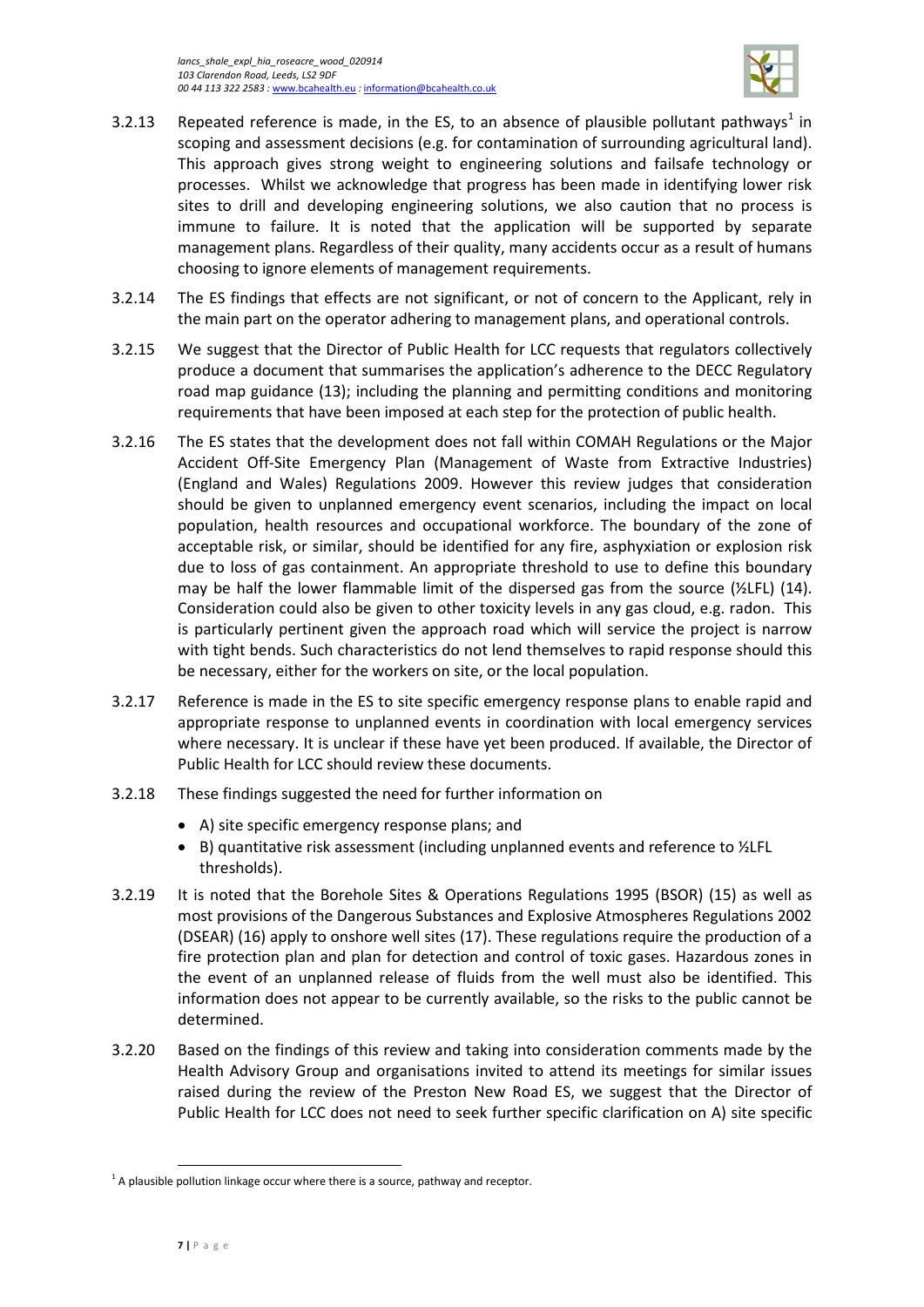3.2.13 Repeated reference is made, in the ES, to an absence of plausible pollutant pathways[1] in scoping and assessment decisions (e.g. for contamination of surrounding agricultural land). This approach gives strong weight to engineering solutions and failsafe technology or processes. Whilst we acknowledge that progress has been made in identifying lower risk sites to drill and developing engineering solutions, we also caution that no process is immune to failure. It is noted that the application will be supported by separate management plans. Regardless of their quality, many accidents occur as a result of humans choosing to ignore elements of management requirements.

3.2.14 The ES findings that effects are not significant, or not of concern to the Applicant, rely in the main part on the operator adhering to management plans, and operational controls.

3.2.15 We suggest that the Director of Public Health for LCC requests that regulators collectively produce a document that summarises the application's adherence to the DECC Regulatory road map guidance (13); including the planning and permitting conditions and monitoring requirements that have been imposed at each step for the protection of public health.

3.2.16 The ES states that the development does not fall within COMAH Regulations or the Major Accident Off-Site Emergency Plan (Management of Waste from Extractive Industries) (England and Wales) Regulations 2009. However this review judges that consideration should be given to unplanned emergency event scenarios, including the impact on local population, health resources and occupational workforce. The boundary of the zone of acceptable risk, or similar, should be identified for any fire, asphyxiation or explosion risk due to loss of gas containment. An appropriate threshold to use to define this boundary may be half the lower flammable limit of the dispersed gas from the source (½LFL) (14). Consideration could also be given to other toxicity levels in any gas cloud, e.g. radon. This is particularly pertinent given the approach road which will service the project is narrow with tight bends. Such characteristics do not lend themselves to rapid response should this be necessary, either for the workers on site, or the local population.

3.2.17 Reference is made in the ES to site specific emergency response plans to enable rapid and appropriate response to unplanned events in coordination with local emergency services where necessary. It is unclear if these have yet been produced. If available, the Director of Public Health for LCC should review these documents.

3.2.18 These findings suggested the need for further information on

- A) site specific emergency response plans; and
- B) quantitative risk assessment (including unplanned events and reference to ½LFL thresholds).

3.2.19 It is noted that the Borehole Sites & Operations Regulations 1995 (BSOR) (15) as well as most provisions of the Dangerous Substances and Explosive Atmospheres Regulations 2002 (DSEAR) (16) apply to onshore well sites (17). These regulations require the production of a fire protection plan and plan for detection and control of toxic gases. Hazardous zones in the event of an unplanned release of fluids from the well must also be identified. This information does not appear to be currently available, so the risks to the public cannot be determined.

3.2.20 Based on the findings of this review and taking into consideration comments made by the Health Advisory Group and organisations invited to attend its meetings for similar issues raised during the review of the Preston New Road ES, we suggest that the Director of Public Health for LCC does not need to seek further specific clarification on A) site specific

[1] A plausible pollution linkage occur where there is a source, pathway and receptor.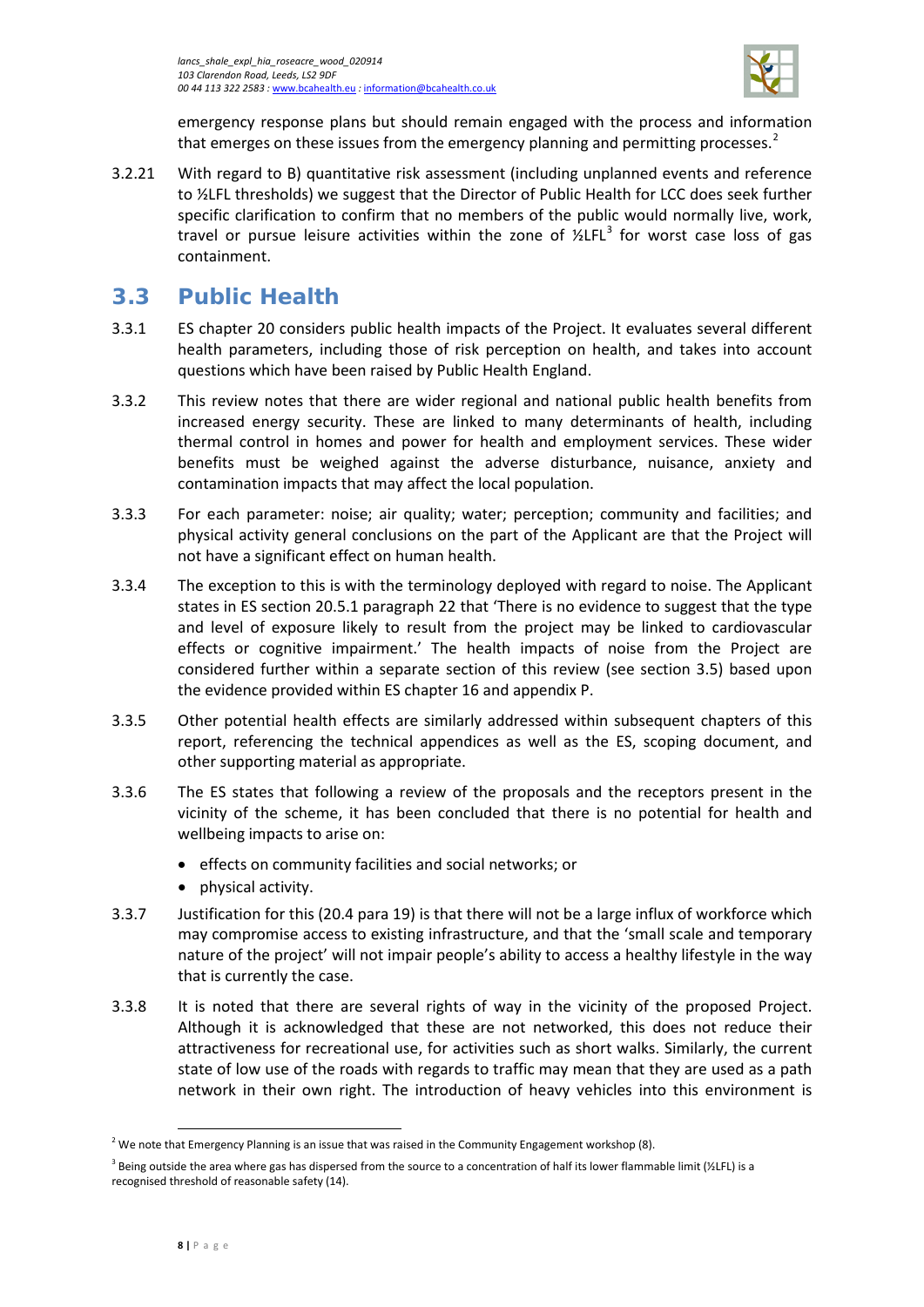emergency response plans but should remain engaged with the process and information that emerges on these issues from the emergency planning and permitting processes.[2]

3.2.21 With regard to B) quantitative risk assessment (including unplanned events and reference to ½LFL thresholds) we suggest that the Director of Public Health for LCC does seek further specific clarification to confirm that no members of the public would normally live, work, travel or pursue leisure activities within the zone of ½LFL[3] for worst case loss of gas containment.

## 3.3 Public Health

3.3.1 ES chapter 20 considers public health impacts of the Project. It evaluates several different health parameters, including those of risk perception on health, and takes into account questions which have been raised by Public Health England.

3.3.2 This review notes that there are wider regional and national public health benefits from increased energy security. These are linked to many determinants of health, including thermal control in homes and power for health and employment services. These wider benefits must be weighed against the adverse disturbance, nuisance, anxiety and contamination impacts that may affect the local population.

3.3.3 For each parameter: noise; air quality; water; perception; community and facilities; and physical activity general conclusions on the part of the Applicant are that the Project will not have a significant effect on human health.

3.3.4 The exception to this is with the terminology deployed with regard to noise. The Applicant states in ES section 20.5.1 paragraph 22 that 'There is no evidence to suggest that the type and level of exposure likely to result from the project may be linked to cardiovascular effects or cognitive impairment.' The health impacts of noise from the Project are considered further within a separate section of this review (see section 3.5) based upon the evidence provided within ES chapter 16 and appendix P.

3.3.5 Other potential health effects are similarly addressed within subsequent chapters of this report, referencing the technical appendices as well as the ES, scoping document, and other supporting material as appropriate.

3.3.6 The ES states that following a review of the proposals and the receptors present in the vicinity of the scheme, it has been concluded that there is no potential for health and wellbeing impacts to arise on:

- effects on community facilities and social networks; or
- physical activity.

3.3.7 Justification for this (20.4 para 19) is that there will not be a large influx of workforce which may compromise access to existing infrastructure, and that the 'small scale and temporary nature of the project' will not impair people's ability to access a healthy lifestyle in the way that is currently the case.

3.3.8 It is noted that there are several rights of way in the vicinity of the proposed Project. Although it is acknowledged that these are not networked, this does not reduce their attractiveness for recreational use, for activities such as short walks. Similarly, the current state of low use of the roads with regards to traffic may mean that they are used as a path network in their own right. The introduction of heavy vehicles into this environment is

---

[2] We note that Emergency Planning is an issue that was raised in the Community Engagement workshop (8).

[3] Being outside the area where gas has dispersed from the source to a concentration of half its lower flammable limit (½LFL) is a recognised threshold of reasonable safety (14).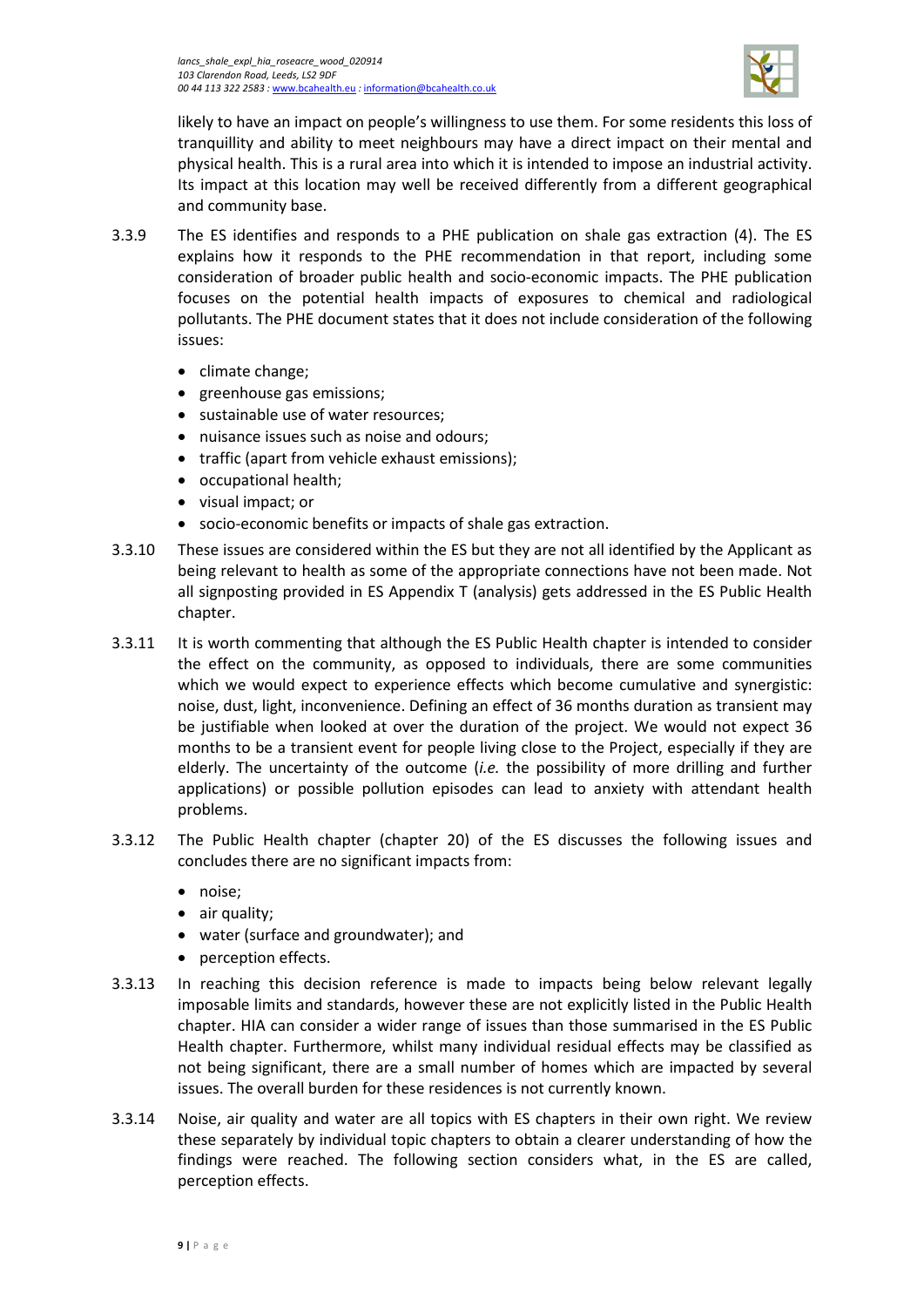likely to have an impact on people's willingness to use them. For some residents this loss of tranquillity and ability to meet neighbours may have a direct impact on their mental and physical health. This is a rural area into which it is intended to impose an industrial activity. Its impact at this location may well be received differently from a different geographical and community base.

3.3.9 The ES identifies and responds to a PHE publication on shale gas extraction (4). The ES explains how it responds to the PHE recommendation in that report, including some consideration of broader public health and socio-economic impacts. The PHE publication focuses on the potential health impacts of exposures to chemical and radiological pollutants. The PHE document states that it does not include consideration of the following issues:

- climate change;
- greenhouse gas emissions;
- sustainable use of water resources;
- nuisance issues such as noise and odours;
- traffic (apart from vehicle exhaust emissions);
- occupational health;
- visual impact; or
- socio-economic benefits or impacts of shale gas extraction.

3.3.10 These issues are considered within the ES but they are not all identified by the Applicant as being relevant to health as some of the appropriate connections have not been made. Not all signposting provided in ES Appendix T (analysis) gets addressed in the ES Public Health chapter.

3.3.11 It is worth commenting that although the ES Public Health chapter is intended to consider the effect on the community, as opposed to individuals, there are some communities which we would expect to experience effects which become cumulative and synergistic: noise, dust, light, inconvenience. Defining an effect of 36 months duration as transient may be justifiable when looked at over the duration of the project. We would not expect 36 months to be a transient event for people living close to the Project, especially if they are elderly. The uncertainty of the outcome (*i.e.* the possibility of more drilling and further applications) or possible pollution episodes can lead to anxiety with attendant health problems.

3.3.12 The Public Health chapter (chapter 20) of the ES discusses the following issues and concludes there are no significant impacts from:

- noise;
- air quality;
- water (surface and groundwater); and
- perception effects.

3.3.13 In reaching this decision reference is made to impacts being below relevant legally imposable limits and standards, however these are not explicitly listed in the Public Health chapter. HIA can consider a wider range of issues than those summarised in the ES Public Health chapter. Furthermore, whilst many individual residual effects may be classified as not being significant, there are a small number of homes which are impacted by several issues. The overall burden for these residences is not currently known.

3.3.14 Noise, air quality and water are all topics with ES chapters in their own right. We review these separately by individual topic chapters to obtain a clearer understanding of how the findings were reached. The following section considers what, in the ES are called, perception effects.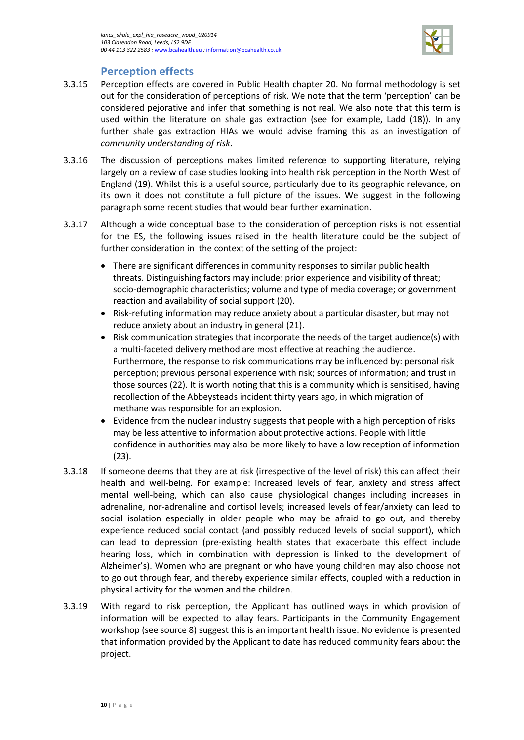## Perception effects

3.3.15 Perception effects are covered in Public Health chapter 20. No formal methodology is set out for the consideration of perceptions of risk. We note that the term 'perception' can be considered pejorative and infer that something is not real. We also note that this term is used within the literature on shale gas extraction (see for example, Ladd (18)). In any further shale gas extraction HIAs we would advise framing this as an investigation of *community understanding of risk*.

3.3.16 The discussion of perceptions makes limited reference to supporting literature, relying largely on a review of case studies looking into health risk perception in the North West of England (19). Whilst this is a useful source, particularly due to its geographic relevance, on its own it does not constitute a full picture of the issues. We suggest in the following paragraph some recent studies that would bear further examination.

3.3.17 Although a wide conceptual base to the consideration of perception risks is not essential for the ES, the following issues raised in the health literature could be the subject of further consideration in the context of the setting of the project:

- There are significant differences in community responses to similar public health threats. Distinguishing factors may include: prior experience and visibility of threat; socio-demographic characteristics; volume and type of media coverage; or government reaction and availability of social support (20).
- Risk-refuting information may reduce anxiety about a particular disaster, but may not reduce anxiety about an industry in general (21).
- Risk communication strategies that incorporate the needs of the target audience(s) with a multi-faceted delivery method are most effective at reaching the audience. Furthermore, the response to risk communications may be influenced by: personal risk perception; previous personal experience with risk; sources of information; and trust in those sources (22). It is worth noting that this is a community which is sensitised, having recollection of the Abbeysteads incident thirty years ago, in which migration of methane was responsible for an explosion.
- Evidence from the nuclear industry suggests that people with a high perception of risks may be less attentive to information about protective actions. People with little confidence in authorities may also be more likely to have a low reception of information (23).

3.3.18 If someone deems that they are at risk (irrespective of the level of risk) this can affect their health and well-being. For example: increased levels of fear, anxiety and stress affect mental well-being, which can also cause physiological changes including increases in adrenaline, nor-adrenaline and cortisol levels; increased levels of fear/anxiety can lead to social isolation especially in older people who may be afraid to go out, and thereby experience reduced social contact (and possibly reduced levels of social support), which can lead to depression (pre-existing health states that exacerbate this effect include hearing loss, which in combination with depression is linked to the development of Alzheimer's). Women who are pregnant or who have young children may also choose not to go out through fear, and thereby experience similar effects, coupled with a reduction in physical activity for the women and the children.

3.3.19 With regard to risk perception, the Applicant has outlined ways in which provision of information will be expected to allay fears. Participants in the Community Engagement workshop (see source 8) suggest this is an important health issue. No evidence is presented that information provided by the Applicant to date has reduced community fears about the project.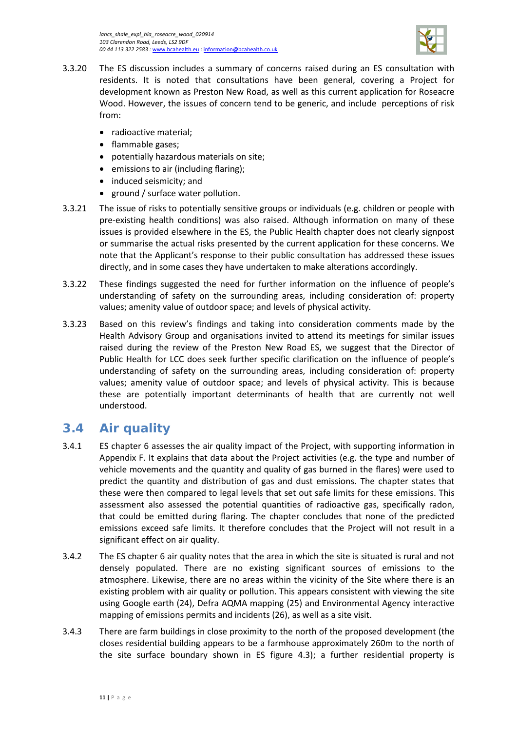3.3.20 The ES discussion includes a summary of concerns raised during an ES consultation with residents. It is noted that consultations have been general, covering a Project for development known as Preston New Road, as well as this current application for Roseacre Wood. However, the issues of concern tend to be generic, and include perceptions of risk from:

- radioactive material;
- flammable gases;
- potentially hazardous materials on site;
- emissions to air (including flaring);
- induced seismicity; and
- ground / surface water pollution.

3.3.21 The issue of risks to potentially sensitive groups or individuals (e.g. children or people with pre-existing health conditions) was also raised. Although information on many of these issues is provided elsewhere in the ES, the Public Health chapter does not clearly signpost or summarise the actual risks presented by the current application for these concerns. We note that the Applicant's response to their public consultation has addressed these issues directly, and in some cases they have undertaken to make alterations accordingly.

3.3.22 These findings suggested the need for further information on the influence of people's understanding of safety on the surrounding areas, including consideration of: property values; amenity value of outdoor space; and levels of physical activity.

3.3.23 Based on this review's findings and taking into consideration comments made by the Health Advisory Group and organisations invited to attend its meetings for similar issues raised during the review of the Preston New Road ES, we suggest that the Director of Public Health for LCC does seek further specific clarification on the influence of people's understanding of safety on the surrounding areas, including consideration of: property values; amenity value of outdoor space; and levels of physical activity. This is because these are potentially important determinants of health that are currently not well understood.

## 3.4 Air quality

3.4.1 ES chapter 6 assesses the air quality impact of the Project, with supporting information in Appendix F. It explains that data about the Project activities (e.g. the type and number of vehicle movements and the quantity and quality of gas burned in the flares) were used to predict the quantity and distribution of gas and dust emissions. The chapter states that these were then compared to legal levels that set out safe limits for these emissions. This assessment also assessed the potential quantities of radioactive gas, specifically radon, that could be emitted during flaring. The chapter concludes that none of the predicted emissions exceed safe limits. It therefore concludes that the Project will not result in a significant effect on air quality.

3.4.2 The ES chapter 6 air quality notes that the area in which the site is situated is rural and not densely populated. There are no existing significant sources of emissions to the atmosphere. Likewise, there are no areas within the vicinity of the Site where there is an existing problem with air quality or pollution. This appears consistent with viewing the site using Google earth (24), Defra AQMA mapping (25) and Environmental Agency interactive mapping of emissions permits and incidents (26), as well as a site visit.

3.4.3 There are farm buildings in close proximity to the north of the proposed development (the closes residential building appears to be a farmhouse approximately 260m to the north of the site surface boundary shown in ES figure 4.3); a further residential property is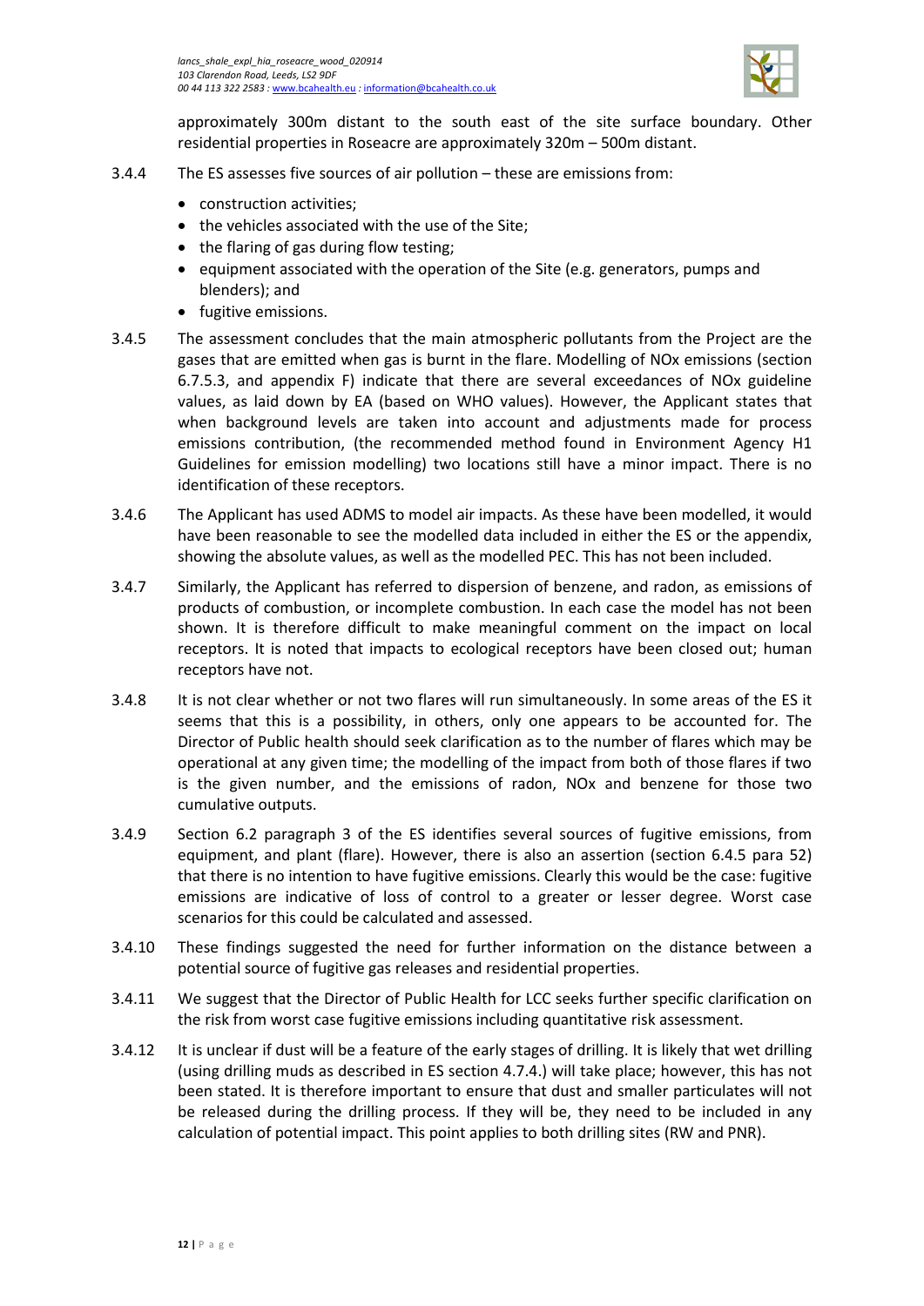approximately 300m distant to the south east of the site surface boundary. Other residential properties in Roseacre are approximately 320m – 500m distant.

3.4.4 The ES assesses five sources of air pollution – these are emissions from:

- construction activities;
- the vehicles associated with the use of the Site;
- the flaring of gas during flow testing;
- equipment associated with the operation of the Site (e.g. generators, pumps and blenders); and
- fugitive emissions.

3.4.5 The assessment concludes that the main atmospheric pollutants from the Project are the gases that are emitted when gas is burnt in the flare. Modelling of NOx emissions (section 6.7.5.3, and appendix F) indicate that there are several exceedances of NOx guideline values, as laid down by EA (based on WHO values). However, the Applicant states that when background levels are taken into account and adjustments made for process emissions contribution, (the recommended method found in Environment Agency H1 Guidelines for emission modelling) two locations still have a minor impact. There is no identification of these receptors.

3.4.6 The Applicant has used ADMS to model air impacts. As these have been modelled, it would have been reasonable to see the modelled data included in either the ES or the appendix, showing the absolute values, as well as the modelled PEC. This has not been included.

3.4.7 Similarly, the Applicant has referred to dispersion of benzene, and radon, as emissions of products of combustion, or incomplete combustion. In each case the model has not been shown. It is therefore difficult to make meaningful comment on the impact on local receptors. It is noted that impacts to ecological receptors have been closed out; human receptors have not.

3.4.8 It is not clear whether or not two flares will run simultaneously. In some areas of the ES it seems that this is a possibility, in others, only one appears to be accounted for. The Director of Public health should seek clarification as to the number of flares which may be operational at any given time; the modelling of the impact from both of those flares if two is the given number, and the emissions of radon, NOx and benzene for those two cumulative outputs.

3.4.9 Section 6.2 paragraph 3 of the ES identifies several sources of fugitive emissions, from equipment, and plant (flare). However, there is also an assertion (section 6.4.5 para 52) that there is no intention to have fugitive emissions. Clearly this would be the case: fugitive emissions are indicative of loss of control to a greater or lesser degree. Worst case scenarios for this could be calculated and assessed.

3.4.10 These findings suggested the need for further information on the distance between a potential source of fugitive gas releases and residential properties.

3.4.11 We suggest that the Director of Public Health for LCC seeks further specific clarification on the risk from worst case fugitive emissions including quantitative risk assessment.

3.4.12 It is unclear if dust will be a feature of the early stages of drilling. It is likely that wet drilling (using drilling muds as described in ES section 4.7.4.) will take place; however, this has not been stated. It is therefore important to ensure that dust and smaller particulates will not be released during the drilling process. If they will be, they need to be included in any calculation of potential impact. This point applies to both drilling sites (RW and PNR).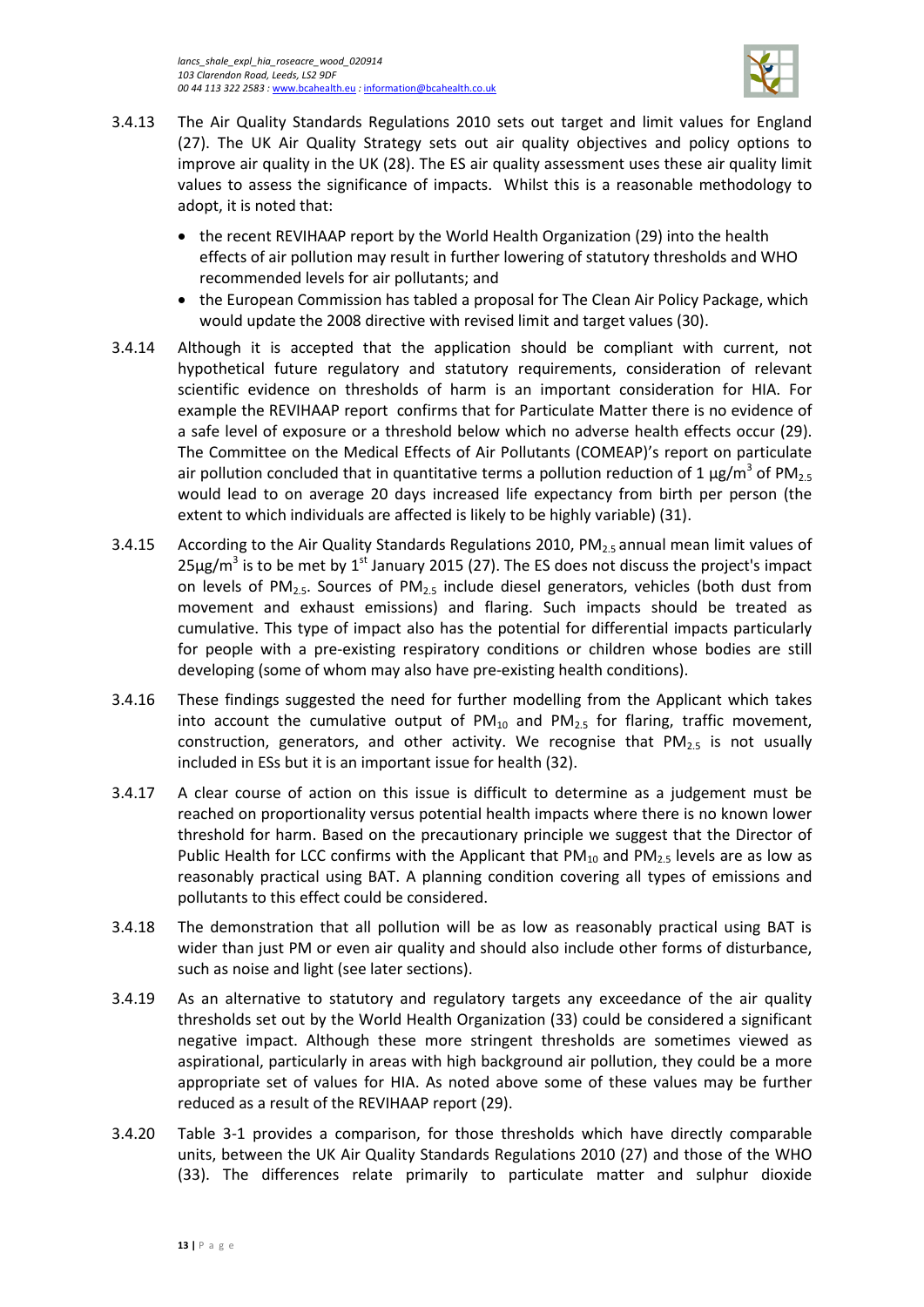3.4.13 The Air Quality Standards Regulations 2010 sets out target and limit values for England (27). The UK Air Quality Strategy sets out air quality objectives and policy options to improve air quality in the UK (28). The ES air quality assessment uses these air quality limit values to assess the significance of impacts. Whilst this is a reasonable methodology to adopt, it is noted that:

- the recent REVIHAAP report by the World Health Organization (29) into the health effects of air pollution may result in further lowering of statutory thresholds and WHO recommended levels for air pollutants; and
- the European Commission has tabled a proposal for The Clean Air Policy Package, which would update the 2008 directive with revised limit and target values (30).

3.4.14 Although it is accepted that the application should be compliant with current, not hypothetical future regulatory and statutory requirements, consideration of relevant scientific evidence on thresholds of harm is an important consideration for HIA. For example the REVIHAAP report confirms that for Particulate Matter there is no evidence of a safe level of exposure or a threshold below which no adverse health effects occur (29). The Committee on the Medical Effects of Air Pollutants (COMEAP)'s report on particulate air pollution concluded that in quantitative terms a pollution reduction of 1 $\mu g/m^3$ of $PM_{2.5}$ would lead to on average 20 days increased life expectancy from birth per person (the extent to which individuals are affected is likely to be highly variable) (31).

3.4.15 According to the Air Quality Standards Regulations 2010, $PM_{2.5}$ annual mean limit values of $25\mu g/m^3$ is to be met by 1st January 2015 (27). The ES does not discuss the project's impact on levels of $PM_{2.5}$. Sources of $PM_{2.5}$ include diesel generators, vehicles (both dust from movement and exhaust emissions) and flaring. Such impacts should be treated as cumulative. This type of impact also has the potential for differential impacts particularly for people with a pre-existing respiratory conditions or children whose bodies are still developing (some of whom may also have pre-existing health conditions).

3.4.16 These findings suggested the need for further modelling from the Applicant which takes into account the cumulative output of $PM_{10}$ and $PM_{2.5}$ for flaring, traffic movement, construction, generators, and other activity. We recognise that $PM_{2.5}$ is not usually included in ESs but it is an important issue for health (32).

3.4.17 A clear course of action on this issue is difficult to determine as a judgement must be reached on proportionality versus potential health impacts where there is no known lower threshold for harm. Based on the precautionary principle we suggest that the Director of Public Health for LCC confirms with the Applicant that $PM_{10}$ and $PM_{2.5}$ levels are as low as reasonably practical using BAT. A planning condition covering all types of emissions and pollutants to this effect could be considered.

3.4.18 The demonstration that all pollution will be as low as reasonably practical using BAT is wider than just PM or even air quality and should also include other forms of disturbance, such as noise and light (see later sections).

3.4.19 As an alternative to statutory and regulatory targets any exceedance of the air quality thresholds set out by the World Health Organization (33) could be considered a significant negative impact. Although these more stringent thresholds are sometimes viewed as aspirational, particularly in areas with high background air pollution, they could be a more appropriate set of values for HIA. As noted above some of these values may be further reduced as a result of the REVIHAAP report (29).

3.4.20 Table 3-1 provides a comparison, for those thresholds which have directly comparable units, between the UK Air Quality Standards Regulations 2010 (27) and those of the WHO (33). The differences relate primarily to particulate matter and sulphur dioxide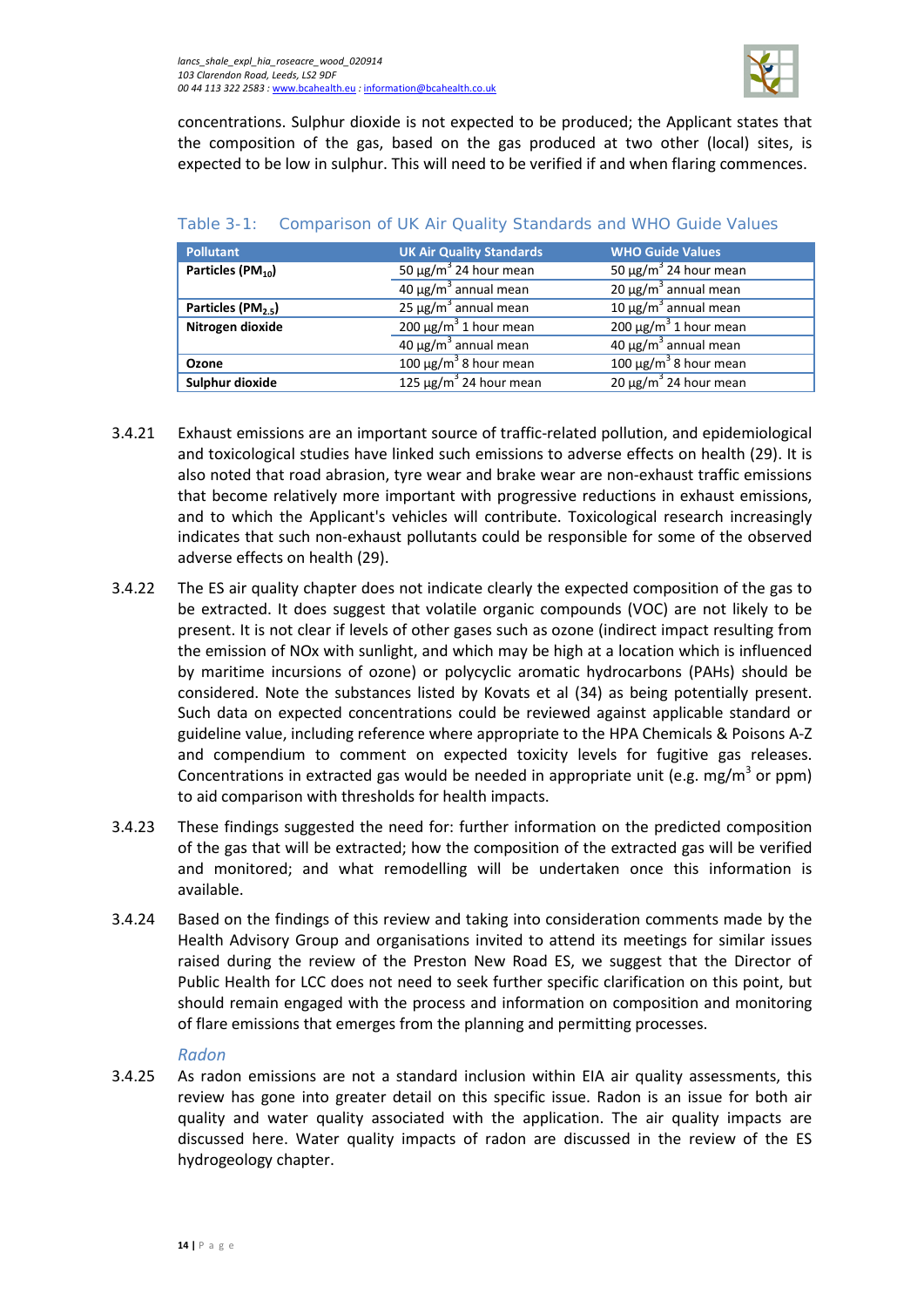concentrations. Sulphur dioxide is not expected to be produced; the Applicant states that the composition of the gas, based on the gas produced at two other (local) sites, is expected to be low in sulphur. This will need to be verified if and when flaring commences.

Table 3-1: Comparison of UK Air Quality Standards and WHO Guide Values

| Pollutant | UK Air Quality Standards | WHO Guide Values |
|---|---|---|
| **Particles ($PM_{10}$)** | 50 μg/m$^3$ 24 hour mean | 50 μg/m$^3$ 24 hour mean |
| | 40 μg/m$^3$ annual mean | 20 μg/m$^3$ annual mean |
| **Particles ($PM_{2.5}$)** | 25 μg/m$^3$ annual mean | 10 μg/m$^3$ annual mean |
| **Nitrogen dioxide** | 200 μg/m$^3$ 1 hour mean | 200 μg/m$^3$ 1 hour mean |
| | 40 μg/m$^3$ annual mean | 40 μg/m$^3$ annual mean |
| **Ozone** | 100 μg/m$^3$ 8 hour mean | 100 μg/m$^3$ 8 hour mean |
| **Sulphur dioxide** | 125 μg/m$^3$ 24 hour mean | 20 μg/m$^3$ 24 hour mean |

3.4.21 Exhaust emissions are an important source of traffic-related pollution, and epidemiological and toxicological studies have linked such emissions to adverse effects on health (29). It is also noted that road abrasion, tyre wear and brake wear are non-exhaust traffic emissions that become relatively more important with progressive reductions in exhaust emissions, and to which the Applicant's vehicles will contribute. Toxicological research increasingly indicates that such non-exhaust pollutants could be responsible for some of the observed adverse effects on health (29).

3.4.22 The ES air quality chapter does not indicate clearly the expected composition of the gas to be extracted. It does suggest that volatile organic compounds (VOC) are not likely to be present. It is not clear if levels of other gases such as ozone (indirect impact resulting from the emission of NOx with sunlight, and which may be high at a location which is influenced by maritime incursions of ozone) or polycyclic aromatic hydrocarbons (PAHs) should be considered. Note the substances listed by Kovats et al (34) as being potentially present. Such data on expected concentrations could be reviewed against applicable standard or guideline value, including reference where appropriate to the HPA Chemicals & Poisons A-Z and compendium to comment on expected toxicity levels for fugitive gas releases. Concentrations in extracted gas would be needed in appropriate unit (e.g. mg/m$^3$ or ppm) to aid comparison with thresholds for health impacts.

3.4.23 These findings suggested the need for: further information on the predicted composition of the gas that will be extracted; how the composition of the extracted gas will be verified and monitored; and what remodelling will be undertaken once this information is available.

3.4.24 Based on the findings of this review and taking into consideration comments made by the Health Advisory Group and organisations invited to attend its meetings for similar issues raised during the review of the Preston New Road ES, we suggest that the Director of Public Health for LCC does not need to seek further specific clarification on this point, but should remain engaged with the process and information on composition and monitoring of flare emissions that emerges from the planning and permitting processes.

### *Radon*

3.4.25 As radon emissions are not a standard inclusion within EIA air quality assessments, this review has gone into greater detail on this specific issue. Radon is an issue for both air quality and water quality associated with the application. The air quality impacts are discussed here. Water quality impacts of radon are discussed in the review of the ES hydrogeology chapter.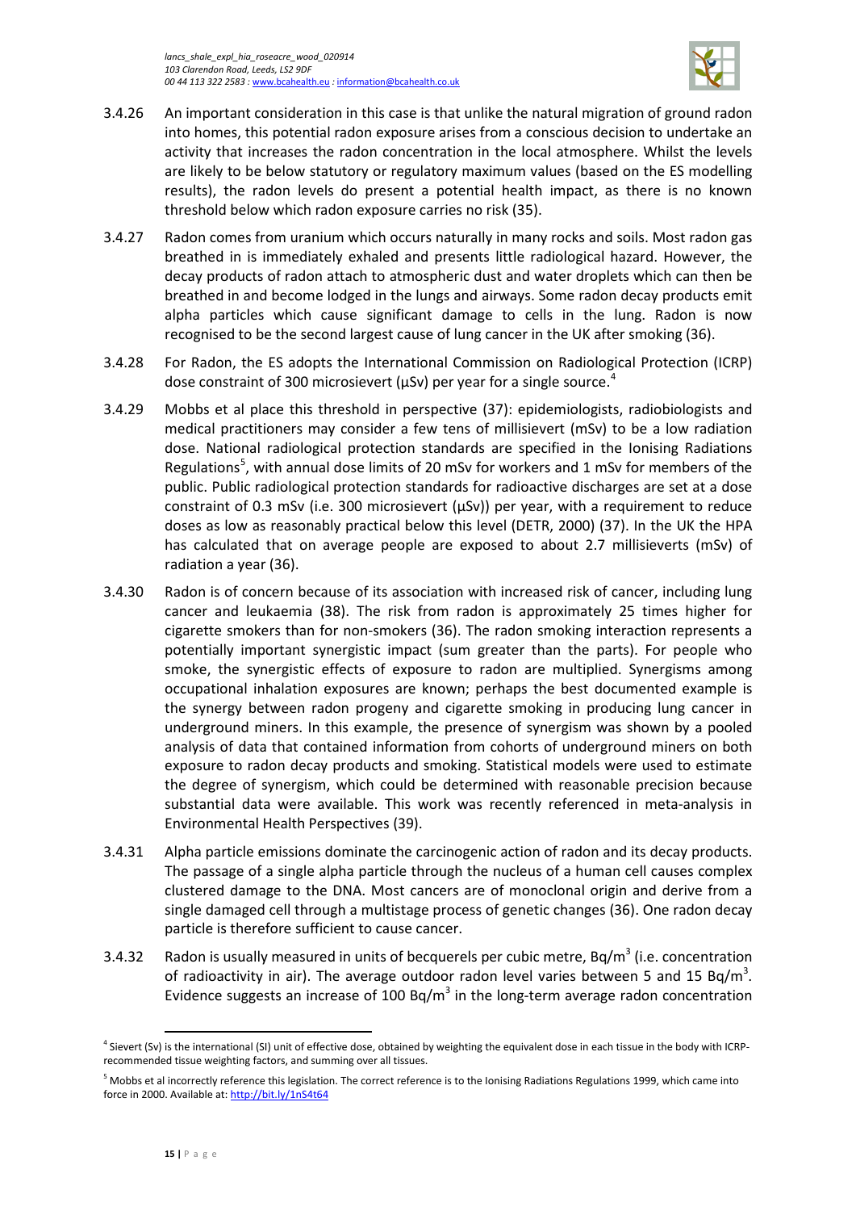3.4.26 An important consideration in this case is that unlike the natural migration of ground radon into homes, this potential radon exposure arises from a conscious decision to undertake an activity that increases the radon concentration in the local atmosphere. Whilst the levels are likely to be below statutory or regulatory maximum values (based on the ES modelling results), the radon levels do present a potential health impact, as there is no known threshold below which radon exposure carries no risk (35).

3.4.27 Radon comes from uranium which occurs naturally in many rocks and soils. Most radon gas breathed in is immediately exhaled and presents little radiological hazard. However, the decay products of radon attach to atmospheric dust and water droplets which can then be breathed in and become lodged in the lungs and airways. Some radon decay products emit alpha particles which cause significant damage to cells in the lung. Radon is now recognised to be the second largest cause of lung cancer in the UK after smoking (36).

3.4.28 For Radon, the ES adopts the International Commission on Radiological Protection (ICRP) dose constraint of 300 microsievert (μSv) per year for a single source.[4]

3.4.29 Mobbs et al place this threshold in perspective (37): epidemiologists, radiobiologists and medical practitioners may consider a few tens of millisievert (mSv) to be a low radiation dose. National radiological protection standards are specified in the Ionising Radiations Regulations[5], with annual dose limits of 20 mSv for workers and 1 mSv for members of the public. Public radiological protection standards for radioactive discharges are set at a dose constraint of 0.3 mSv (i.e. 300 microsievert (μSv)) per year, with a requirement to reduce doses as low as reasonably practical below this level (DETR, 2000) (37). In the UK the HPA has calculated that on average people are exposed to about 2.7 millisieverts (mSv) of radiation a year (36).

3.4.30 Radon is of concern because of its association with increased risk of cancer, including lung cancer and leukaemia (38). The risk from radon is approximately 25 times higher for cigarette smokers than for non-smokers (36). The radon smoking interaction represents a potentially important synergistic impact (sum greater than the parts). For people who smoke, the synergistic effects of exposure to radon are multiplied. Synergisms among occupational inhalation exposures are known; perhaps the best documented example is the synergy between radon progeny and cigarette smoking in producing lung cancer in underground miners. In this example, the presence of synergism was shown by a pooled analysis of data that contained information from cohorts of underground miners on both exposure to radon decay products and smoking. Statistical models were used to estimate the degree of synergism, which could be determined with reasonable precision because substantial data were available. This work was recently referenced in meta-analysis in Environmental Health Perspectives (39).

3.4.31 Alpha particle emissions dominate the carcinogenic action of radon and its decay products. The passage of a single alpha particle through the nucleus of a human cell causes complex clustered damage to the DNA. Most cancers are of monoclonal origin and derive from a single damaged cell through a multistage process of genetic changes (36). One radon decay particle is therefore sufficient to cause cancer.

3.4.32 Radon is usually measured in units of becquerels per cubic metre, $Bq/m^3$ (i.e. concentration of radioactivity in air). The average outdoor radon level varies between 5 and 15 $Bq/m^3$. Evidence suggests an increase of 100 $Bq/m^3$ in the long-term average radon concentration

---

[4] Sievert (Sv) is the international (SI) unit of effective dose, obtained by weighting the equivalent dose in each tissue in the body with ICRP-recommended tissue weighting factors, and summing over all tissues.

[5] Mobbs et al incorrectly reference this legislation. The correct reference is to the Ionising Radiations Regulations 1999, which came into force in 2000. Available at: http://bit.ly/1nS4t64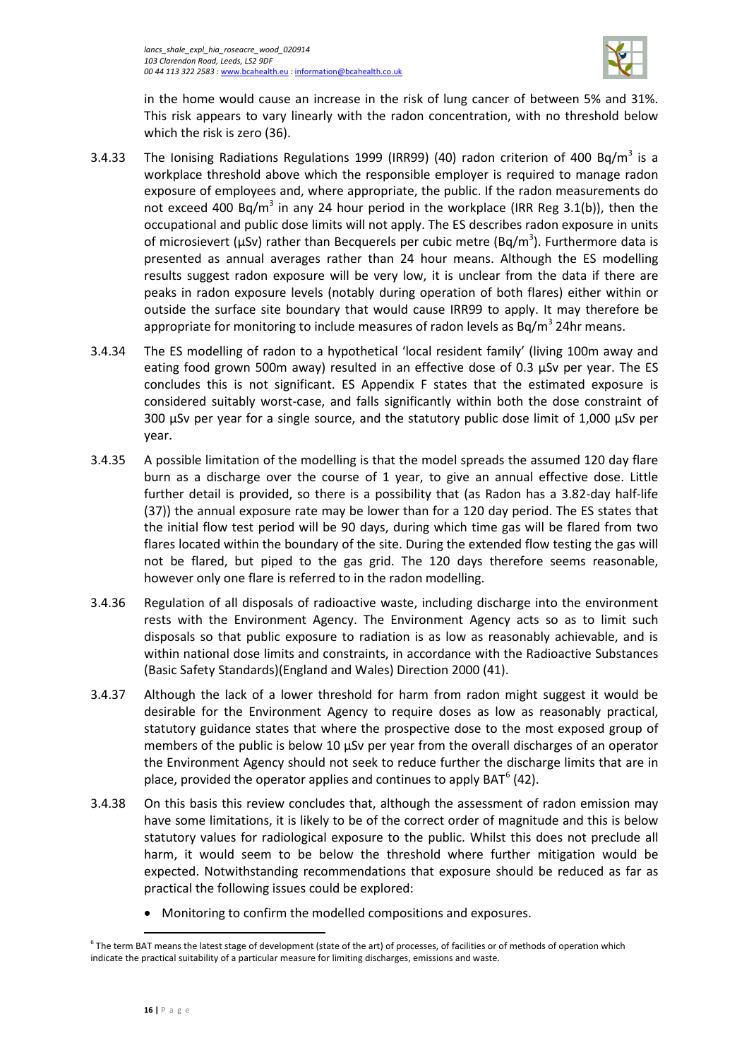in the home would cause an increase in the risk of lung cancer of between 5% and 31%. This risk appears to vary linearly with the radon concentration, with no threshold below which the risk is zero (36).

3.4.33 The Ionising Radiations Regulations 1999 (IRR99) (40) radon criterion of 400 Bq/m$^3$ is a workplace threshold above which the responsible employer is required to manage radon exposure of employees and, where appropriate, the public. If the radon measurements do not exceed 400 Bq/m$^3$ in any 24 hour period in the workplace (IRR Reg 3.1(b)), then the occupational and public dose limits will not apply. The ES describes radon exposure in units of microsievert (µSv) rather than Becquerels per cubic metre (Bq/m$^3$). Furthermore data is presented as annual averages rather than 24 hour means. Although the ES modelling results suggest radon exposure will be very low, it is unclear from the data if there are peaks in radon exposure levels (notably during operation of both flares) either within or outside the surface site boundary that would cause IRR99 to apply. It may therefore be appropriate for monitoring to include measures of radon levels as Bq/m$^3$ 24hr means.

3.4.34 The ES modelling of radon to a hypothetical 'local resident family' (living 100m away and eating food grown 500m away) resulted in an effective dose of 0.3 µSv per year. The ES concludes this is not significant. ES Appendix F states that the estimated exposure is considered suitably worst-case, and falls significantly within both the dose constraint of 300 µSv per year for a single source, and the statutory public dose limit of 1,000 µSv per year.

3.4.35 A possible limitation of the modelling is that the model spreads the assumed 120 day flare burn as a discharge over the course of 1 year, to give an annual effective dose. Little further detail is provided, so there is a possibility that (as Radon has a 3.82-day half-life (37)) the annual exposure rate may be lower than for a 120 day period. The ES states that the initial flow test period will be 90 days, during which time gas will be flared from two flares located within the boundary of the site. During the extended flow testing the gas will not be flared, but piped to the gas grid. The 120 days therefore seems reasonable, however only one flare is referred to in the radon modelling.

3.4.36 Regulation of all disposals of radioactive waste, including discharge into the environment rests with the Environment Agency. The Environment Agency acts so as to limit such disposals so that public exposure to radiation is as low as reasonably achievable, and is within national dose limits and constraints, in accordance with the Radioactive Substances (Basic Safety Standards)(England and Wales) Direction 2000 (41).

3.4.37 Although the lack of a lower threshold for harm from radon might suggest it would be desirable for the Environment Agency to require doses as low as reasonably practical, statutory guidance states that where the prospective dose to the most exposed group of members of the public is below 10 µSv per year from the overall discharges of an operator the Environment Agency should not seek to reduce further the discharge limits that are in place, provided the operator applies and continues to apply BAT[6] (42).

3.4.38 On this basis this review concludes that, although the assessment of radon emission may have some limitations, it is likely to be of the correct order of magnitude and this is below statutory values for radiological exposure to the public. Whilst this does not preclude all harm, it would seem to be below the threshold where further mitigation would be expected. Notwithstanding recommendations that exposure should be reduced as far as practical the following issues could be explored:

- Monitoring to confirm the modelled compositions and exposures.

[6] The term BAT means the latest stage of development (state of the art) of processes, of facilities or of methods of operation which indicate the practical suitability of a particular measure for limiting discharges, emissions and waste.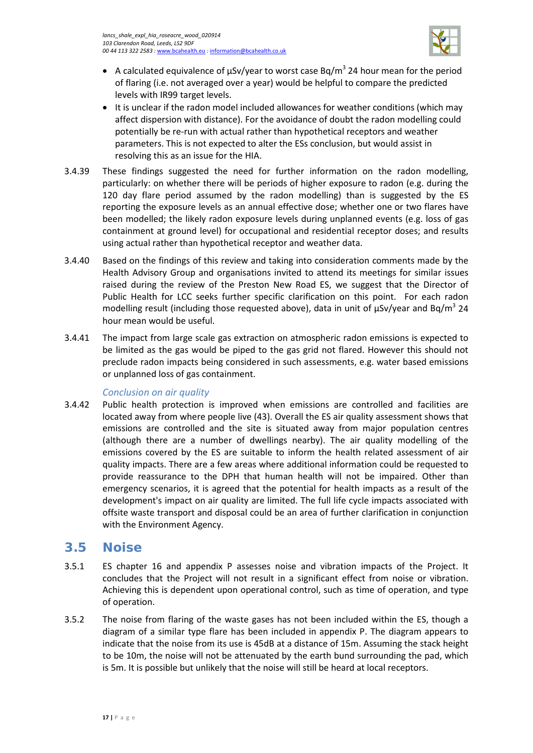- A calculated equivalence of µSv/year to worst case Bq/m$^3$ 24 hour mean for the period of flaring (i.e. not averaged over a year) would be helpful to compare the predicted levels with IR99 target levels.
- It is unclear if the radon model included allowances for weather conditions (which may affect dispersion with distance). For the avoidance of doubt the radon modelling could potentially be re-run with actual rather than hypothetical receptors and weather parameters. This is not expected to alter the ESs conclusion, but would assist in resolving this as an issue for the HIA.

3.4.39 These findings suggested the need for further information on the radon modelling, particularly: on whether there will be periods of higher exposure to radon (e.g. during the 120 day flare period assumed by the radon modelling) than is suggested by the ES reporting the exposure levels as an annual effective dose; whether one or two flares have been modelled; the likely radon exposure levels during unplanned events (e.g. loss of gas containment at ground level) for occupational and residential receptor doses; and results using actual rather than hypothetical receptor and weather data.

3.4.40 Based on the findings of this review and taking into consideration comments made by the Health Advisory Group and organisations invited to attend its meetings for similar issues raised during the review of the Preston New Road ES, we suggest that the Director of Public Health for LCC seeks further specific clarification on this point. For each radon modelling result (including those requested above), data in unit of µSv/year and Bq/m$^3$ 24 hour mean would be useful.

3.4.41 The impact from large scale gas extraction on atmospheric radon emissions is expected to be limited as the gas would be piped to the gas grid not flared. However this should not preclude radon impacts being considered in such assessments, e.g. water based emissions or unplanned loss of gas containment.

*Conclusion on air quality*

3.4.42 Public health protection is improved when emissions are controlled and facilities are located away from where people live (43). Overall the ES air quality assessment shows that emissions are controlled and the site is situated away from major population centres (although there are a number of dwellings nearby). The air quality modelling of the emissions covered by the ES are suitable to inform the health related assessment of air quality impacts. There are a few areas where additional information could be requested to provide reassurance to the DPH that human health will not be impaired. Other than emergency scenarios, it is agreed that the potential for health impacts as a result of the development's impact on air quality are limited. The full life cycle impacts associated with offsite waste transport and disposal could be an area of further clarification in conjunction with the Environment Agency.

## 3.5 Noise

3.5.1 ES chapter 16 and appendix P assesses noise and vibration impacts of the Project. It concludes that the Project will not result in a significant effect from noise or vibration. Achieving this is dependent upon operational control, such as time of operation, and type of operation.

3.5.2 The noise from flaring of the waste gases has not been included within the ES, though a diagram of a similar type flare has been included in appendix P. The diagram appears to indicate that the noise from its use is 45dB at a distance of 15m. Assuming the stack height to be 10m, the noise will not be attenuated by the earth bund surrounding the pad, which is 5m. It is possible but unlikely that the noise will still be heard at local receptors.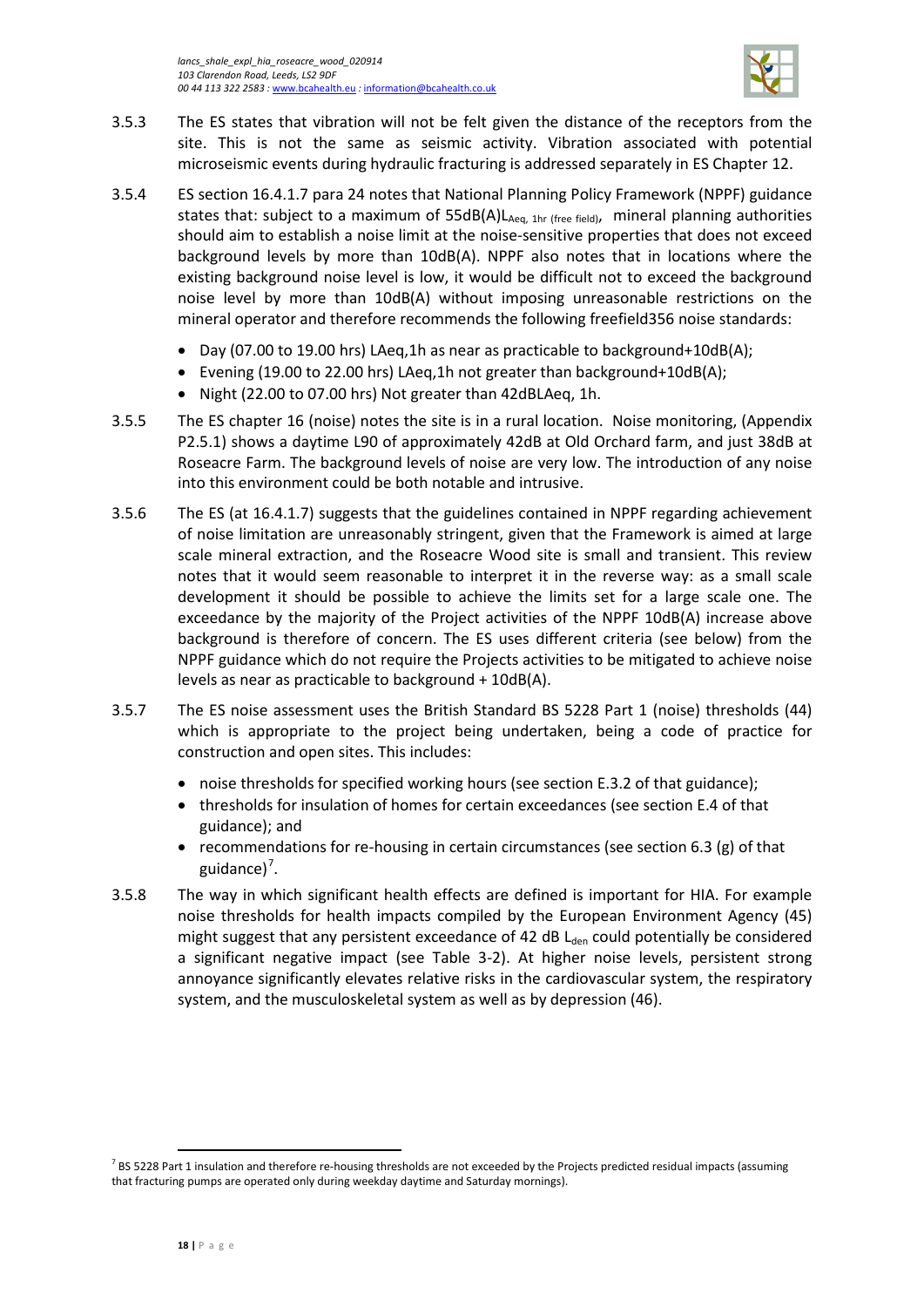3.5.3 The ES states that vibration will not be felt given the distance of the receptors from the site. This is not the same as seismic activity. Vibration associated with potential microseismic events during hydraulic fracturing is addressed separately in ES Chapter 12.

3.5.4 ES section 16.4.1.7 para 24 notes that National Planning Policy Framework (NPPF) guidance states that: subject to a maximum of 55dB(A)$L_{Aeq,\ 1hr\ (free\ field)}$, mineral planning authorities should aim to establish a noise limit at the noise-sensitive properties that does not exceed background levels by more than 10dB(A). NPPF also notes that in locations where the existing background noise level is low, it would be difficult not to exceed the background noise level by more than 10dB(A) without imposing unreasonable restrictions on the mineral operator and therefore recommends the following freefield356 noise standards:

- Day (07.00 to 19.00 hrs) LAeq,1h as near as practicable to background+10dB(A);
- Evening (19.00 to 22.00 hrs) LAeq,1h not greater than background+10dB(A);
- Night (22.00 to 07.00 hrs) Not greater than 42dBLAeq, 1h.

3.5.5 The ES chapter 16 (noise) notes the site is in a rural location. Noise monitoring, (Appendix P2.5.1) shows a daytime L90 of approximately 42dB at Old Orchard farm, and just 38dB at Roseacre Farm. The background levels of noise are very low. The introduction of any noise into this environment could be both notable and intrusive.

3.5.6 The ES (at 16.4.1.7) suggests that the guidelines contained in NPPF regarding achievement of noise limitation are unreasonably stringent, given that the Framework is aimed at large scale mineral extraction, and the Roseacre Wood site is small and transient. This review notes that it would seem reasonable to interpret it in the reverse way: as a small scale development it should be possible to achieve the limits set for a large scale one. The exceedance by the majority of the Project activities of the NPPF 10dB(A) increase above background is therefore of concern. The ES uses different criteria (see below) from the NPPF guidance which do not require the Projects activities to be mitigated to achieve noise levels as near as practicable to background + 10dB(A).

3.5.7 The ES noise assessment uses the British Standard BS 5228 Part 1 (noise) thresholds (44) which is appropriate to the project being undertaken, being a code of practice for construction and open sites. This includes:

- noise thresholds for specified working hours (see section E.3.2 of that guidance);
- thresholds for insulation of homes for certain exceedances (see section E.4 of that guidance); and
- recommendations for re-housing in certain circumstances (see section 6.3 (g) of that guidance)[7].

3.5.8 The way in which significant health effects are defined is important for HIA. For example noise thresholds for health impacts compiled by the European Environment Agency (45) might suggest that any persistent exceedance of 42 dB $L_{den}$ could potentially be considered a significant negative impact (see Table 3-2). At higher noise levels, persistent strong annoyance significantly elevates relative risks in the cardiovascular system, the respiratory system, and the musculoskeletal system as well as by depression (46).

[7] BS 5228 Part 1 insulation and therefore re-housing thresholds are not exceeded by the Projects predicted residual impacts (assuming that fracturing pumps are operated only during weekday daytime and Saturday mornings).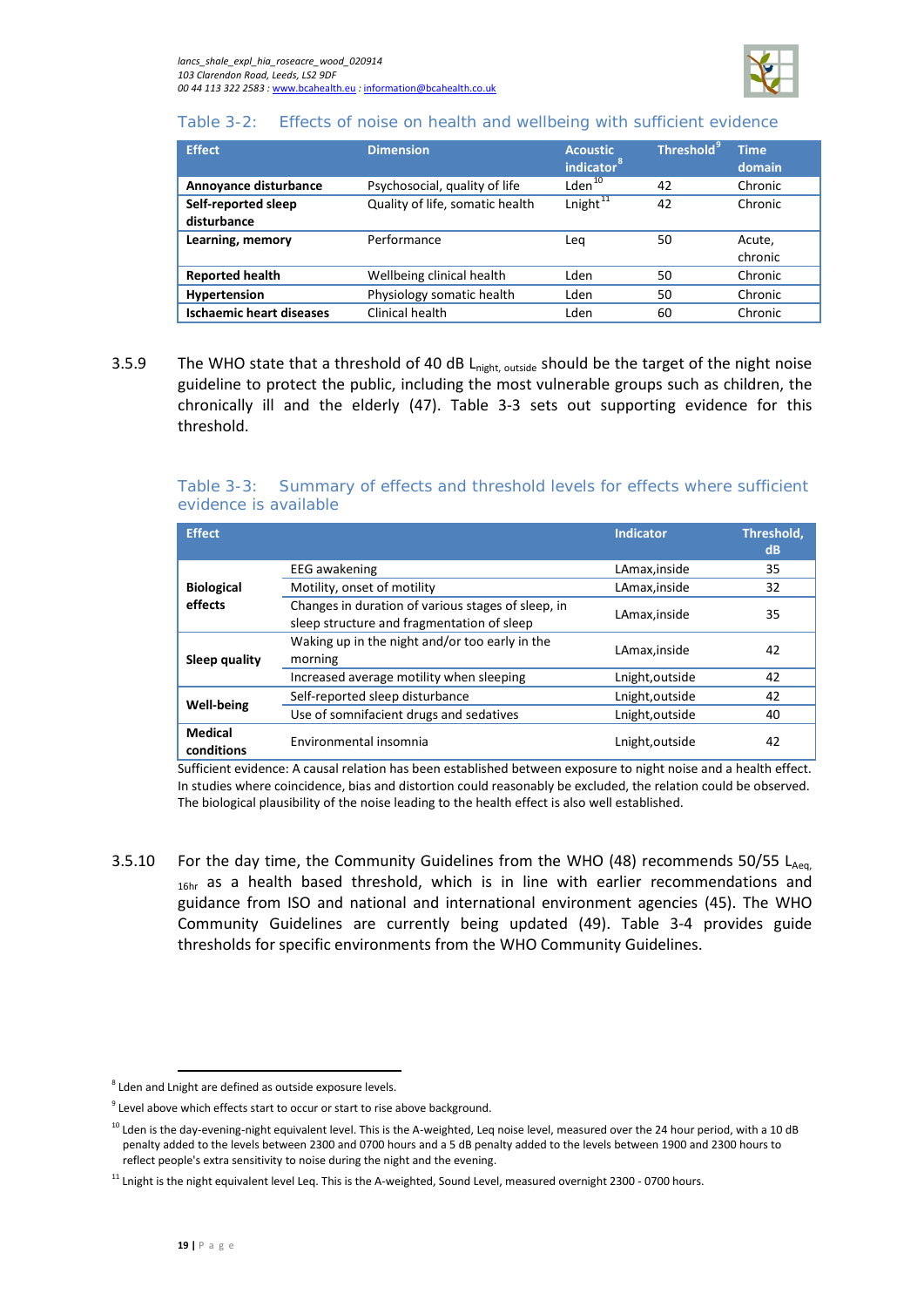Table 3-2: Effects of noise on health and wellbeing with sufficient evidence

| Effect | Dimension | Acoustic indicator[8] | Threshold[9] | Time domain |
|---|---|---|---|---|
| **Annoyance disturbance** | Psychosocial, quality of life | Lden[10] | 42 | Chronic |
| **Self-reported sleep disturbance** | Quality of life, somatic health | Lnight[11] | 42 | Chronic |
| **Learning, memory** | Performance | Leq | 50 | Acute, chronic |
| **Reported health** | Wellbeing clinical health | Lden | 50 | Chronic |
| **Hypertension** | Physiology somatic health | Lden | 50 | Chronic |
| **Ischaemic heart diseases** | Clinical health | Lden | 60 | Chronic |

3.5.9 The WHO state that a threshold of 40 dB $L_{night,\ outside}$ should be the target of the night noise guideline to protect the public, including the most vulnerable groups such as children, the chronically ill and the elderly (47). Table 3-3 sets out supporting evidence for this threshold.

Table 3-3: Summary of effects and threshold levels for effects where sufficient evidence is available

| Effect | | Indicator | Threshold, dB |
|---|---|---|---|
| **Biological effects** | EEG awakening | LAmax,inside | 35 |
| | Motility, onset of motility | LAmax,inside | 32 |
| | Changes in duration of various stages of sleep, in sleep structure and fragmentation of sleep | LAmax,inside | 35 |
| **Sleep quality** | Waking up in the night and/or too early in the morning | LAmax,inside | 42 |
| | Increased average motility when sleeping | Lnight,outside | 42 |
| **Well-being** | Self-reported sleep disturbance | Lnight,outside | 42 |
| | Use of somnifacient drugs and sedatives | Lnight,outside | 40 |
| **Medical conditions** | Environmental insomnia | Lnight,outside | 42 |

Sufficient evidence: A causal relation has been established between exposure to night noise and a health effect. In studies where coincidence, bias and distortion could reasonably be excluded, the relation could be observed. The biological plausibility of the noise leading to the health effect is also well established.

3.5.10 For the day time, the Community Guidelines from the WHO (48) recommends 50/55 $L_{Aeq,\ 16hr}$ as a health based threshold, which is in line with earlier recommendations and guidance from ISO and national and international environment agencies (45). The WHO Community Guidelines are currently being updated (49). Table 3-4 provides guide thresholds for specific environments from the WHO Community Guidelines.

---

[8] Lden and Lnight are defined as outside exposure levels.

[9] Level above which effects start to occur or start to rise above background.

[10] Lden is the day-evening-night equivalent level. This is the A-weighted, Leq noise level, measured over the 24 hour period, with a 10 dB penalty added to the levels between 2300 and 0700 hours and a 5 dB penalty added to the levels between 1900 and 2300 hours to reflect people's extra sensitivity to noise during the night and the evening.

[11] Lnight is the night equivalent level Leq. This is the A-weighted, Sound Level, measured overnight 2300 - 0700 hours.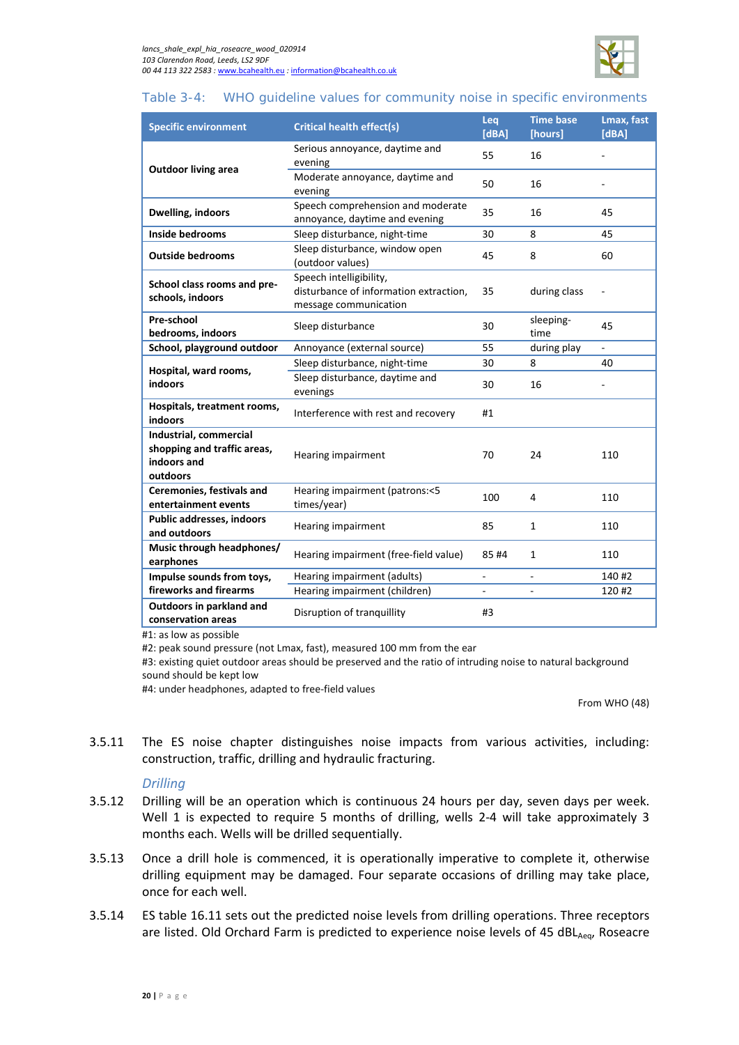Table 3-4: WHO guideline values for community noise in specific environments

| Specific environment | Critical health effect(s) | Leq [dBA] | Time base [hours] | Lmax, fast [dBA] |
|---|---|---|---|---|
| **Outdoor living area** | Serious annoyance, daytime and evening | 55 | 16 | - |
| | Moderate annoyance, daytime and evening | 50 | 16 | - |
| **Dwelling, indoors** | Speech comprehension and moderate annoyance, daytime and evening | 35 | 16 | 45 |
| **Inside bedrooms** | Sleep disturbance, night-time | 30 | 8 | 45 |
| **Outside bedrooms** | Sleep disturbance, window open (outdoor values) | 45 | 8 | 60 |
| **School class rooms and pre-schools, indoors** | Speech intelligibility, disturbance of information extraction, message communication | 35 | during class | - |
| **Pre-school bedrooms, indoors** | Sleep disturbance | 30 | sleeping-time | 45 |
| **School, playground outdoor** | Annoyance (external source) | 55 | during play | - |
| **Hospital, ward rooms, indoors** | Sleep disturbance, night-time | 30 | 8 | 40 |
| | Sleep disturbance, daytime and evenings | 30 | 16 | - |
| **Hospitals, treatment rooms, indoors** | Interference with rest and recovery | #1 | | |
| **Industrial, commercial shopping and traffic areas, indoors and outdoors** | Hearing impairment | 70 | 24 | 110 |
| **Ceremonies, festivals and entertainment events** | Hearing impairment (patrons:<5 times/year) | 100 | 4 | 110 |
| **Public addresses, indoors and outdoors** | Hearing impairment | 85 | 1 | 110 |
| **Music through headphones/ earphones** | Hearing impairment (free-field value) | 85 #4 | 1 | 110 |
| **Impulse sounds from toys, fireworks and firearms** | Hearing impairment (adults) | - | - | 140 #2 |
| | Hearing impairment (children) | - | - | 120 #2 |
| **Outdoors in parkland and conservation areas** | Disruption of tranquillity | #3 | | |

#1: as low as possible
#2: peak sound pressure (not Lmax, fast), measured 100 mm from the ear
#3: existing quiet outdoor areas should be preserved and the ratio of intruding noise to natural background sound should be kept low
#4: under headphones, adapted to free-field values

From WHO (48)

3.5.11 The ES noise chapter distinguishes noise impacts from various activities, including: construction, traffic, drilling and hydraulic fracturing.

### *Drilling*

3.5.12 Drilling will be an operation which is continuous 24 hours per day, seven days per week. Well 1 is expected to require 5 months of drilling, wells 2-4 will take approximately 3 months each. Wells will be drilled sequentially.

3.5.13 Once a drill hole is commenced, it is operationally imperative to complete it, otherwise drilling equipment may be damaged. Four separate occasions of drilling may take place, once for each well.

3.5.14 ES table 16.11 sets out the predicted noise levels from drilling operations. Three receptors are listed. Old Orchard Farm is predicted to experience noise levels of 45 $dBL_{Aeq}$, Roseacre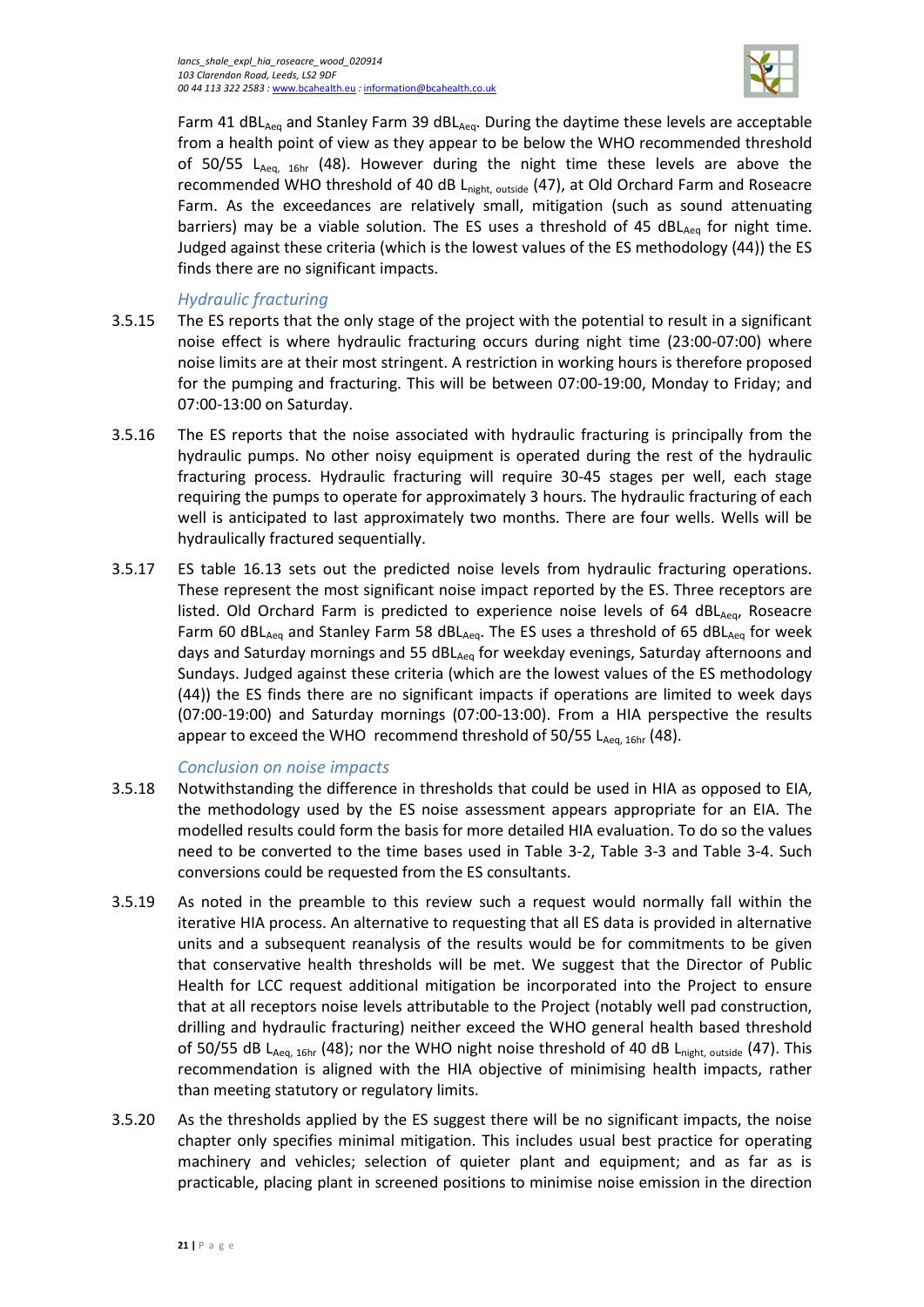Farm 41 $dBL_{Aeq}$ and Stanley Farm 39 $dBL_{Aeq}$. During the daytime these levels are acceptable from a health point of view as they appear to be below the WHO recommended threshold of 50/55 $L_{Aeq,\ 16hr}$ (48). However during the night time these levels are above the recommended WHO threshold of 40 dB $L_{night,\ outside}$ (47), at Old Orchard Farm and Roseacre Farm. As the exceedances are relatively small, mitigation (such as sound attenuating barriers) may be a viable solution. The ES uses a threshold of 45 $dBL_{Aeq}$ for night time. Judged against these criteria (which is the lowest values of the ES methodology (44)) the ES finds there are no significant impacts.

### *Hydraulic fracturing*

3.5.15 The ES reports that the only stage of the project with the potential to result in a significant noise effect is where hydraulic fracturing occurs during night time (23:00-07:00) where noise limits are at their most stringent. A restriction in working hours is therefore proposed for the pumping and fracturing. This will be between 07:00-19:00, Monday to Friday; and 07:00-13:00 on Saturday.

3.5.16 The ES reports that the noise associated with hydraulic fracturing is principally from the hydraulic pumps. No other noisy equipment is operated during the rest of the hydraulic fracturing process. Hydraulic fracturing will require 30-45 stages per well, each stage requiring the pumps to operate for approximately 3 hours. The hydraulic fracturing of each well is anticipated to last approximately two months. There are four wells. Wells will be hydraulically fractured sequentially.

3.5.17 ES table 16.13 sets out the predicted noise levels from hydraulic fracturing operations. These represent the most significant noise impact reported by the ES. Three receptors are listed. Old Orchard Farm is predicted to experience noise levels of 64 $dBL_{Aeq}$, Roseacre Farm 60 $dBL_{Aeq}$ and Stanley Farm 58 $dBL_{Aeq}$. The ES uses a threshold of 65 $dBL_{Aeq}$ for week days and Saturday mornings and 55 $dBL_{Aeq}$ for weekday evenings, Saturday afternoons and Sundays. Judged against these criteria (which are the lowest values of the ES methodology (44)) the ES finds there are no significant impacts if operations are limited to week days (07:00-19:00) and Saturday mornings (07:00-13:00). From a HIA perspective the results appear to exceed the WHO recommend threshold of 50/55 $L_{Aeq,\ 16hr}$ (48).

### *Conclusion on noise impacts*

3.5.18 Notwithstanding the difference in thresholds that could be used in HIA as opposed to EIA, the methodology used by the ES noise assessment appears appropriate for an EIA. The modelled results could form the basis for more detailed HIA evaluation. To do so the values need to be converted to the time bases used in Table 3-2, Table 3-3 and Table 3-4. Such conversions could be requested from the ES consultants.

3.5.19 As noted in the preamble to this review such a request would normally fall within the iterative HIA process. An alternative to requesting that all ES data is provided in alternative units and a subsequent reanalysis of the results would be for commitments to be given that conservative health thresholds will be met. We suggest that the Director of Public Health for LCC request additional mitigation be incorporated into the Project to ensure that at all receptors noise levels attributable to the Project (notably well pad construction, drilling and hydraulic fracturing) neither exceed the WHO general health based threshold of 50/55 dB $L_{Aeq,\ 16hr}$ (48); nor the WHO night noise threshold of 40 dB $L_{night,\ outside}$ (47). This recommendation is aligned with the HIA objective of minimising health impacts, rather than meeting statutory or regulatory limits.

3.5.20 As the thresholds applied by the ES suggest there will be no significant impacts, the noise chapter only specifies minimal mitigation. This includes usual best practice for operating machinery and vehicles; selection of quieter plant and equipment; and as far as is practicable, placing plant in screened positions to minimise noise emission in the direction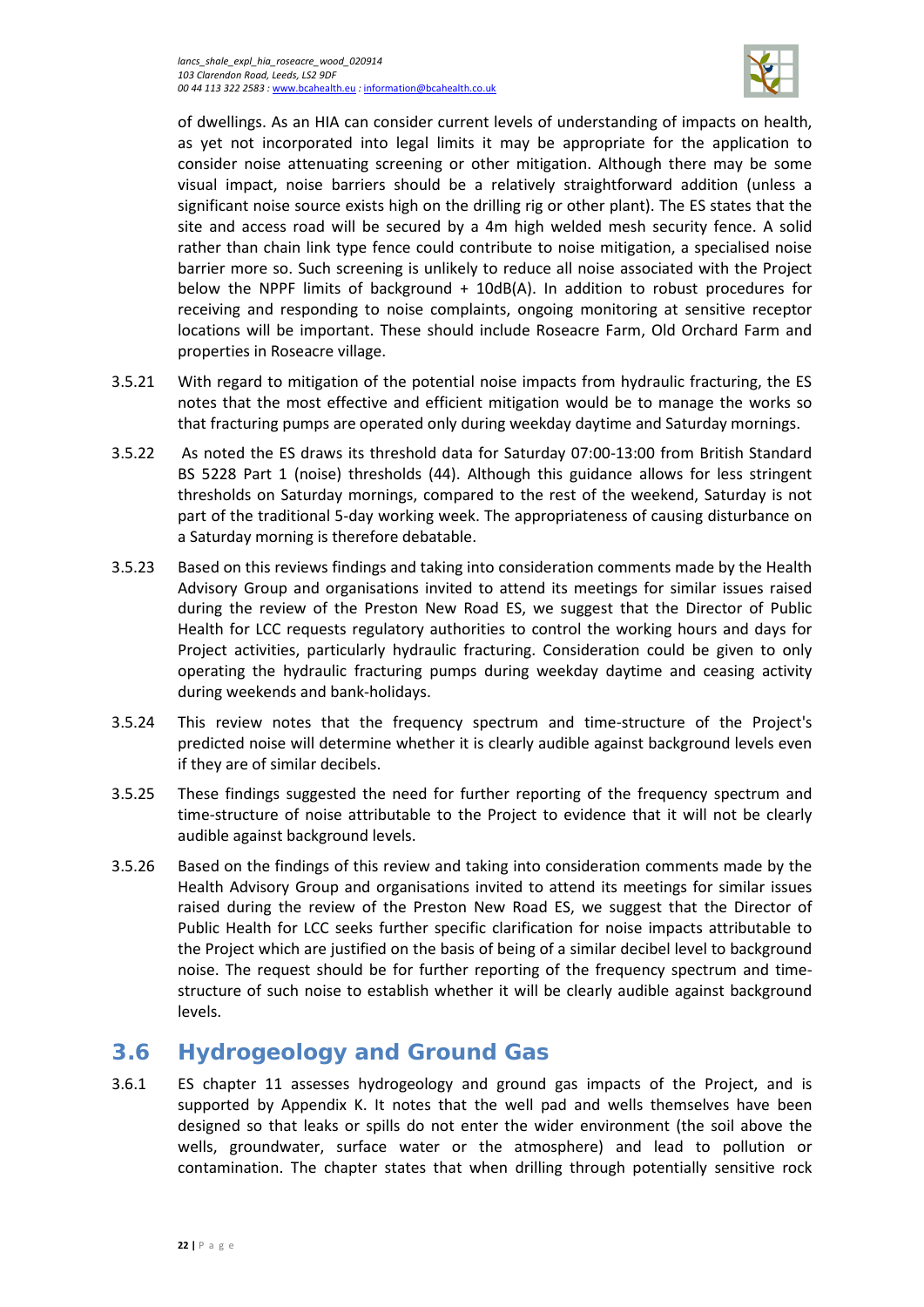of dwellings. As an HIA can consider current levels of understanding of impacts on health, as yet not incorporated into legal limits it may be appropriate for the application to consider noise attenuating screening or other mitigation. Although there may be some visual impact, noise barriers should be a relatively straightforward addition (unless a significant noise source exists high on the drilling rig or other plant). The ES states that the site and access road will be secured by a 4m high welded mesh security fence. A solid rather than chain link type fence could contribute to noise mitigation, a specialised noise barrier more so. Such screening is unlikely to reduce all noise associated with the Project below the NPPF limits of background + 10dB(A). In addition to robust procedures for receiving and responding to noise complaints, ongoing monitoring at sensitive receptor locations will be important. These should include Roseacre Farm, Old Orchard Farm and properties in Roseacre village.

3.5.21 With regard to mitigation of the potential noise impacts from hydraulic fracturing, the ES notes that the most effective and efficient mitigation would be to manage the works so that fracturing pumps are operated only during weekday daytime and Saturday mornings.

3.5.22 As noted the ES draws its threshold data for Saturday 07:00-13:00 from British Standard BS 5228 Part 1 (noise) thresholds (44). Although this guidance allows for less stringent thresholds on Saturday mornings, compared to the rest of the weekend, Saturday is not part of the traditional 5-day working week. The appropriateness of causing disturbance on a Saturday morning is therefore debatable.

3.5.23 Based on this reviews findings and taking into consideration comments made by the Health Advisory Group and organisations invited to attend its meetings for similar issues raised during the review of the Preston New Road ES, we suggest that the Director of Public Health for LCC requests regulatory authorities to control the working hours and days for Project activities, particularly hydraulic fracturing. Consideration could be given to only operating the hydraulic fracturing pumps during weekday daytime and ceasing activity during weekends and bank-holidays.

3.5.24 This review notes that the frequency spectrum and time-structure of the Project's predicted noise will determine whether it is clearly audible against background levels even if they are of similar decibels.

3.5.25 These findings suggested the need for further reporting of the frequency spectrum and time-structure of noise attributable to the Project to evidence that it will not be clearly audible against background levels.

3.5.26 Based on the findings of this review and taking into consideration comments made by the Health Advisory Group and organisations invited to attend its meetings for similar issues raised during the review of the Preston New Road ES, we suggest that the Director of Public Health for LCC seeks further specific clarification for noise impacts attributable to the Project which are justified on the basis of being of a similar decibel level to background noise. The request should be for further reporting of the frequency spectrum and time-structure of such noise to establish whether it will be clearly audible against background levels.

## 3.6 Hydrogeology and Ground Gas

3.6.1 ES chapter 11 assesses hydrogeology and ground gas impacts of the Project, and is supported by Appendix K. It notes that the well pad and wells themselves have been designed so that leaks or spills do not enter the wider environment (the soil above the wells, groundwater, surface water or the atmosphere) and lead to pollution or contamination. The chapter states that when drilling through potentially sensitive rock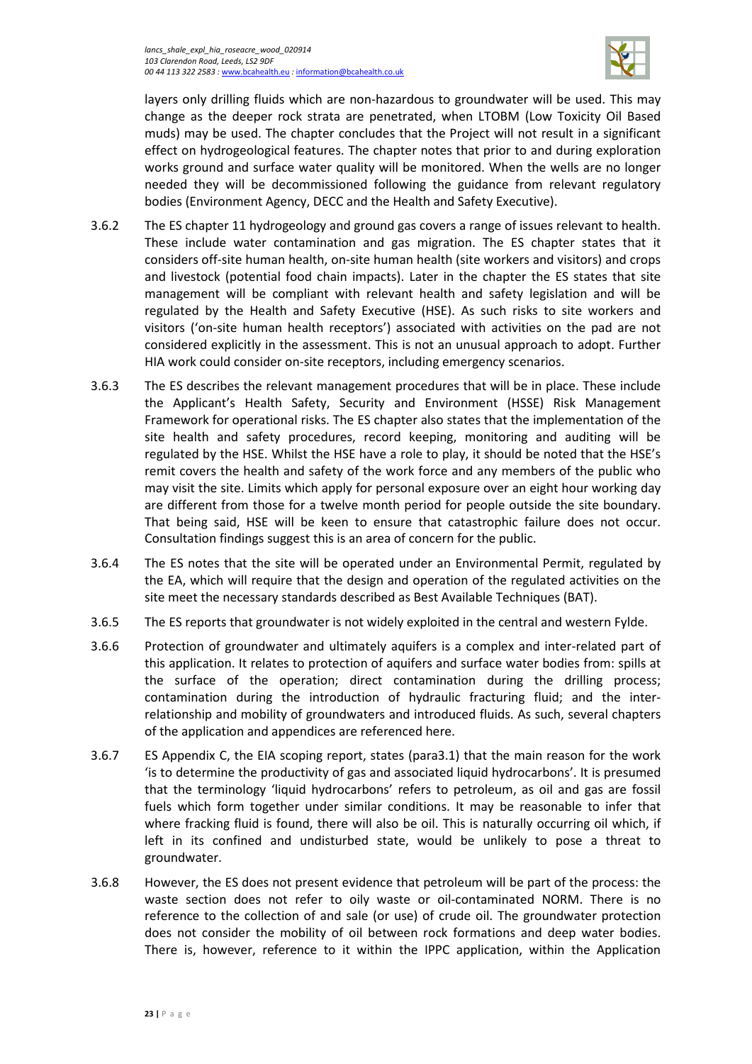layers only drilling fluids which are non-hazardous to groundwater will be used. This may change as the deeper rock strata are penetrated, when LTOBM (Low Toxicity Oil Based muds) may be used. The chapter concludes that the Project will not result in a significant effect on hydrogeological features. The chapter notes that prior to and during exploration works ground and surface water quality will be monitored. When the wells are no longer needed they will be decommissioned following the guidance from relevant regulatory bodies (Environment Agency, DECC and the Health and Safety Executive).

3.6.2 The ES chapter 11 hydrogeology and ground gas covers a range of issues relevant to health. These include water contamination and gas migration. The ES chapter states that it considers off-site human health, on-site human health (site workers and visitors) and crops and livestock (potential food chain impacts). Later in the chapter the ES states that site management will be compliant with relevant health and safety legislation and will be regulated by the Health and Safety Executive (HSE). As such risks to site workers and visitors ('on-site human health receptors') associated with activities on the pad are not considered explicitly in the assessment. This is not an unusual approach to adopt. Further HIA work could consider on-site receptors, including emergency scenarios.

3.6.3 The ES describes the relevant management procedures that will be in place. These include the Applicant's Health Safety, Security and Environment (HSSE) Risk Management Framework for operational risks. The ES chapter also states that the implementation of the site health and safety procedures, record keeping, monitoring and auditing will be regulated by the HSE. Whilst the HSE have a role to play, it should be noted that the HSE's remit covers the health and safety of the work force and any members of the public who may visit the site. Limits which apply for personal exposure over an eight hour working day are different from those for a twelve month period for people outside the site boundary. That being said, HSE will be keen to ensure that catastrophic failure does not occur. Consultation findings suggest this is an area of concern for the public.

3.6.4 The ES notes that the site will be operated under an Environmental Permit, regulated by the EA, which will require that the design and operation of the regulated activities on the site meet the necessary standards described as Best Available Techniques (BAT).

3.6.5 The ES reports that groundwater is not widely exploited in the central and western Fylde.

3.6.6 Protection of groundwater and ultimately aquifers is a complex and inter-related part of this application. It relates to protection of aquifers and surface water bodies from: spills at the surface of the operation; direct contamination during the drilling process; contamination during the introduction of hydraulic fracturing fluid; and the inter-relationship and mobility of groundwaters and introduced fluids. As such, several chapters of the application and appendices are referenced here.

3.6.7 ES Appendix C, the EIA scoping report, states (para3.1) that the main reason for the work 'is to determine the productivity of gas and associated liquid hydrocarbons'. It is presumed that the terminology 'liquid hydrocarbons' refers to petroleum, as oil and gas are fossil fuels which form together under similar conditions. It may be reasonable to infer that where fracking fluid is found, there will also be oil. This is naturally occurring oil which, if left in its confined and undisturbed state, would be unlikely to pose a threat to groundwater.

3.6.8 However, the ES does not present evidence that petroleum will be part of the process: the waste section does not refer to oily waste or oil-contaminated NORM. There is no reference to the collection of and sale (or use) of crude oil. The groundwater protection does not consider the mobility of oil between rock formations and deep water bodies. There is, however, reference to it within the IPPC application, within the Application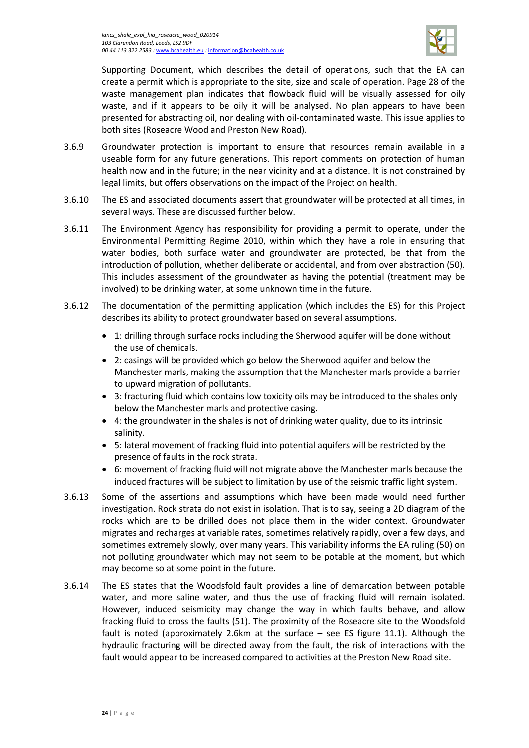Supporting Document, which describes the detail of operations, such that the EA can create a permit which is appropriate to the site, size and scale of operation. Page 28 of the waste management plan indicates that flowback fluid will be visually assessed for oily waste, and if it appears to be oily it will be analysed. No plan appears to have been presented for abstracting oil, nor dealing with oil-contaminated waste. This issue applies to both sites (Roseacre Wood and Preston New Road).

3.6.9 Groundwater protection is important to ensure that resources remain available in a useable form for any future generations. This report comments on protection of human health now and in the future; in the near vicinity and at a distance. It is not constrained by legal limits, but offers observations on the impact of the Project on health.

3.6.10 The ES and associated documents assert that groundwater will be protected at all times, in several ways. These are discussed further below.

3.6.11 The Environment Agency has responsibility for providing a permit to operate, under the Environmental Permitting Regime 2010, within which they have a role in ensuring that water bodies, both surface water and groundwater are protected, be that from the introduction of pollution, whether deliberate or accidental, and from over abstraction (50). This includes assessment of the groundwater as having the potential (treatment may be involved) to be drinking water, at some unknown time in the future.

3.6.12 The documentation of the permitting application (which includes the ES) for this Project describes its ability to protect groundwater based on several assumptions.

- 1: drilling through surface rocks including the Sherwood aquifer will be done without the use of chemicals.
- 2: casings will be provided which go below the Sherwood aquifer and below the Manchester marls, making the assumption that the Manchester marls provide a barrier to upward migration of pollutants.
- 3: fracturing fluid which contains low toxicity oils may be introduced to the shales only below the Manchester marls and protective casing.
- 4: the groundwater in the shales is not of drinking water quality, due to its intrinsic salinity.
- 5: lateral movement of fracking fluid into potential aquifers will be restricted by the presence of faults in the rock strata.
- 6: movement of fracking fluid will not migrate above the Manchester marls because the induced fractures will be subject to limitation by use of the seismic traffic light system.

3.6.13 Some of the assertions and assumptions which have been made would need further investigation. Rock strata do not exist in isolation. That is to say, seeing a 2D diagram of the rocks which are to be drilled does not place them in the wider context. Groundwater migrates and recharges at variable rates, sometimes relatively rapidly, over a few days, and sometimes extremely slowly, over many years. This variability informs the EA ruling (50) on not polluting groundwater which may not seem to be potable at the moment, but which may become so at some point in the future.

3.6.14 The ES states that the Woodsfold fault provides a line of demarcation between potable water, and more saline water, and thus the use of fracking fluid will remain isolated. However, induced seismicity may change the way in which faults behave, and allow fracking fluid to cross the faults (51). The proximity of the Roseacre site to the Woodsfold fault is noted (approximately 2.6km at the surface – see ES figure 11.1). Although the hydraulic fracturing will be directed away from the fault, the risk of interactions with the fault would appear to be increased compared to activities at the Preston New Road site.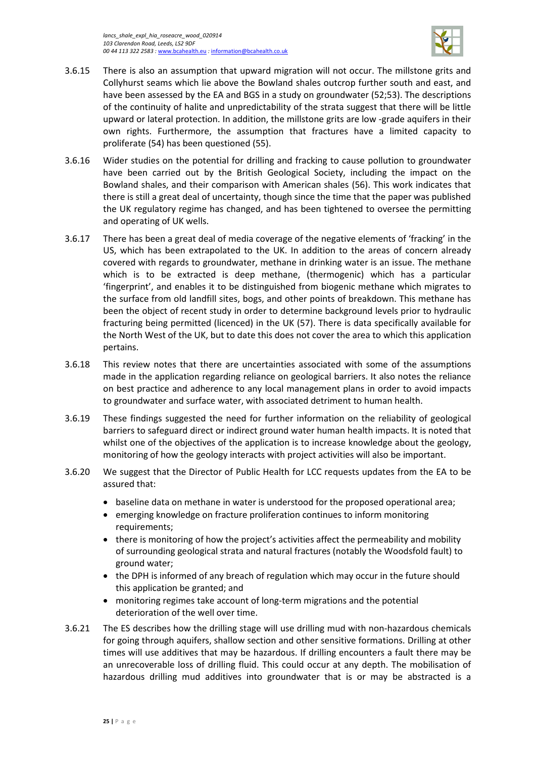3.6.15 There is also an assumption that upward migration will not occur. The millstone grits and Collyhurst seams which lie above the Bowland shales outcrop further south and east, and have been assessed by the EA and BGS in a study on groundwater (52;53). The descriptions of the continuity of halite and unpredictability of the strata suggest that there will be little upward or lateral protection. In addition, the millstone grits are low -grade aquifers in their own rights. Furthermore, the assumption that fractures have a limited capacity to proliferate (54) has been questioned (55).

3.6.16 Wider studies on the potential for drilling and fracking to cause pollution to groundwater have been carried out by the British Geological Society, including the impact on the Bowland shales, and their comparison with American shales (56). This work indicates that there is still a great deal of uncertainty, though since the time that the paper was published the UK regulatory regime has changed, and has been tightened to oversee the permitting and operating of UK wells.

3.6.17 There has been a great deal of media coverage of the negative elements of 'fracking' in the US, which has been extrapolated to the UK. In addition to the areas of concern already covered with regards to groundwater, methane in drinking water is an issue. The methane which is to be extracted is deep methane, (thermogenic) which has a particular 'fingerprint', and enables it to be distinguished from biogenic methane which migrates to the surface from old landfill sites, bogs, and other points of breakdown. This methane has been the object of recent study in order to determine background levels prior to hydraulic fracturing being permitted (licenced) in the UK (57). There is data specifically available for the North West of the UK, but to date this does not cover the area to which this application pertains.

3.6.18 This review notes that there are uncertainties associated with some of the assumptions made in the application regarding reliance on geological barriers. It also notes the reliance on best practice and adherence to any local management plans in order to avoid impacts to groundwater and surface water, with associated detriment to human health.

3.6.19 These findings suggested the need for further information on the reliability of geological barriers to safeguard direct or indirect ground water human health impacts. It is noted that whilst one of the objectives of the application is to increase knowledge about the geology, monitoring of how the geology interacts with project activities will also be important.

3.6.20 We suggest that the Director of Public Health for LCC requests updates from the EA to be assured that:

- baseline data on methane in water is understood for the proposed operational area;
- emerging knowledge on fracture proliferation continues to inform monitoring requirements;
- there is monitoring of how the project's activities affect the permeability and mobility of surrounding geological strata and natural fractures (notably the Woodsfold fault) to ground water;
- the DPH is informed of any breach of regulation which may occur in the future should this application be granted; and
- monitoring regimes take account of long-term migrations and the potential deterioration of the well over time.

3.6.21 The ES describes how the drilling stage will use drilling mud with non-hazardous chemicals for going through aquifers, shallow section and other sensitive formations. Drilling at other times will use additives that may be hazardous. If drilling encounters a fault there may be an unrecoverable loss of drilling fluid. This could occur at any depth. The mobilisation of hazardous drilling mud additives into groundwater that is or may be abstracted is a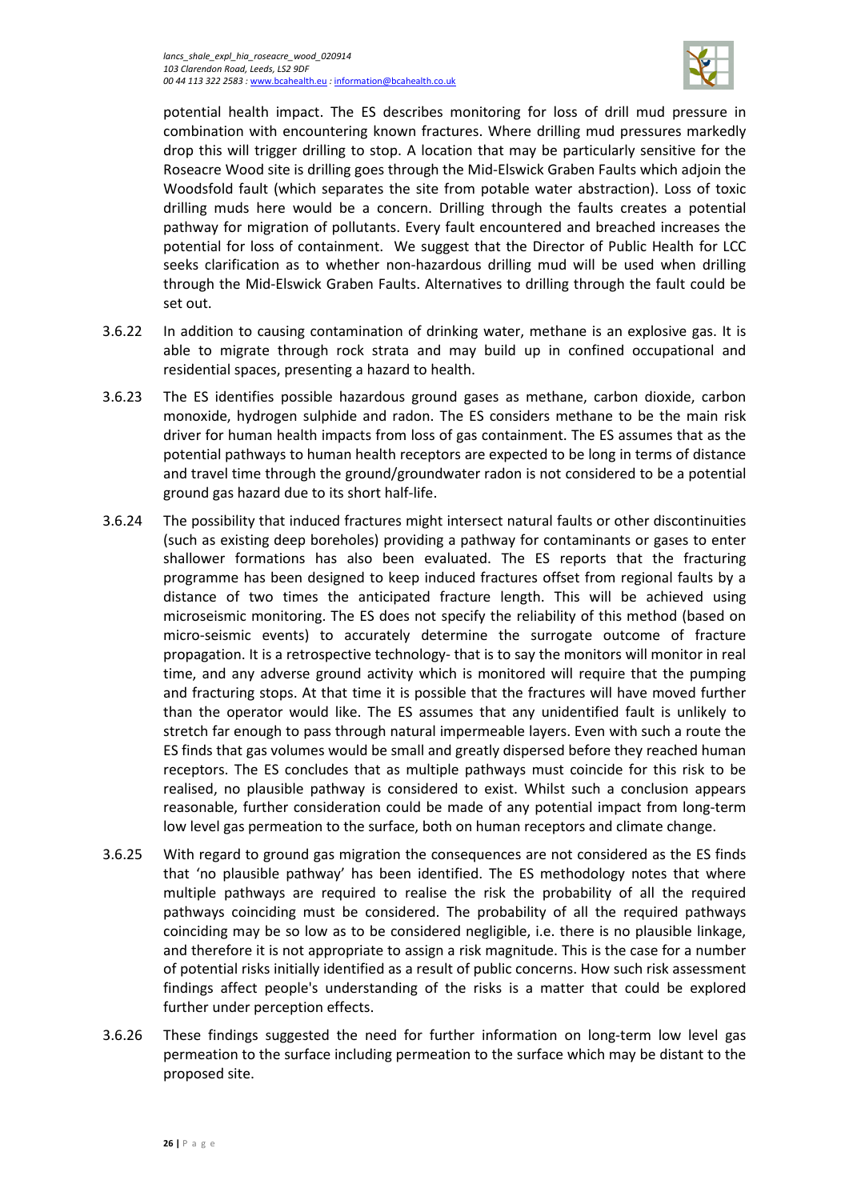potential health impact. The ES describes monitoring for loss of drill mud pressure in combination with encountering known fractures. Where drilling mud pressures markedly drop this will trigger drilling to stop. A location that may be particularly sensitive for the Roseacre Wood site is drilling goes through the Mid-Elswick Graben Faults which adjoin the Woodsfold fault (which separates the site from potable water abstraction). Loss of toxic drilling muds here would be a concern. Drilling through the faults creates a potential pathway for migration of pollutants. Every fault encountered and breached increases the potential for loss of containment. We suggest that the Director of Public Health for LCC seeks clarification as to whether non-hazardous drilling mud will be used when drilling through the Mid-Elswick Graben Faults. Alternatives to drilling through the fault could be set out.

3.6.22 In addition to causing contamination of drinking water, methane is an explosive gas. It is able to migrate through rock strata and may build up in confined occupational and residential spaces, presenting a hazard to health.

3.6.23 The ES identifies possible hazardous ground gases as methane, carbon dioxide, carbon monoxide, hydrogen sulphide and radon. The ES considers methane to be the main risk driver for human health impacts from loss of gas containment. The ES assumes that as the potential pathways to human health receptors are expected to be long in terms of distance and travel time through the ground/groundwater radon is not considered to be a potential ground gas hazard due to its short half-life.

3.6.24 The possibility that induced fractures might intersect natural faults or other discontinuities (such as existing deep boreholes) providing a pathway for contaminants or gases to enter shallower formations has also been evaluated. The ES reports that the fracturing programme has been designed to keep induced fractures offset from regional faults by a distance of two times the anticipated fracture length. This will be achieved using microseismic monitoring. The ES does not specify the reliability of this method (based on micro-seismic events) to accurately determine the surrogate outcome of fracture propagation. It is a retrospective technology- that is to say the monitors will monitor in real time, and any adverse ground activity which is monitored will require that the pumping and fracturing stops. At that time it is possible that the fractures will have moved further than the operator would like. The ES assumes that any unidentified fault is unlikely to stretch far enough to pass through natural impermeable layers. Even with such a route the ES finds that gas volumes would be small and greatly dispersed before they reached human receptors. The ES concludes that as multiple pathways must coincide for this risk to be realised, no plausible pathway is considered to exist. Whilst such a conclusion appears reasonable, further consideration could be made of any potential impact from long-term low level gas permeation to the surface, both on human receptors and climate change.

3.6.25 With regard to ground gas migration the consequences are not considered as the ES finds that 'no plausible pathway' has been identified. The ES methodology notes that where multiple pathways are required to realise the risk the probability of all the required pathways coinciding must be considered. The probability of all the required pathways coinciding may be so low as to be considered negligible, i.e. there is no plausible linkage, and therefore it is not appropriate to assign a risk magnitude. This is the case for a number of potential risks initially identified as a result of public concerns. How such risk assessment findings affect people's understanding of the risks is a matter that could be explored further under perception effects.

3.6.26 These findings suggested the need for further information on long-term low level gas permeation to the surface including permeation to the surface which may be distant to the proposed site.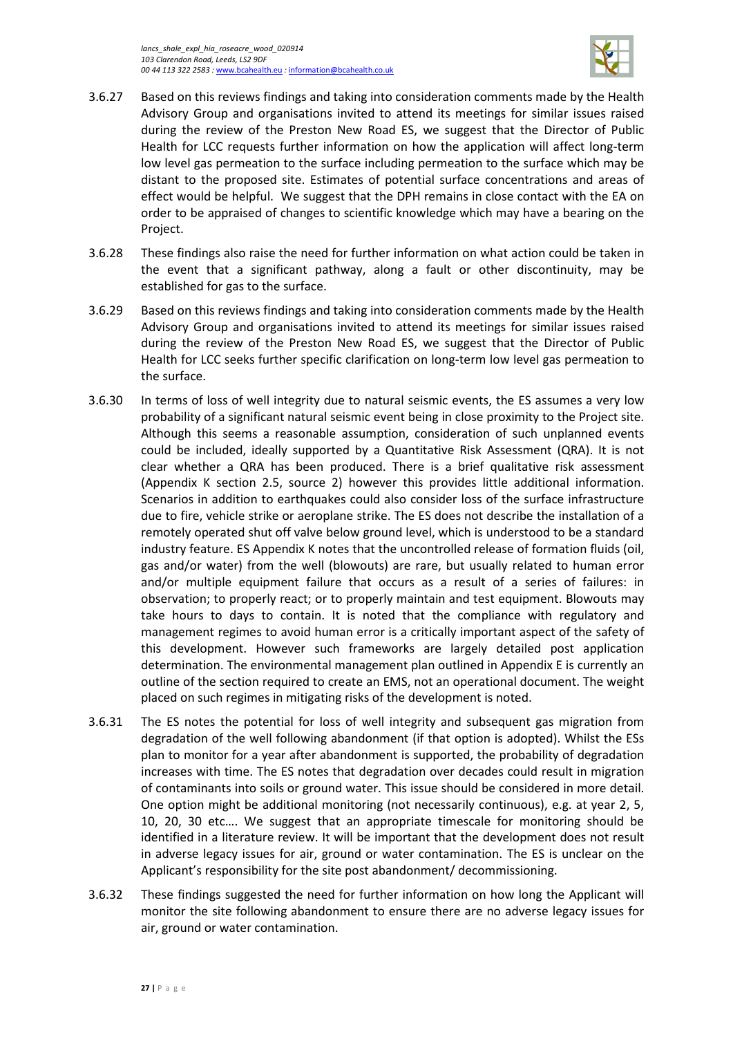3.6.27 Based on this reviews findings and taking into consideration comments made by the Health Advisory Group and organisations invited to attend its meetings for similar issues raised during the review of the Preston New Road ES, we suggest that the Director of Public Health for LCC requests further information on how the application will affect long-term low level gas permeation to the surface including permeation to the surface which may be distant to the proposed site. Estimates of potential surface concentrations and areas of effect would be helpful. We suggest that the DPH remains in close contact with the EA on order to be appraised of changes to scientific knowledge which may have a bearing on the Project.

3.6.28 These findings also raise the need for further information on what action could be taken in the event that a significant pathway, along a fault or other discontinuity, may be established for gas to the surface.

3.6.29 Based on this reviews findings and taking into consideration comments made by the Health Advisory Group and organisations invited to attend its meetings for similar issues raised during the review of the Preston New Road ES, we suggest that the Director of Public Health for LCC seeks further specific clarification on long-term low level gas permeation to the surface.

3.6.30 In terms of loss of well integrity due to natural seismic events, the ES assumes a very low probability of a significant natural seismic event being in close proximity to the Project site. Although this seems a reasonable assumption, consideration of such unplanned events could be included, ideally supported by a Quantitative Risk Assessment (QRA). It is not clear whether a QRA has been produced. There is a brief qualitative risk assessment (Appendix K section 2.5, source 2) however this provides little additional information. Scenarios in addition to earthquakes could also consider loss of the surface infrastructure due to fire, vehicle strike or aeroplane strike. The ES does not describe the installation of a remotely operated shut off valve below ground level, which is understood to be a standard industry feature. ES Appendix K notes that the uncontrolled release of formation fluids (oil, gas and/or water) from the well (blowouts) are rare, but usually related to human error and/or multiple equipment failure that occurs as a result of a series of failures: in observation; to properly react; or to properly maintain and test equipment. Blowouts may take hours to days to contain. It is noted that the compliance with regulatory and management regimes to avoid human error is a critically important aspect of the safety of this development. However such frameworks are largely detailed post application determination. The environmental management plan outlined in Appendix E is currently an outline of the section required to create an EMS, not an operational document. The weight placed on such regimes in mitigating risks of the development is noted.

3.6.31 The ES notes the potential for loss of well integrity and subsequent gas migration from degradation of the well following abandonment (if that option is adopted). Whilst the ESs plan to monitor for a year after abandonment is supported, the probability of degradation increases with time. The ES notes that degradation over decades could result in migration of contaminants into soils or ground water. This issue should be considered in more detail. One option might be additional monitoring (not necessarily continuous), e.g. at year 2, 5, 10, 20, 30 etc…. We suggest that an appropriate timescale for monitoring should be identified in a literature review. It will be important that the development does not result in adverse legacy issues for air, ground or water contamination. The ES is unclear on the Applicant's responsibility for the site post abandonment/ decommissioning.

3.6.32 These findings suggested the need for further information on how long the Applicant will monitor the site following abandonment to ensure there are no adverse legacy issues for air, ground or water contamination.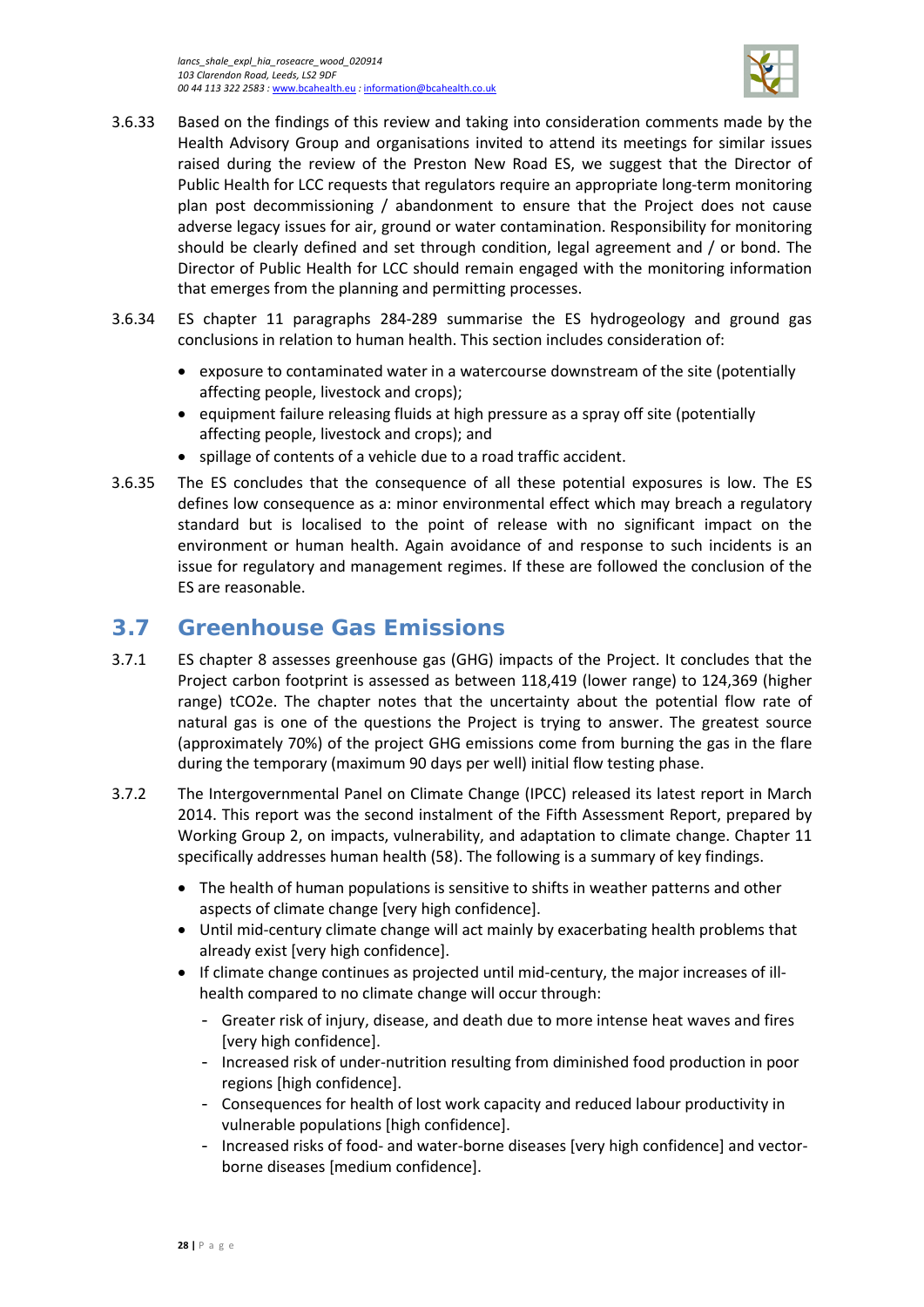3.6.33 Based on the findings of this review and taking into consideration comments made by the Health Advisory Group and organisations invited to attend its meetings for similar issues raised during the review of the Preston New Road ES, we suggest that the Director of Public Health for LCC requests that regulators require an appropriate long-term monitoring plan post decommissioning / abandonment to ensure that the Project does not cause adverse legacy issues for air, ground or water contamination. Responsibility for monitoring should be clearly defined and set through condition, legal agreement and / or bond. The Director of Public Health for LCC should remain engaged with the monitoring information that emerges from the planning and permitting processes.

3.6.34 ES chapter 11 paragraphs 284-289 summarise the ES hydrogeology and ground gas conclusions in relation to human health. This section includes consideration of:

- exposure to contaminated water in a watercourse downstream of the site (potentially affecting people, livestock and crops);
- equipment failure releasing fluids at high pressure as a spray off site (potentially affecting people, livestock and crops); and
- spillage of contents of a vehicle due to a road traffic accident.

3.6.35 The ES concludes that the consequence of all these potential exposures is low. The ES defines low consequence as a: minor environmental effect which may breach a regulatory standard but is localised to the point of release with no significant impact on the environment or human health. Again avoidance of and response to such incidents is an issue for regulatory and management regimes. If these are followed the conclusion of the ES are reasonable.

## 3.7 Greenhouse Gas Emissions

3.7.1 ES chapter 8 assesses greenhouse gas (GHG) impacts of the Project. It concludes that the Project carbon footprint is assessed as between 118,419 (lower range) to 124,369 (higher range) $tCO_2e$. The chapter notes that the uncertainty about the potential flow rate of natural gas is one of the questions the Project is trying to answer. The greatest source (approximately 70%) of the project GHG emissions come from burning the gas in the flare during the temporary (maximum 90 days per well) initial flow testing phase.

3.7.2 The Intergovernmental Panel on Climate Change (IPCC) released its latest report in March 2014. This report was the second instalment of the Fifth Assessment Report, prepared by Working Group 2, on impacts, vulnerability, and adaptation to climate change. Chapter 11 specifically addresses human health (58). The following is a summary of key findings.

- The health of human populations is sensitive to shifts in weather patterns and other aspects of climate change [very high confidence].
- Until mid-century climate change will act mainly by exacerbating health problems that already exist [very high confidence].
- If climate change continues as projected until mid-century, the major increases of ill-health compared to no climate change will occur through:
  - Greater risk of injury, disease, and death due to more intense heat waves and fires [very high confidence].
  - Increased risk of under-nutrition resulting from diminished food production in poor regions [high confidence].
  - Consequences for health of lost work capacity and reduced labour productivity in vulnerable populations [high confidence].
  - Increased risks of food- and water-borne diseases [very high confidence] and vector-borne diseases [medium confidence].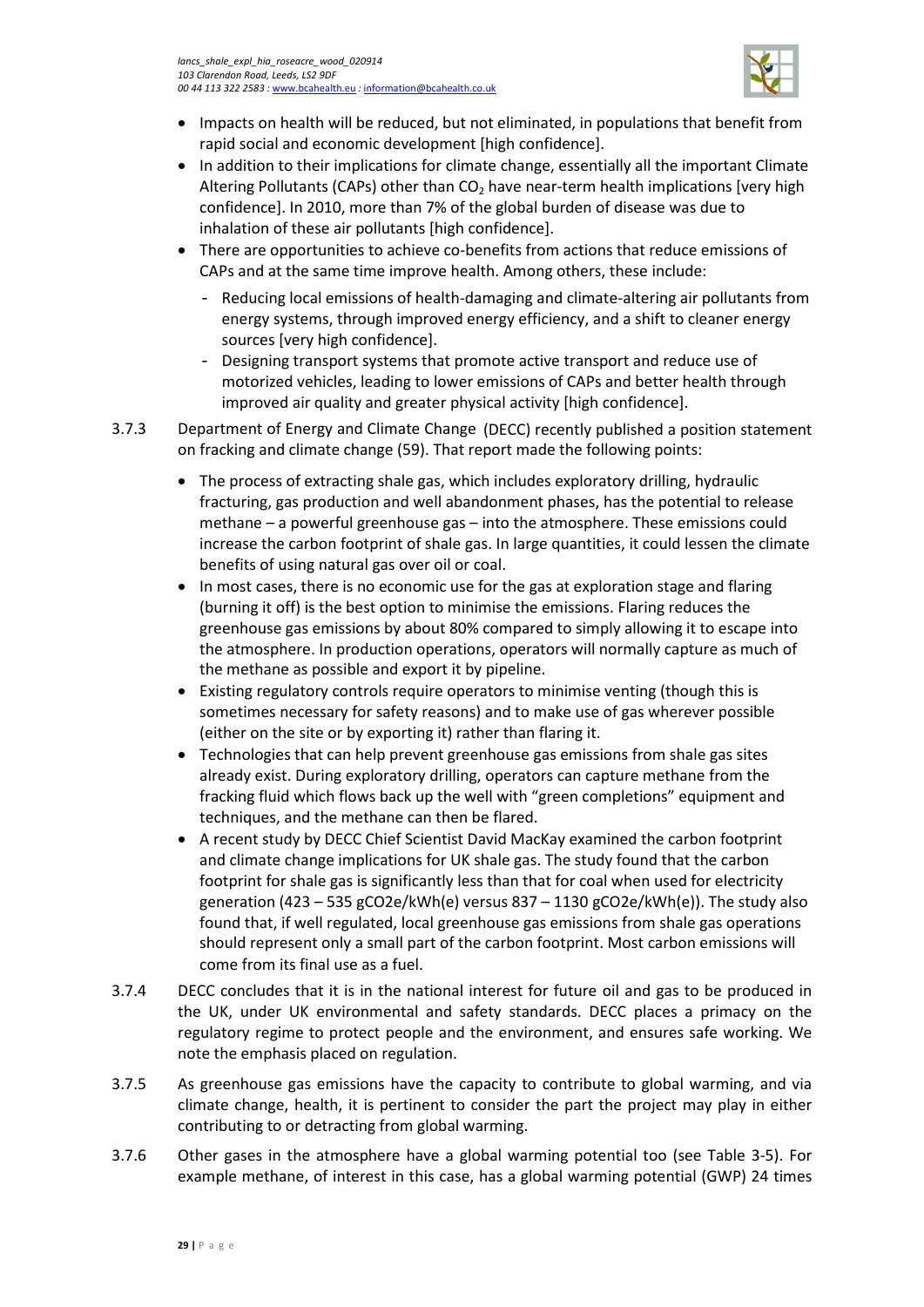- Impacts on health will be reduced, but not eliminated, in populations that benefit from rapid social and economic development [high confidence].
- In addition to their implications for climate change, essentially all the important Climate Altering Pollutants (CAPs) other than $CO_2$ have near-term health implications [very high confidence]. In 2010, more than 7% of the global burden of disease was due to inhalation of these air pollutants [high confidence].
- There are opportunities to achieve co-benefits from actions that reduce emissions of CAPs and at the same time improve health. Among others, these include:
  - Reducing local emissions of health-damaging and climate-altering air pollutants from energy systems, through improved energy efficiency, and a shift to cleaner energy sources [very high confidence].
  - Designing transport systems that promote active transport and reduce use of motorized vehicles, leading to lower emissions of CAPs and better health through improved air quality and greater physical activity [high confidence].

3.7.3 Department of Energy and Climate Change (DECC) recently published a position statement on fracking and climate change (59). That report made the following points:

- The process of extracting shale gas, which includes exploratory drilling, hydraulic fracturing, gas production and well abandonment phases, has the potential to release methane – a powerful greenhouse gas – into the atmosphere. These emissions could increase the carbon footprint of shale gas. In large quantities, it could lessen the climate benefits of using natural gas over oil or coal.
- In most cases, there is no economic use for the gas at exploration stage and flaring (burning it off) is the best option to minimise the emissions. Flaring reduces the greenhouse gas emissions by about 80% compared to simply allowing it to escape into the atmosphere. In production operations, operators will normally capture as much of the methane as possible and export it by pipeline.
- Existing regulatory controls require operators to minimise venting (though this is sometimes necessary for safety reasons) and to make use of gas wherever possible (either on the site or by exporting it) rather than flaring it.
- Technologies that can help prevent greenhouse gas emissions from shale gas sites already exist. During exploratory drilling, operators can capture methane from the fracking fluid which flows back up the well with "green completions" equipment and techniques, and the methane can then be flared.
- A recent study by DECC Chief Scientist David MacKay examined the carbon footprint and climate change implications for UK shale gas. The study found that the carbon footprint for shale gas is significantly less than that for coal when used for electricity generation (423 – 535 gCO2e/kWh(e) versus 837 – 1130 gCO2e/kWh(e)). The study also found that, if well regulated, local greenhouse gas emissions from shale gas operations should represent only a small part of the carbon footprint. Most carbon emissions will come from its final use as a fuel.

3.7.4 DECC concludes that it is in the national interest for future oil and gas to be produced in the UK, under UK environmental and safety standards. DECC places a primacy on the regulatory regime to protect people and the environment, and ensures safe working. We note the emphasis placed on regulation.

3.7.5 As greenhouse gas emissions have the capacity to contribute to global warming, and via climate change, health, it is pertinent to consider the part the project may play in either contributing to or detracting from global warming.

3.7.6 Other gases in the atmosphere have a global warming potential too (see Table 3-5). For example methane, of interest in this case, has a global warming potential (GWP) 24 times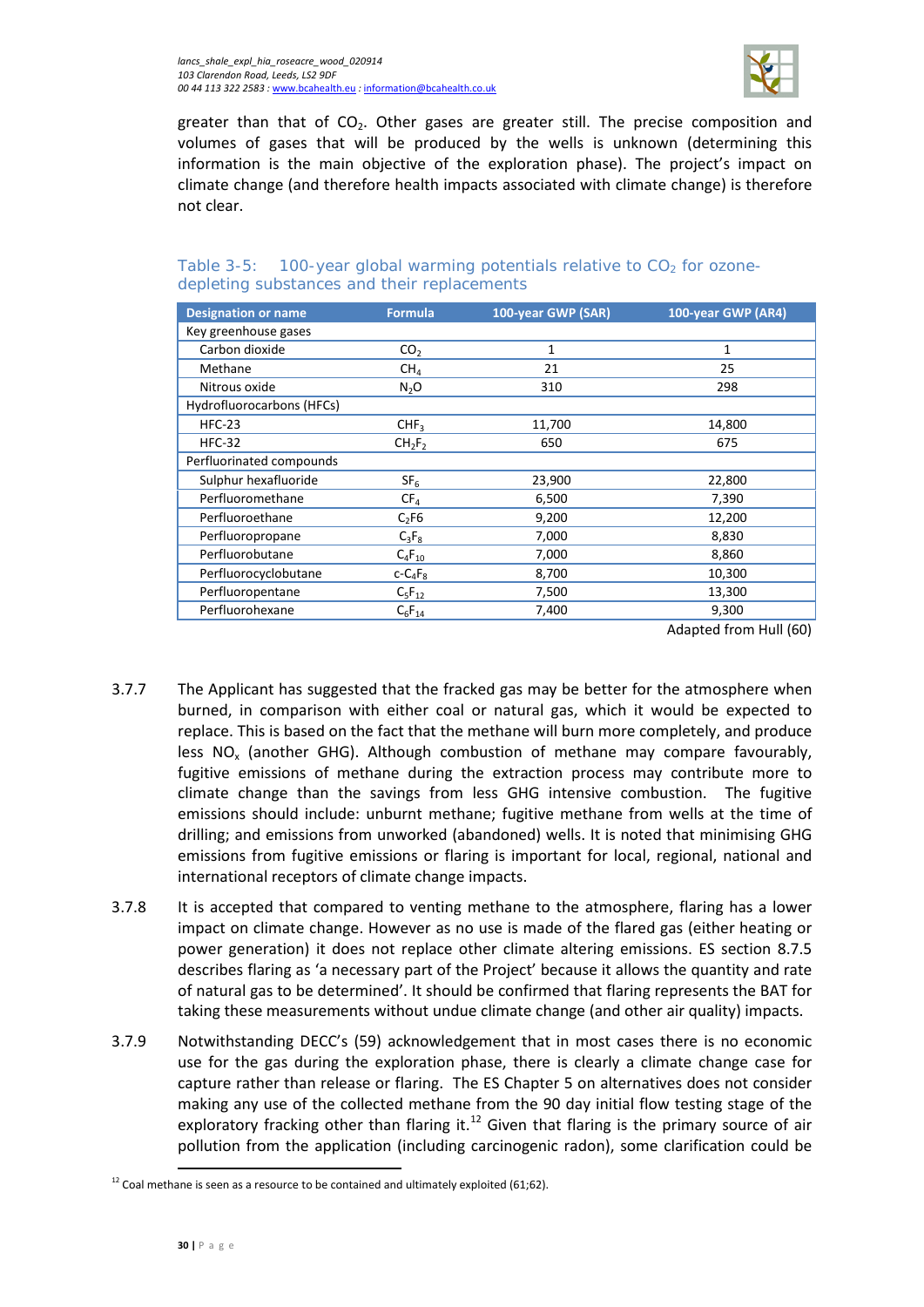greater than that of $CO_2$. Other gases are greater still. The precise composition and volumes of gases that will be produced by the wells is unknown (determining this information is the main objective of the exploration phase). The project's impact on climate change (and therefore health impacts associated with climate change) is therefore not clear.

### Table 3-5: 100-year global warming potentials relative to $CO_2$ for ozone-depleting substances and their replacements

| Designation or name | Formula | 100-year GWP (SAR) | 100-year GWP (AR4) |
|---|---|---|---|
| Key greenhouse gases | | | |
| Carbon dioxide | $CO_2$ | 1 | 1 |
| Methane | $CH_4$ | 21 | 25 |
| Nitrous oxide | $N_2O$ | 310 | 298 |
| Hydrofluorocarbons (HFCs) | | | |
| HFC-23 | $CHF_3$ | 11,700 | 14,800 |
| HFC-32 | $CH_2F_2$ | 650 | 675 |
| Perfluorinated compounds | | | |
| Sulphur hexafluoride | $SF_6$ | 23,900 | 22,800 |
| Perfluoromethane | $CF_4$ | 6,500 | 7,390 |
| Perfluoroethane | $C_2F6$ | 9,200 | 12,200 |
| Perfluoropropane | $C_3F_8$ | 7,000 | 8,830 |
| Perfluorobutane | $C_4F_{10}$ | 7,000 | 8,860 |
| Perfluorocyclobutane | $c\text{-}C_4F_8$ | 8,700 | 10,300 |
| Perfluoropentane | $C_5F_{12}$ | 7,500 | 13,300 |
| Perfluorohexane | $C_6F_{14}$ | 7,400 | 9,300 |

Adapted from Hull (60)

3.7.7 The Applicant has suggested that the fracked gas may be better for the atmosphere when burned, in comparison with either coal or natural gas, which it would be expected to replace. This is based on the fact that the methane will burn more completely, and produce less $NO_x$ (another GHG). Although combustion of methane may compare favourably, fugitive emissions of methane during the extraction process may contribute more to climate change than the savings from less GHG intensive combustion. The fugitive emissions should include: unburnt methane; fugitive methane from wells at the time of drilling; and emissions from unworked (abandoned) wells. It is noted that minimising GHG emissions from fugitive emissions or flaring is important for local, regional, national and international receptors of climate change impacts.

3.7.8 It is accepted that compared to venting methane to the atmosphere, flaring has a lower impact on climate change. However as no use is made of the flared gas (either heating or power generation) it does not replace other climate altering emissions. ES section 8.7.5 describes flaring as 'a necessary part of the Project' because it allows the quantity and rate of natural gas to be determined'. It should be confirmed that flaring represents the BAT for taking these measurements without undue climate change (and other air quality) impacts.

3.7.9 Notwithstanding DECC's (59) acknowledgement that in most cases there is no economic use for the gas during the exploration phase, there is clearly a climate change case for capture rather than release or flaring. The ES Chapter 5 on alternatives does not consider making any use of the collected methane from the 90 day initial flow testing stage of the exploratory fracking other than flaring it.[12] Given that flaring is the primary source of air pollution from the application (including carcinogenic radon), some clarification could be

[12] Coal methane is seen as a resource to be contained and ultimately exploited (61;62).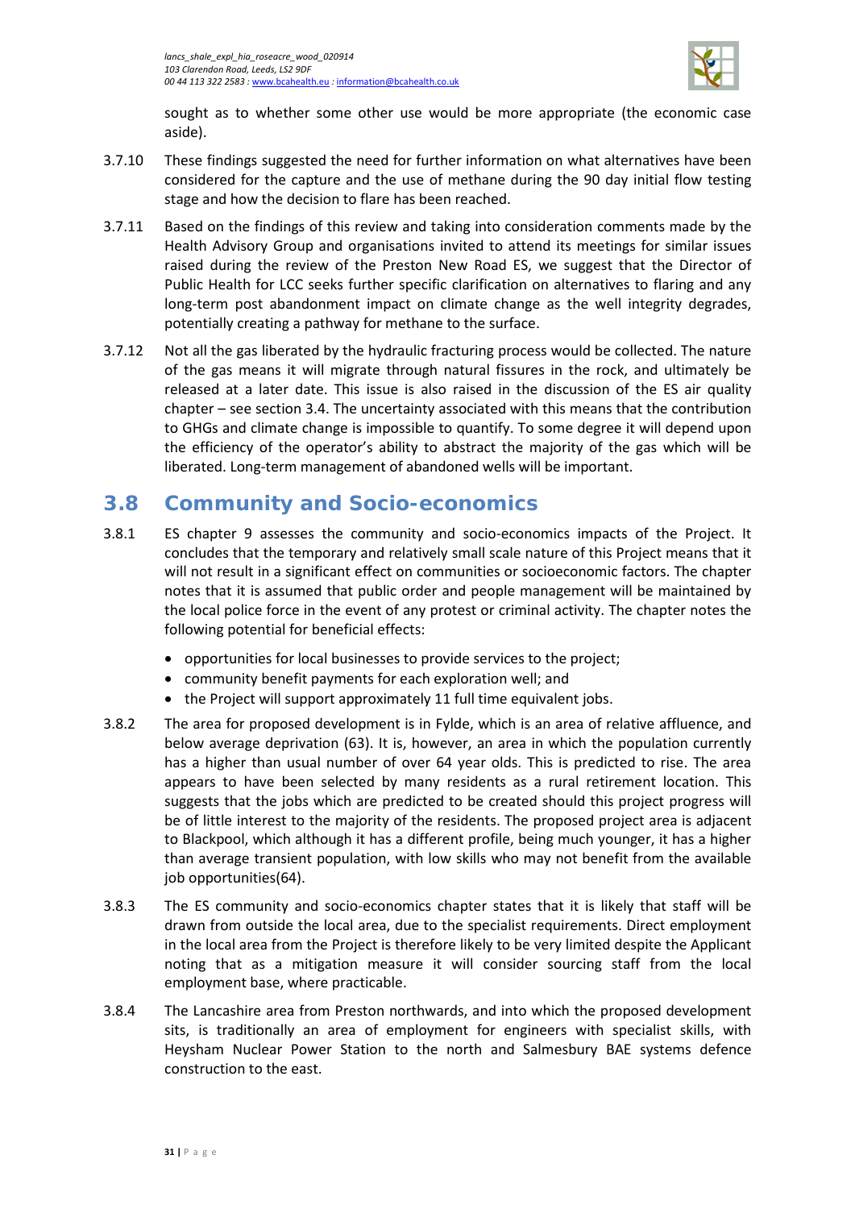sought as to whether some other use would be more appropriate (the economic case aside).

3.7.10 These findings suggested the need for further information on what alternatives have been considered for the capture and the use of methane during the 90 day initial flow testing stage and how the decision to flare has been reached.

3.7.11 Based on the findings of this review and taking into consideration comments made by the Health Advisory Group and organisations invited to attend its meetings for similar issues raised during the review of the Preston New Road ES, we suggest that the Director of Public Health for LCC seeks further specific clarification on alternatives to flaring and any long-term post abandonment impact on climate change as the well integrity degrades, potentially creating a pathway for methane to the surface.

3.7.12 Not all the gas liberated by the hydraulic fracturing process would be collected. The nature of the gas means it will migrate through natural fissures in the rock, and ultimately be released at a later date. This issue is also raised in the discussion of the ES air quality chapter – see section 3.4. The uncertainty associated with this means that the contribution to GHGs and climate change is impossible to quantify. To some degree it will depend upon the efficiency of the operator's ability to abstract the majority of the gas which will be liberated. Long-term management of abandoned wells will be important.

## 3.8 Community and Socio-economics

3.8.1 ES chapter 9 assesses the community and socio-economics impacts of the Project. It concludes that the temporary and relatively small scale nature of this Project means that it will not result in a significant effect on communities or socioeconomic factors. The chapter notes that it is assumed that public order and people management will be maintained by the local police force in the event of any protest or criminal activity. The chapter notes the following potential for beneficial effects:

- opportunities for local businesses to provide services to the project;
- community benefit payments for each exploration well; and
- the Project will support approximately 11 full time equivalent jobs.

3.8.2 The area for proposed development is in Fylde, which is an area of relative affluence, and below average deprivation (63). It is, however, an area in which the population currently has a higher than usual number of over 64 year olds. This is predicted to rise. The area appears to have been selected by many residents as a rural retirement location. This suggests that the jobs which are predicted to be created should this project progress will be of little interest to the majority of the residents. The proposed project area is adjacent to Blackpool, which although it has a different profile, being much younger, it has a higher than average transient population, with low skills who may not benefit from the available job opportunities(64).

3.8.3 The ES community and socio-economics chapter states that it is likely that staff will be drawn from outside the local area, due to the specialist requirements. Direct employment in the local area from the Project is therefore likely to be very limited despite the Applicant noting that as a mitigation measure it will consider sourcing staff from the local employment base, where practicable.

3.8.4 The Lancashire area from Preston northwards, and into which the proposed development sits, is traditionally an area of employment for engineers with specialist skills, with Heysham Nuclear Power Station to the north and Salmesbury BAE systems defence construction to the east.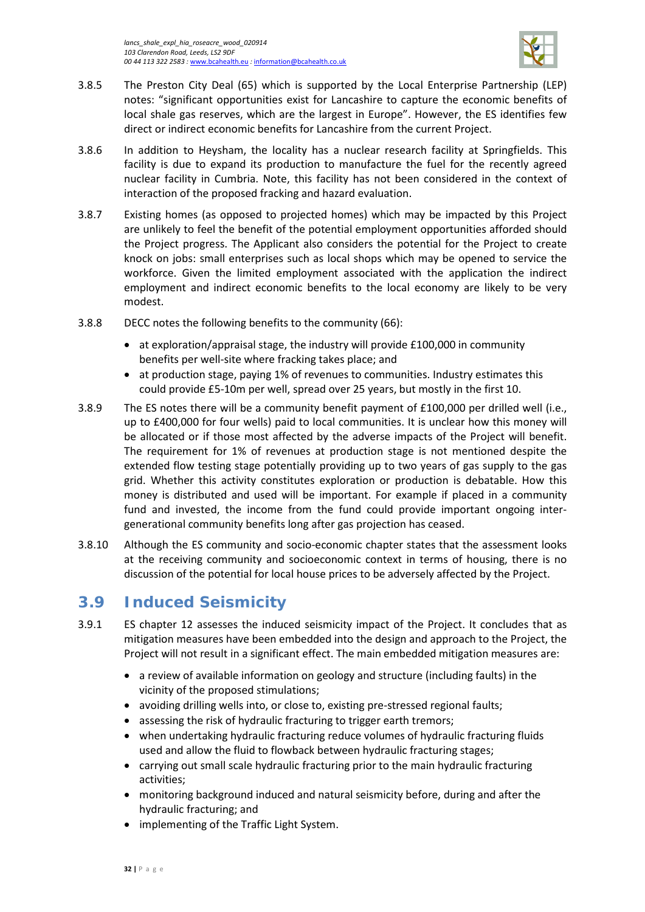3.8.5 The Preston City Deal (65) which is supported by the Local Enterprise Partnership (LEP) notes: "significant opportunities exist for Lancashire to capture the economic benefits of local shale gas reserves, which are the largest in Europe". However, the ES identifies few direct or indirect economic benefits for Lancashire from the current Project.

3.8.6 In addition to Heysham, the locality has a nuclear research facility at Springfields. This facility is due to expand its production to manufacture the fuel for the recently agreed nuclear facility in Cumbria. Note, this facility has not been considered in the context of interaction of the proposed fracking and hazard evaluation.

3.8.7 Existing homes (as opposed to projected homes) which may be impacted by this Project are unlikely to feel the benefit of the potential employment opportunities afforded should the Project progress. The Applicant also considers the potential for the Project to create knock on jobs: small enterprises such as local shops which may be opened to service the workforce. Given the limited employment associated with the application the indirect employment and indirect economic benefits to the local economy are likely to be very modest.

3.8.8 DECC notes the following benefits to the community (66):

- at exploration/appraisal stage, the industry will provide £100,000 in community benefits per well-site where fracking takes place; and
- at production stage, paying 1% of revenues to communities. Industry estimates this could provide £5-10m per well, spread over 25 years, but mostly in the first 10.

3.8.9 The ES notes there will be a community benefit payment of £100,000 per drilled well (i.e., up to £400,000 for four wells) paid to local communities. It is unclear how this money will be allocated or if those most affected by the adverse impacts of the Project will benefit. The requirement for 1% of revenues at production stage is not mentioned despite the extended flow testing stage potentially providing up to two years of gas supply to the gas grid. Whether this activity constitutes exploration or production is debatable. How this money is distributed and used will be important. For example if placed in a community fund and invested, the income from the fund could provide important ongoing inter-generational community benefits long after gas projection has ceased.

3.8.10 Although the ES community and socio-economic chapter states that the assessment looks at the receiving community and socioeconomic context in terms of housing, there is no discussion of the potential for local house prices to be adversely affected by the Project.

## 3.9 Induced Seismicity

3.9.1 ES chapter 12 assesses the induced seismicity impact of the Project. It concludes that as mitigation measures have been embedded into the design and approach to the Project, the Project will not result in a significant effect. The main embedded mitigation measures are:

- a review of available information on geology and structure (including faults) in the vicinity of the proposed stimulations;
- avoiding drilling wells into, or close to, existing pre-stressed regional faults;
- assessing the risk of hydraulic fracturing to trigger earth tremors;
- when undertaking hydraulic fracturing reduce volumes of hydraulic fracturing fluids used and allow the fluid to flowback between hydraulic fracturing stages;
- carrying out small scale hydraulic fracturing prior to the main hydraulic fracturing activities;
- monitoring background induced and natural seismicity before, during and after the hydraulic fracturing; and
- implementing of the Traffic Light System.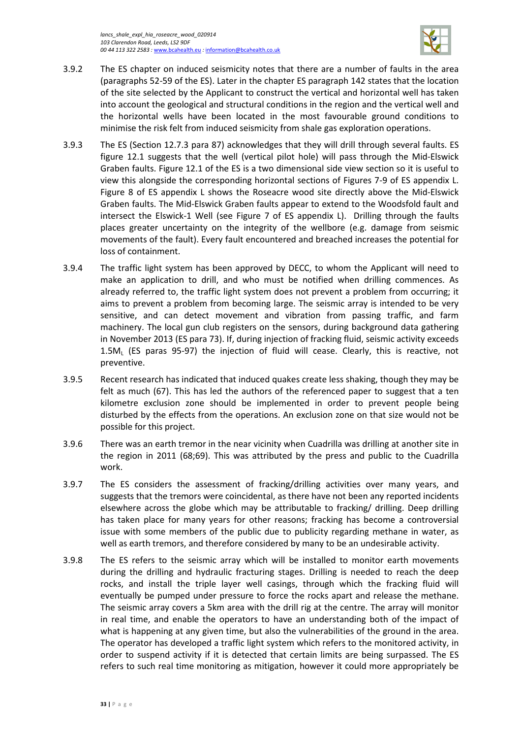3.9.2 The ES chapter on induced seismicity notes that there are a number of faults in the area (paragraphs 52-59 of the ES). Later in the chapter ES paragraph 142 states that the location of the site selected by the Applicant to construct the vertical and horizontal well has taken into account the geological and structural conditions in the region and the vertical well and the horizontal wells have been located in the most favourable ground conditions to minimise the risk felt from induced seismicity from shale gas exploration operations.

3.9.3 The ES (Section 12.7.3 para 87) acknowledges that they will drill through several faults. ES figure 12.1 suggests that the well (vertical pilot hole) will pass through the Mid-Elswick Graben faults. Figure 12.1 of the ES is a two dimensional side view section so it is useful to view this alongside the corresponding horizontal sections of Figures 7-9 of ES appendix L. Figure 8 of ES appendix L shows the Roseacre wood site directly above the Mid-Elswick Graben faults. The Mid-Elswick Graben faults appear to extend to the Woodsfold fault and intersect the Elswick-1 Well (see Figure 7 of ES appendix L). Drilling through the faults places greater uncertainty on the integrity of the wellbore (e.g. damage from seismic movements of the fault). Every fault encountered and breached increases the potential for loss of containment.

3.9.4 The traffic light system has been approved by DECC, to whom the Applicant will need to make an application to drill, and who must be notified when drilling commences. As already referred to, the traffic light system does not prevent a problem from occurring; it aims to prevent a problem from becoming large. The seismic array is intended to be very sensitive, and can detect movement and vibration from passing traffic, and farm machinery. The local gun club registers on the sensors, during background data gathering in November 2013 (ES para 73). If, during injection of fracking fluid, seismic activity exceeds $1.5M_L$ (ES paras 95-97) the injection of fluid will cease. Clearly, this is reactive, not preventive.

3.9.5 Recent research has indicated that induced quakes create less shaking, though they may be felt as much (67). This has led the authors of the referenced paper to suggest that a ten kilometre exclusion zone should be implemented in order to prevent people being disturbed by the effects from the operations. An exclusion zone on that size would not be possible for this project.

3.9.6 There was an earth tremor in the near vicinity when Cuadrilla was drilling at another site in the region in 2011 (68;69). This was attributed by the press and public to the Cuadrilla work.

3.9.7 The ES considers the assessment of fracking/drilling activities over many years, and suggests that the tremors were coincidental, as there have not been any reported incidents elsewhere across the globe which may be attributable to fracking/ drilling. Deep drilling has taken place for many years for other reasons; fracking has become a controversial issue with some members of the public due to publicity regarding methane in water, as well as earth tremors, and therefore considered by many to be an undesirable activity.

3.9.8 The ES refers to the seismic array which will be installed to monitor earth movements during the drilling and hydraulic fracturing stages. Drilling is needed to reach the deep rocks, and install the triple layer well casings, through which the fracking fluid will eventually be pumped under pressure to force the rocks apart and release the methane. The seismic array covers a 5km area with the drill rig at the centre. The array will monitor in real time, and enable the operators to have an understanding both of the impact of what is happening at any given time, but also the vulnerabilities of the ground in the area. The operator has developed a traffic light system which refers to the monitored activity, in order to suspend activity if it is detected that certain limits are being surpassed. The ES refers to such real time monitoring as mitigation, however it could more appropriately be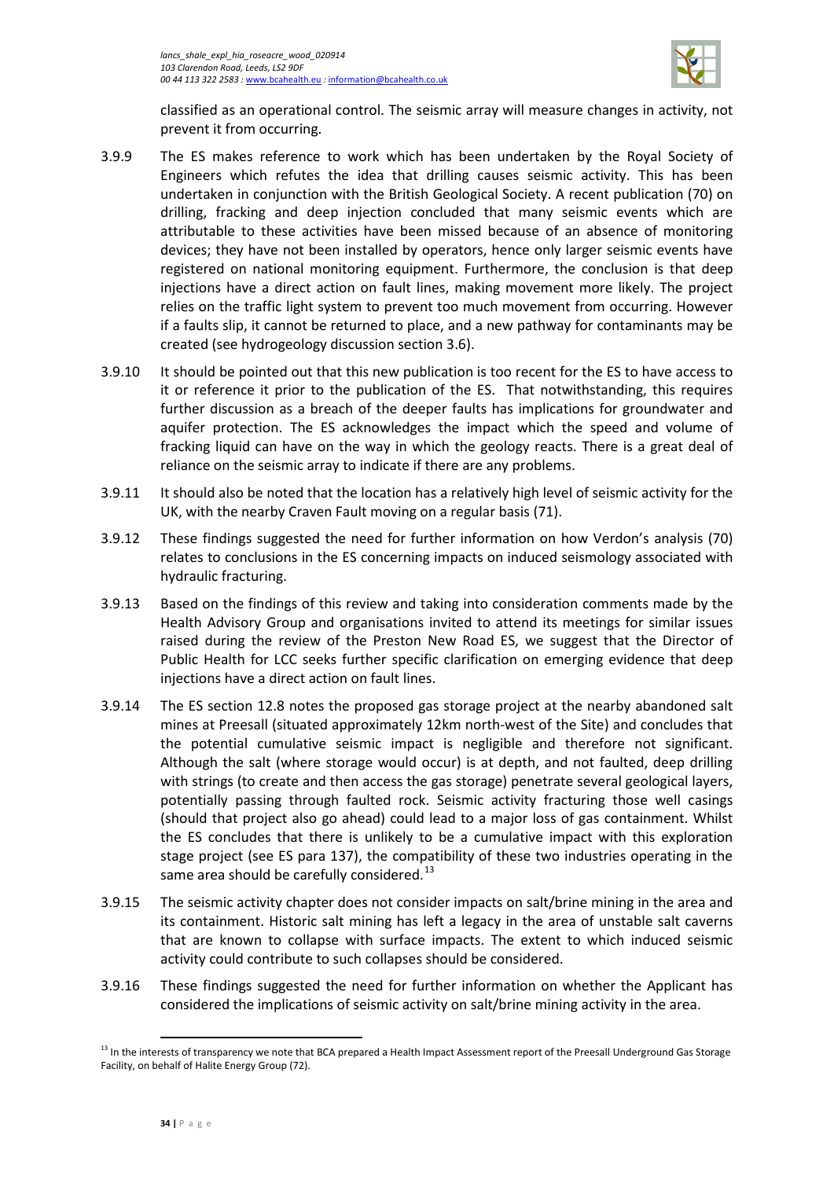classified as an operational control. The seismic array will measure changes in activity, not prevent it from occurring.

3.9.9 The ES makes reference to work which has been undertaken by the Royal Society of Engineers which refutes the idea that drilling causes seismic activity. This has been undertaken in conjunction with the British Geological Society. A recent publication (70) on drilling, fracking and deep injection concluded that many seismic events which are attributable to these activities have been missed because of an absence of monitoring devices; they have not been installed by operators, hence only larger seismic events have registered on national monitoring equipment. Furthermore, the conclusion is that deep injections have a direct action on fault lines, making movement more likely. The project relies on the traffic light system to prevent too much movement from occurring. However if a faults slip, it cannot be returned to place, and a new pathway for contaminants may be created (see hydrogeology discussion section 3.6).

3.9.10 It should be pointed out that this new publication is too recent for the ES to have access to it or reference it prior to the publication of the ES. That notwithstanding, this requires further discussion as a breach of the deeper faults has implications for groundwater and aquifer protection. The ES acknowledges the impact which the speed and volume of fracking liquid can have on the way in which the geology reacts. There is a great deal of reliance on the seismic array to indicate if there are any problems.

3.9.11 It should also be noted that the location has a relatively high level of seismic activity for the UK, with the nearby Craven Fault moving on a regular basis (71).

3.9.12 These findings suggested the need for further information on how Verdon's analysis (70) relates to conclusions in the ES concerning impacts on induced seismology associated with hydraulic fracturing.

3.9.13 Based on the findings of this review and taking into consideration comments made by the Health Advisory Group and organisations invited to attend its meetings for similar issues raised during the review of the Preston New Road ES, we suggest that the Director of Public Health for LCC seeks further specific clarification on emerging evidence that deep injections have a direct action on fault lines.

3.9.14 The ES section 12.8 notes the proposed gas storage project at the nearby abandoned salt mines at Preesall (situated approximately 12km north-west of the Site) and concludes that the potential cumulative seismic impact is negligible and therefore not significant. Although the salt (where storage would occur) is at depth, and not faulted, deep drilling with strings (to create and then access the gas storage) penetrate several geological layers, potentially passing through faulted rock. Seismic activity fracturing those well casings (should that project also go ahead) could lead to a major loss of gas containment. Whilst the ES concludes that there is unlikely to be a cumulative impact with this exploration stage project (see ES para 137), the compatibility of these two industries operating in the same area should be carefully considered.[13]

3.9.15 The seismic activity chapter does not consider impacts on salt/brine mining in the area and its containment. Historic salt mining has left a legacy in the area of unstable salt caverns that are known to collapse with surface impacts. The extent to which induced seismic activity could contribute to such collapses should be considered.

3.9.16 These findings suggested the need for further information on whether the Applicant has considered the implications of seismic activity on salt/brine mining activity in the area.

[13] In the interests of transparency we note that BCA prepared a Health Impact Assessment report of the Preesall Underground Gas Storage Facility, on behalf of Halite Energy Group (72).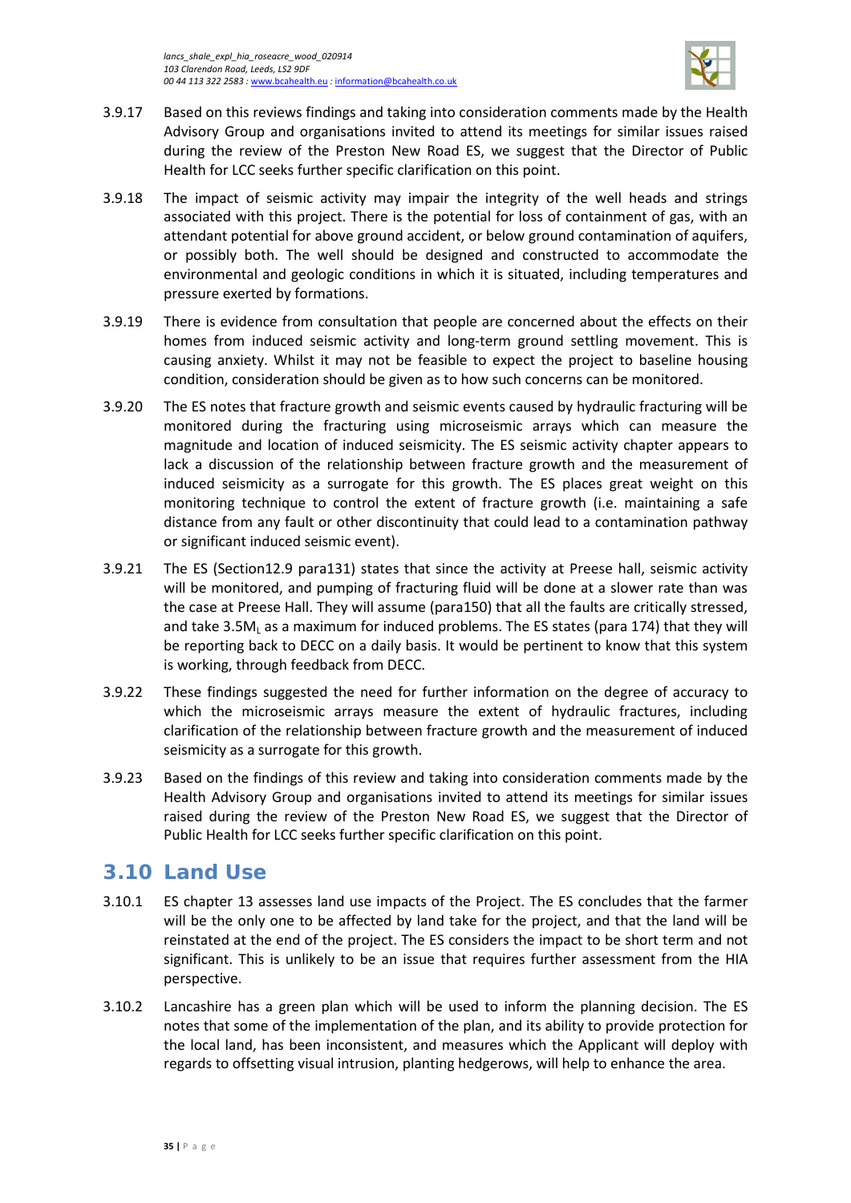3.9.17 Based on this reviews findings and taking into consideration comments made by the Health Advisory Group and organisations invited to attend its meetings for similar issues raised during the review of the Preston New Road ES, we suggest that the Director of Public Health for LCC seeks further specific clarification on this point.

3.9.18 The impact of seismic activity may impair the integrity of the well heads and strings associated with this project. There is the potential for loss of containment of gas, with an attendant potential for above ground accident, or below ground contamination of aquifers, or possibly both. The well should be designed and constructed to accommodate the environmental and geologic conditions in which it is situated, including temperatures and pressure exerted by formations.

3.9.19 There is evidence from consultation that people are concerned about the effects on their homes from induced seismic activity and long-term ground settling movement. This is causing anxiety. Whilst it may not be feasible to expect the project to baseline housing condition, consideration should be given as to how such concerns can be monitored.

3.9.20 The ES notes that fracture growth and seismic events caused by hydraulic fracturing will be monitored during the fracturing using microseismic arrays which can measure the magnitude and location of induced seismicity. The ES seismic activity chapter appears to lack a discussion of the relationship between fracture growth and the measurement of induced seismicity as a surrogate for this growth. The ES places great weight on this monitoring technique to control the extent of fracture growth (i.e. maintaining a safe distance from any fault or other discontinuity that could lead to a contamination pathway or significant induced seismic event).

3.9.21 The ES (Section12.9 para131) states that since the activity at Preese hall, seismic activity will be monitored, and pumping of fracturing fluid will be done at a slower rate than was the case at Preese Hall. They will assume (para150) that all the faults are critically stressed, and take 3.5$M_L$ as a maximum for induced problems. The ES states (para 174) that they will be reporting back to DECC on a daily basis. It would be pertinent to know that this system is working, through feedback from DECC.

3.9.22 These findings suggested the need for further information on the degree of accuracy to which the microseismic arrays measure the extent of hydraulic fractures, including clarification of the relationship between fracture growth and the measurement of induced seismicity as a surrogate for this growth.

3.9.23 Based on the findings of this review and taking into consideration comments made by the Health Advisory Group and organisations invited to attend its meetings for similar issues raised during the review of the Preston New Road ES, we suggest that the Director of Public Health for LCC seeks further specific clarification on this point.

## 3.10 Land Use

3.10.1 ES chapter 13 assesses land use impacts of the Project. The ES concludes that the farmer will be the only one to be affected by land take for the project, and that the land will be reinstated at the end of the project. The ES considers the impact to be short term and not significant. This is unlikely to be an issue that requires further assessment from the HIA perspective.

3.10.2 Lancashire has a green plan which will be used to inform the planning decision. The ES notes that some of the implementation of the plan, and its ability to provide protection for the local land, has been inconsistent, and measures which the Applicant will deploy with regards to offsetting visual intrusion, planting hedgerows, will help to enhance the area.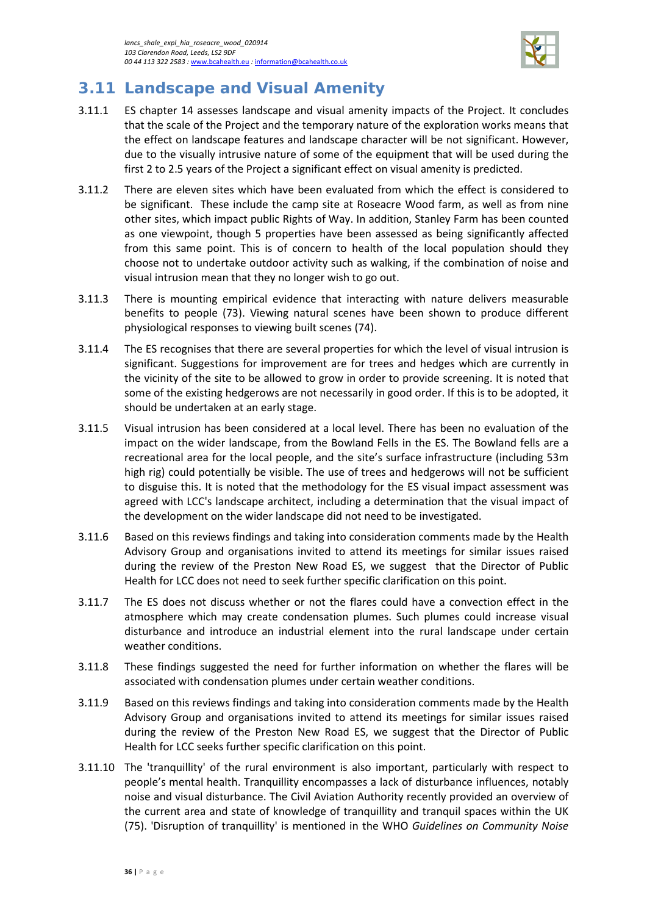## 3.11 Landscape and Visual Amenity

3.11.1 ES chapter 14 assesses landscape and visual amenity impacts of the Project. It concludes that the scale of the Project and the temporary nature of the exploration works means that the effect on landscape features and landscape character will be not significant. However, due to the visually intrusive nature of some of the equipment that will be used during the first 2 to 2.5 years of the Project a significant effect on visual amenity is predicted.

3.11.2 There are eleven sites which have been evaluated from which the effect is considered to be significant. These include the camp site at Roseacre Wood farm, as well as from nine other sites, which impact public Rights of Way. In addition, Stanley Farm has been counted as one viewpoint, though 5 properties have been assessed as being significantly affected from this same point. This is of concern to health of the local population should they choose not to undertake outdoor activity such as walking, if the combination of noise and visual intrusion mean that they no longer wish to go out.

3.11.3 There is mounting empirical evidence that interacting with nature delivers measurable benefits to people (73). Viewing natural scenes have been shown to produce different physiological responses to viewing built scenes (74).

3.11.4 The ES recognises that there are several properties for which the level of visual intrusion is significant. Suggestions for improvement are for trees and hedges which are currently in the vicinity of the site to be allowed to grow in order to provide screening. It is noted that some of the existing hedgerows are not necessarily in good order. If this is to be adopted, it should be undertaken at an early stage.

3.11.5 Visual intrusion has been considered at a local level. There has been no evaluation of the impact on the wider landscape, from the Bowland Fells in the ES. The Bowland fells are a recreational area for the local people, and the site's surface infrastructure (including 53m high rig) could potentially be visible. The use of trees and hedgerows will not be sufficient to disguise this. It is noted that the methodology for the ES visual impact assessment was agreed with LCC's landscape architect, including a determination that the visual impact of the development on the wider landscape did not need to be investigated.

3.11.6 Based on this reviews findings and taking into consideration comments made by the Health Advisory Group and organisations invited to attend its meetings for similar issues raised during the review of the Preston New Road ES, we suggest that the Director of Public Health for LCC does not need to seek further specific clarification on this point.

3.11.7 The ES does not discuss whether or not the flares could have a convection effect in the atmosphere which may create condensation plumes. Such plumes could increase visual disturbance and introduce an industrial element into the rural landscape under certain weather conditions.

3.11.8 These findings suggested the need for further information on whether the flares will be associated with condensation plumes under certain weather conditions.

3.11.9 Based on this reviews findings and taking into consideration comments made by the Health Advisory Group and organisations invited to attend its meetings for similar issues raised during the review of the Preston New Road ES, we suggest that the Director of Public Health for LCC seeks further specific clarification on this point.

3.11.10 The 'tranquillity' of the rural environment is also important, particularly with respect to people's mental health. Tranquillity encompasses a lack of disturbance influences, notably noise and visual disturbance. The Civil Aviation Authority recently provided an overview of the current area and state of knowledge of tranquillity and tranquil spaces within the UK (75). 'Disruption of tranquillity' is mentioned in the WHO *Guidelines on Community Noise*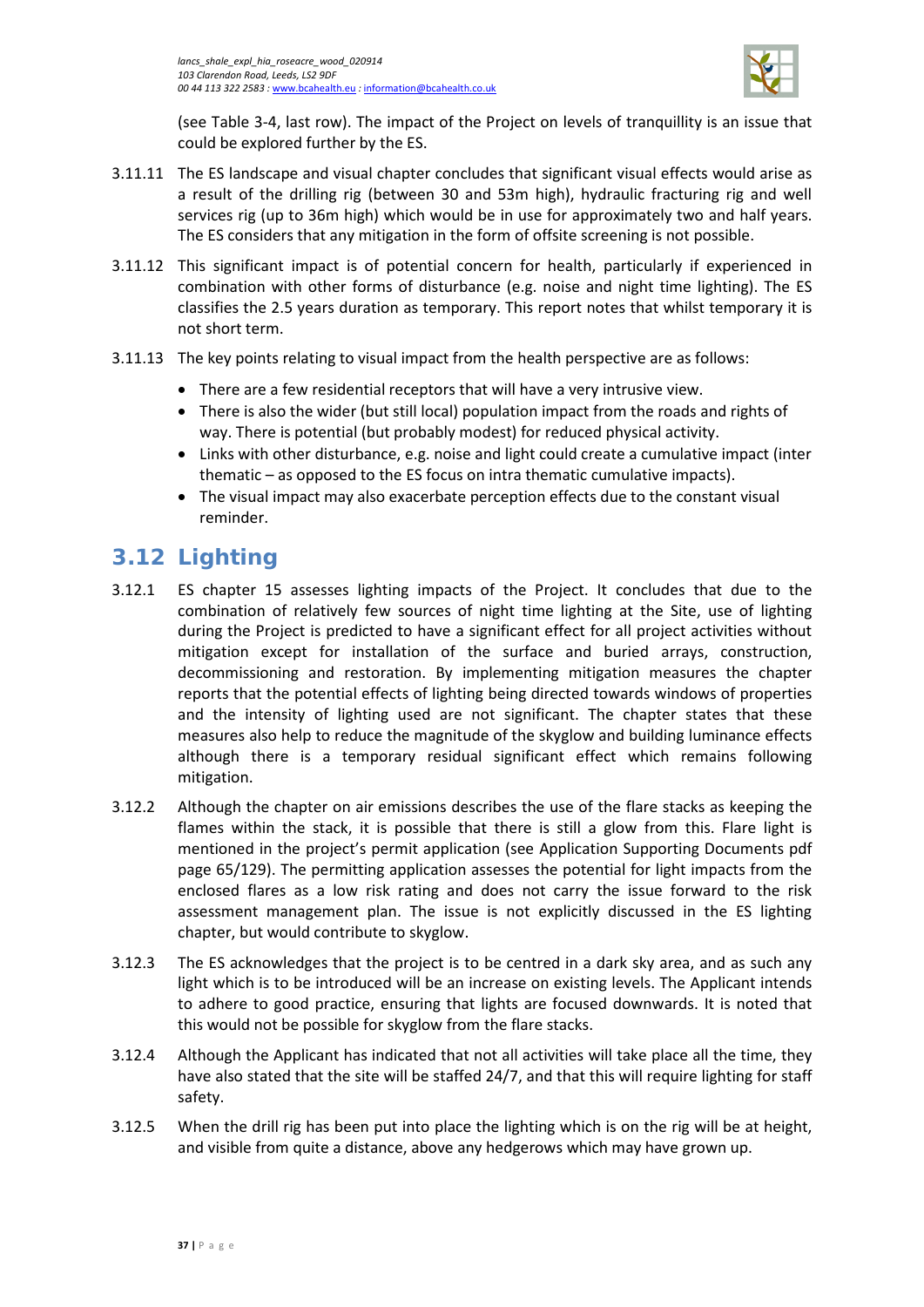(see Table 3-4, last row). The impact of the Project on levels of tranquillity is an issue that could be explored further by the ES.

3.11.11 The ES landscape and visual chapter concludes that significant visual effects would arise as a result of the drilling rig (between 30 and 53m high), hydraulic fracturing rig and well services rig (up to 36m high) which would be in use for approximately two and half years. The ES considers that any mitigation in the form of offsite screening is not possible.

3.11.12 This significant impact is of potential concern for health, particularly if experienced in combination with other forms of disturbance (e.g. noise and night time lighting). The ES classifies the 2.5 years duration as temporary. This report notes that whilst temporary it is not short term.

3.11.13 The key points relating to visual impact from the health perspective are as follows:

- There are a few residential receptors that will have a very intrusive view.
- There is also the wider (but still local) population impact from the roads and rights of way. There is potential (but probably modest) for reduced physical activity.
- Links with other disturbance, e.g. noise and light could create a cumulative impact (inter thematic – as opposed to the ES focus on intra thematic cumulative impacts).
- The visual impact may also exacerbate perception effects due to the constant visual reminder.

## 3.12 Lighting

3.12.1 ES chapter 15 assesses lighting impacts of the Project. It concludes that due to the combination of relatively few sources of night time lighting at the Site, use of lighting during the Project is predicted to have a significant effect for all project activities without mitigation except for installation of the surface and buried arrays, construction, decommissioning and restoration. By implementing mitigation measures the chapter reports that the potential effects of lighting being directed towards windows of properties and the intensity of lighting used are not significant. The chapter states that these measures also help to reduce the magnitude of the skyglow and building luminance effects although there is a temporary residual significant effect which remains following mitigation.

3.12.2 Although the chapter on air emissions describes the use of the flare stacks as keeping the flames within the stack, it is possible that there is still a glow from this. Flare light is mentioned in the project's permit application (see Application Supporting Documents pdf page 65/129). The permitting application assesses the potential for light impacts from the enclosed flares as a low risk rating and does not carry the issue forward to the risk assessment management plan. The issue is not explicitly discussed in the ES lighting chapter, but would contribute to skyglow.

3.12.3 The ES acknowledges that the project is to be centred in a dark sky area, and as such any light which is to be introduced will be an increase on existing levels. The Applicant intends to adhere to good practice, ensuring that lights are focused downwards. It is noted that this would not be possible for skyglow from the flare stacks.

3.12.4 Although the Applicant has indicated that not all activities will take place all the time, they have also stated that the site will be staffed 24/7, and that this will require lighting for staff safety.

3.12.5 When the drill rig has been put into place the lighting which is on the rig will be at height, and visible from quite a distance, above any hedgerows which may have grown up.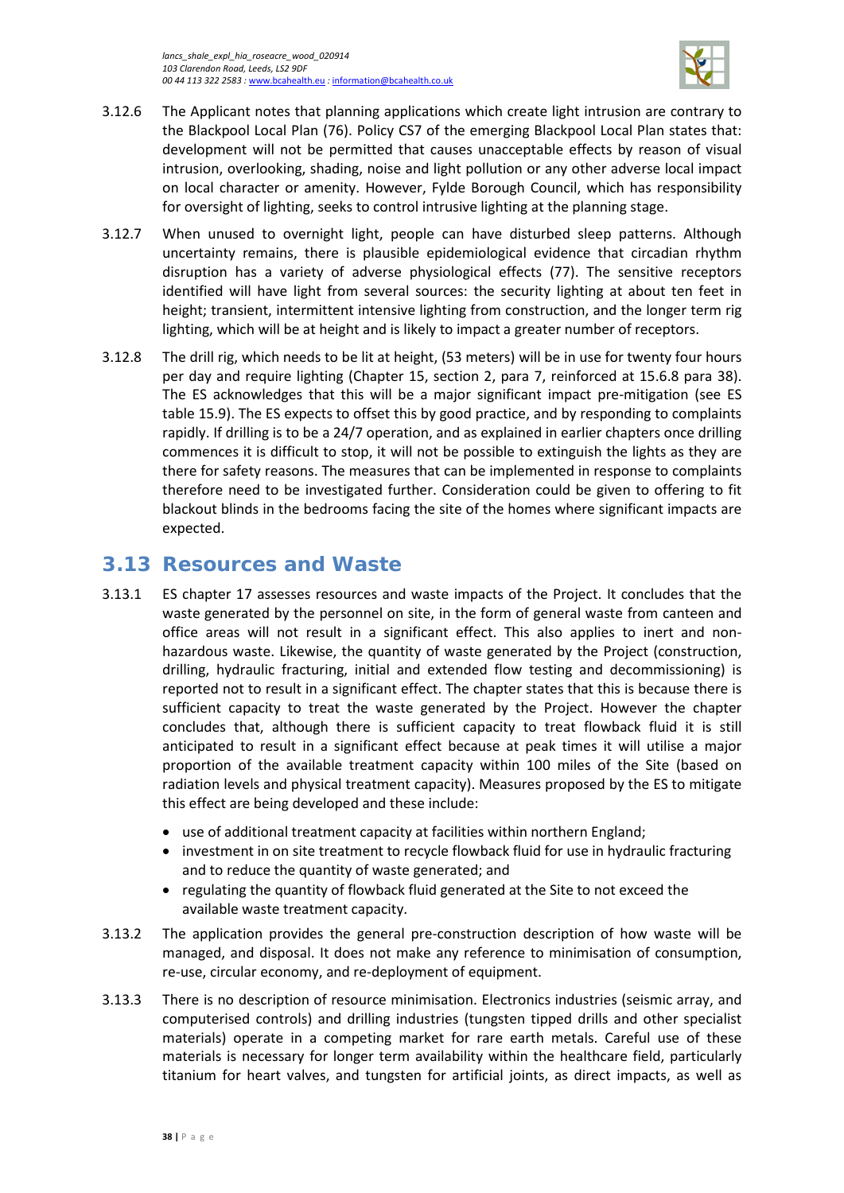3.12.6 The Applicant notes that planning applications which create light intrusion are contrary to the Blackpool Local Plan (76). Policy CS7 of the emerging Blackpool Local Plan states that: development will not be permitted that causes unacceptable effects by reason of visual intrusion, overlooking, shading, noise and light pollution or any other adverse local impact on local character or amenity. However, Fylde Borough Council, which has responsibility for oversight of lighting, seeks to control intrusive lighting at the planning stage.

3.12.7 When unused to overnight light, people can have disturbed sleep patterns. Although uncertainty remains, there is plausible epidemiological evidence that circadian rhythm disruption has a variety of adverse physiological effects (77). The sensitive receptors identified will have light from several sources: the security lighting at about ten feet in height; transient, intermittent intensive lighting from construction, and the longer term rig lighting, which will be at height and is likely to impact a greater number of receptors.

3.12.8 The drill rig, which needs to be lit at height, (53 meters) will be in use for twenty four hours per day and require lighting (Chapter 15, section 2, para 7, reinforced at 15.6.8 para 38). The ES acknowledges that this will be a major significant impact pre-mitigation (see ES table 15.9). The ES expects to offset this by good practice, and by responding to complaints rapidly. If drilling is to be a 24/7 operation, and as explained in earlier chapters once drilling commences it is difficult to stop, it will not be possible to extinguish the lights as they are there for safety reasons. The measures that can be implemented in response to complaints therefore need to be investigated further. Consideration could be given to offering to fit blackout blinds in the bedrooms facing the site of the homes where significant impacts are expected.

## 3.13 Resources and Waste

3.13.1 ES chapter 17 assesses resources and waste impacts of the Project. It concludes that the waste generated by the personnel on site, in the form of general waste from canteen and office areas will not result in a significant effect. This also applies to inert and non-hazardous waste. Likewise, the quantity of waste generated by the Project (construction, drilling, hydraulic fracturing, initial and extended flow testing and decommissioning) is reported not to result in a significant effect. The chapter states that this is because there is sufficient capacity to treat the waste generated by the Project. However the chapter concludes that, although there is sufficient capacity to treat flowback fluid it is still anticipated to result in a significant effect because at peak times it will utilise a major proportion of the available treatment capacity within 100 miles of the Site (based on radiation levels and physical treatment capacity). Measures proposed by the ES to mitigate this effect are being developed and these include:

- use of additional treatment capacity at facilities within northern England;
- investment in on site treatment to recycle flowback fluid for use in hydraulic fracturing and to reduce the quantity of waste generated; and
- regulating the quantity of flowback fluid generated at the Site to not exceed the available waste treatment capacity.

3.13.2 The application provides the general pre-construction description of how waste will be managed, and disposal. It does not make any reference to minimisation of consumption, re-use, circular economy, and re-deployment of equipment.

3.13.3 There is no description of resource minimisation. Electronics industries (seismic array, and computerised controls) and drilling industries (tungsten tipped drills and other specialist materials) operate in a competing market for rare earth metals. Careful use of these materials is necessary for longer term availability within the healthcare field, particularly titanium for heart valves, and tungsten for artificial joints, as direct impacts, as well as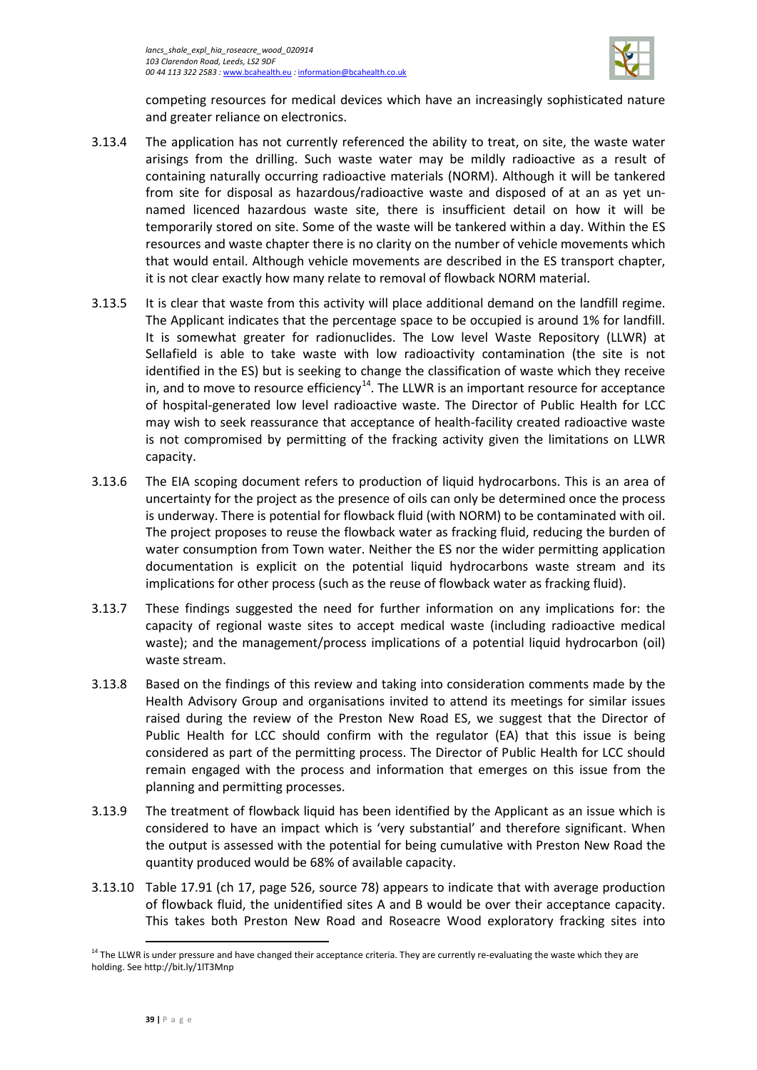competing resources for medical devices which have an increasingly sophisticated nature and greater reliance on electronics.

3.13.4 The application has not currently referenced the ability to treat, on site, the waste water arisings from the drilling. Such waste water may be mildly radioactive as a result of containing naturally occurring radioactive materials (NORM). Although it will be tankered from site for disposal as hazardous/radioactive waste and disposed of at an as yet un-named licenced hazardous waste site, there is insufficient detail on how it will be temporarily stored on site. Some of the waste will be tankered within a day. Within the ES resources and waste chapter there is no clarity on the number of vehicle movements which that would entail. Although vehicle movements are described in the ES transport chapter, it is not clear exactly how many relate to removal of flowback NORM material.

3.13.5 It is clear that waste from this activity will place additional demand on the landfill regime. The Applicant indicates that the percentage space to be occupied is around 1% for landfill. It is somewhat greater for radionuclides. The Low level Waste Repository (LLWR) at Sellafield is able to take waste with low radioactivity contamination (the site is not identified in the ES) but is seeking to change the classification of waste which they receive in, and to move to resource efficiency[14]. The LLWR is an important resource for acceptance of hospital-generated low level radioactive waste. The Director of Public Health for LCC may wish to seek reassurance that acceptance of health-facility created radioactive waste is not compromised by permitting of the fracking activity given the limitations on LLWR capacity.

3.13.6 The EIA scoping document refers to production of liquid hydrocarbons. This is an area of uncertainty for the project as the presence of oils can only be determined once the process is underway. There is potential for flowback fluid (with NORM) to be contaminated with oil. The project proposes to reuse the flowback water as fracking fluid, reducing the burden of water consumption from Town water. Neither the ES nor the wider permitting application documentation is explicit on the potential liquid hydrocarbons waste stream and its implications for other process (such as the reuse of flowback water as fracking fluid).

3.13.7 These findings suggested the need for further information on any implications for: the capacity of regional waste sites to accept medical waste (including radioactive medical waste); and the management/process implications of a potential liquid hydrocarbon (oil) waste stream.

3.13.8 Based on the findings of this review and taking into consideration comments made by the Health Advisory Group and organisations invited to attend its meetings for similar issues raised during the review of the Preston New Road ES, we suggest that the Director of Public Health for LCC should confirm with the regulator (EA) that this issue is being considered as part of the permitting process. The Director of Public Health for LCC should remain engaged with the process and information that emerges on this issue from the planning and permitting processes.

3.13.9 The treatment of flowback liquid has been identified by the Applicant as an issue which is considered to have an impact which is 'very substantial' and therefore significant. When the output is assessed with the potential for being cumulative with Preston New Road the quantity produced would be 68% of available capacity.

3.13.10 Table 17.91 (ch 17, page 526, source 78) appears to indicate that with average production of flowback fluid, the unidentified sites A and B would be over their acceptance capacity. This takes both Preston New Road and Roseacre Wood exploratory fracking sites into

[14] The LLWR is under pressure and have changed their acceptance criteria. They are currently re-evaluating the waste which they are holding. See http://bit.ly/1lT3Mnp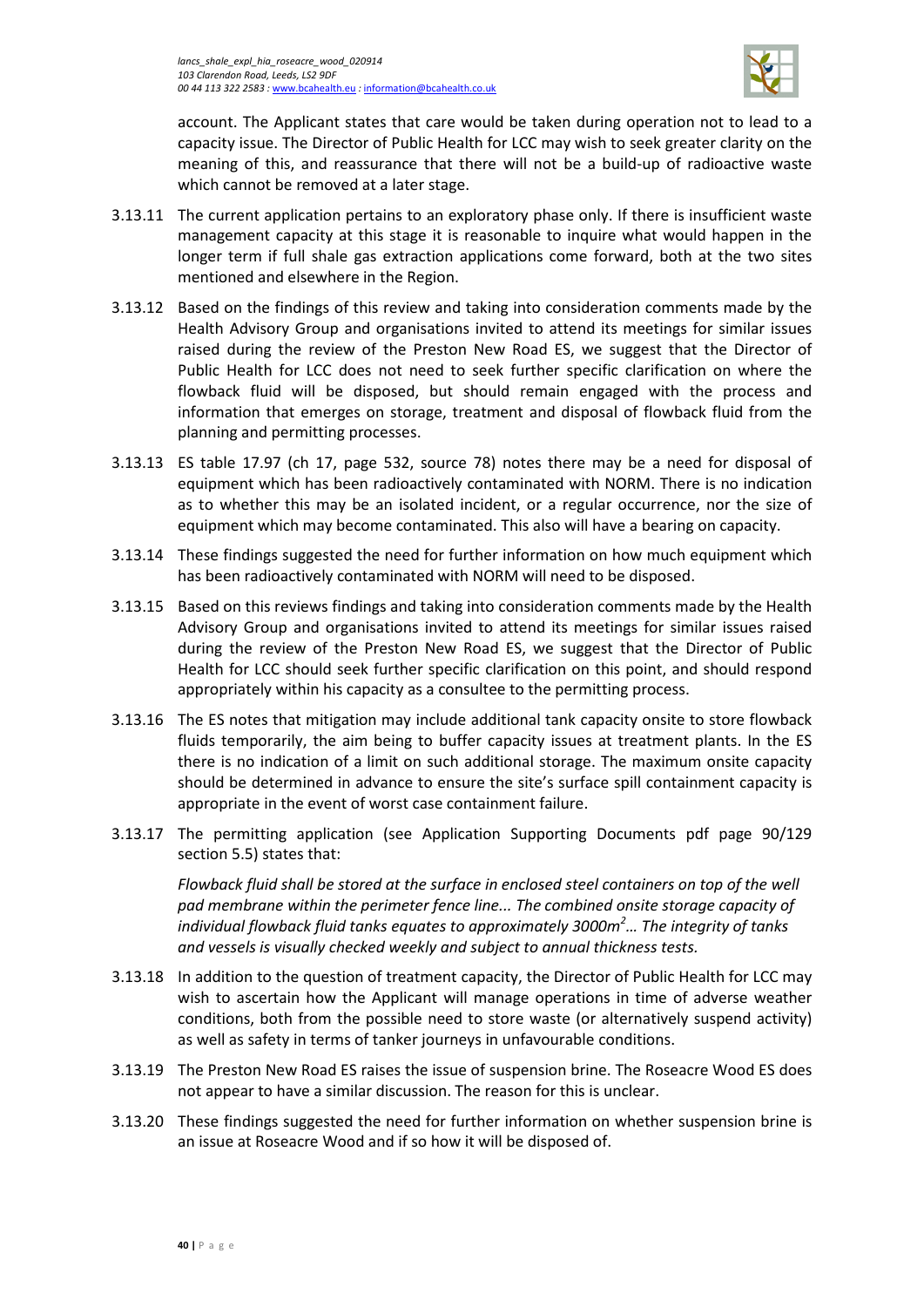account. The Applicant states that care would be taken during operation not to lead to a capacity issue. The Director of Public Health for LCC may wish to seek greater clarity on the meaning of this, and reassurance that there will not be a build-up of radioactive waste which cannot be removed at a later stage.

3.13.11 The current application pertains to an exploratory phase only. If there is insufficient waste management capacity at this stage it is reasonable to inquire what would happen in the longer term if full shale gas extraction applications come forward, both at the two sites mentioned and elsewhere in the Region.

3.13.12 Based on the findings of this review and taking into consideration comments made by the Health Advisory Group and organisations invited to attend its meetings for similar issues raised during the review of the Preston New Road ES, we suggest that the Director of Public Health for LCC does not need to seek further specific clarification on where the flowback fluid will be disposed, but should remain engaged with the process and information that emerges on storage, treatment and disposal of flowback fluid from the planning and permitting processes.

3.13.13 ES table 17.97 (ch 17, page 532, source 78) notes there may be a need for disposal of equipment which has been radioactively contaminated with NORM. There is no indication as to whether this may be an isolated incident, or a regular occurrence, nor the size of equipment which may become contaminated. This also will have a bearing on capacity.

3.13.14 These findings suggested the need for further information on how much equipment which has been radioactively contaminated with NORM will need to be disposed.

3.13.15 Based on this reviews findings and taking into consideration comments made by the Health Advisory Group and organisations invited to attend its meetings for similar issues raised during the review of the Preston New Road ES, we suggest that the Director of Public Health for LCC should seek further specific clarification on this point, and should respond appropriately within his capacity as a consultee to the permitting process.

3.13.16 The ES notes that mitigation may include additional tank capacity onsite to store flowback fluids temporarily, the aim being to buffer capacity issues at treatment plants. In the ES there is no indication of a limit on such additional storage. The maximum onsite capacity should be determined in advance to ensure the site's surface spill containment capacity is appropriate in the event of worst case containment failure.

3.13.17 The permitting application (see Application Supporting Documents pdf page 90/129 section 5.5) states that:

*Flowback fluid shall be stored at the surface in enclosed steel containers on top of the well pad membrane within the perimeter fence line... The combined onsite storage capacity of individual flowback fluid tanks equates to approximately 3000m$^2$… The integrity of tanks and vessels is visually checked weekly and subject to annual thickness tests.*

3.13.18 In addition to the question of treatment capacity, the Director of Public Health for LCC may wish to ascertain how the Applicant will manage operations in time of adverse weather conditions, both from the possible need to store waste (or alternatively suspend activity) as well as safety in terms of tanker journeys in unfavourable conditions.

3.13.19 The Preston New Road ES raises the issue of suspension brine. The Roseacre Wood ES does not appear to have a similar discussion. The reason for this is unclear.

3.13.20 These findings suggested the need for further information on whether suspension brine is an issue at Roseacre Wood and if so how it will be disposed of.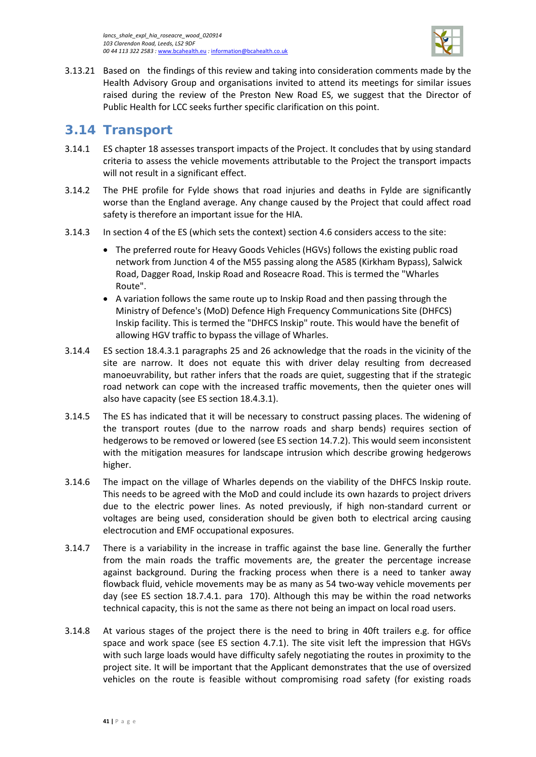3.13.21 Based on the findings of this review and taking into consideration comments made by the Health Advisory Group and organisations invited to attend its meetings for similar issues raised during the review of the Preston New Road ES, we suggest that the Director of Public Health for LCC seeks further specific clarification on this point.

## 3.14 Transport

3.14.1 ES chapter 18 assesses transport impacts of the Project. It concludes that by using standard criteria to assess the vehicle movements attributable to the Project the transport impacts will not result in a significant effect.

3.14.2 The PHE profile for Fylde shows that road injuries and deaths in Fylde are significantly worse than the England average. Any change caused by the Project that could affect road safety is therefore an important issue for the HIA.

3.14.3 In section 4 of the ES (which sets the context) section 4.6 considers access to the site:

- The preferred route for Heavy Goods Vehicles (HGVs) follows the existing public road network from Junction 4 of the M55 passing along the A585 (Kirkham Bypass), Salwick Road, Dagger Road, Inskip Road and Roseacre Road. This is termed the "Wharles Route".
- A variation follows the same route up to Inskip Road and then passing through the Ministry of Defence's (MoD) Defence High Frequency Communications Site (DHFCS) Inskip facility. This is termed the "DHFCS Inskip" route. This would have the benefit of allowing HGV traffic to bypass the village of Wharles.

3.14.4 ES section 18.4.3.1 paragraphs 25 and 26 acknowledge that the roads in the vicinity of the site are narrow. It does not equate this with driver delay resulting from decreased manoeuvrability, but rather infers that the roads are quiet, suggesting that if the strategic road network can cope with the increased traffic movements, then the quieter ones will also have capacity (see ES section 18.4.3.1).

3.14.5 The ES has indicated that it will be necessary to construct passing places. The widening of the transport routes (due to the narrow roads and sharp bends) requires section of hedgerows to be removed or lowered (see ES section 14.7.2). This would seem inconsistent with the mitigation measures for landscape intrusion which describe growing hedgerows higher.

3.14.6 The impact on the village of Wharles depends on the viability of the DHFCS Inskip route. This needs to be agreed with the MoD and could include its own hazards to project drivers due to the electric power lines. As noted previously, if high non-standard current or voltages are being used, consideration should be given both to electrical arcing causing electrocution and EMF occupational exposures.

3.14.7 There is a variability in the increase in traffic against the base line. Generally the further from the main roads the traffic movements are, the greater the percentage increase against background. During the fracking process when there is a need to tanker away flowback fluid, vehicle movements may be as many as 54 two-way vehicle movements per day (see ES section 18.7.4.1. para 170). Although this may be within the road networks technical capacity, this is not the same as there not being an impact on local road users.

3.14.8 At various stages of the project there is the need to bring in 40ft trailers e.g. for office space and work space (see ES section 4.7.1). The site visit left the impression that HGVs with such large loads would have difficulty safely negotiating the routes in proximity to the project site. It will be important that the Applicant demonstrates that the use of oversized vehicles on the route is feasible without compromising road safety (for existing roads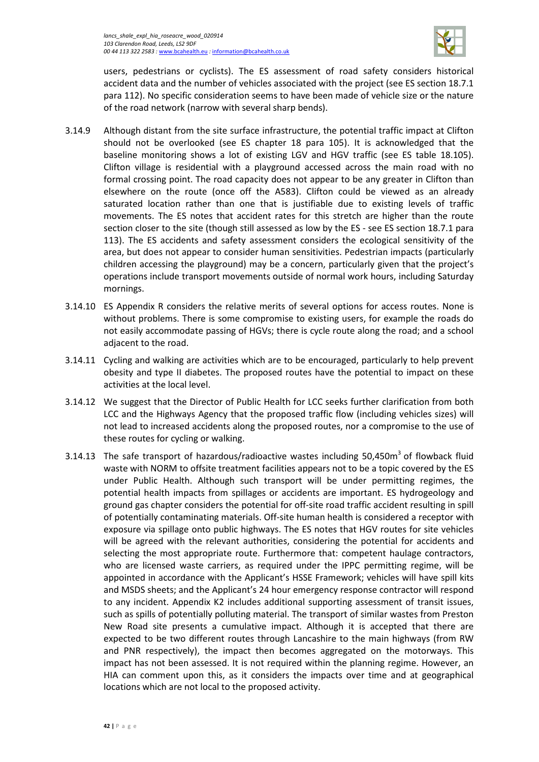users, pedestrians or cyclists). The ES assessment of road safety considers historical accident data and the number of vehicles associated with the project (see ES section 18.7.1 para 112). No specific consideration seems to have been made of vehicle size or the nature of the road network (narrow with several sharp bends).

3.14.9 Although distant from the site surface infrastructure, the potential traffic impact at Clifton should not be overlooked (see ES chapter 18 para 105). It is acknowledged that the baseline monitoring shows a lot of existing LGV and HGV traffic (see ES table 18.105). Clifton village is residential with a playground accessed across the main road with no formal crossing point. The road capacity does not appear to be any greater in Clifton than elsewhere on the route (once off the A583). Clifton could be viewed as an already saturated location rather than one that is justifiable due to existing levels of traffic movements. The ES notes that accident rates for this stretch are higher than the route section closer to the site (though still assessed as low by the ES - see ES section 18.7.1 para 113). The ES accidents and safety assessment considers the ecological sensitivity of the area, but does not appear to consider human sensitivities. Pedestrian impacts (particularly children accessing the playground) may be a concern, particularly given that the project's operations include transport movements outside of normal work hours, including Saturday mornings.

3.14.10 ES Appendix R considers the relative merits of several options for access routes. None is without problems. There is some compromise to existing users, for example the roads do not easily accommodate passing of HGVs; there is cycle route along the road; and a school adjacent to the road.

3.14.11 Cycling and walking are activities which are to be encouraged, particularly to help prevent obesity and type II diabetes. The proposed routes have the potential to impact on these activities at the local level.

3.14.12 We suggest that the Director of Public Health for LCC seeks further clarification from both LCC and the Highways Agency that the proposed traffic flow (including vehicles sizes) will not lead to increased accidents along the proposed routes, nor a compromise to the use of these routes for cycling or walking.

3.14.13 The safe transport of hazardous/radioactive wastes including 50,450m$^3$ of flowback fluid waste with NORM to offsite treatment facilities appears not to be a topic covered by the ES under Public Health. Although such transport will be under permitting regimes, the potential health impacts from spillages or accidents are important. ES hydrogeology and ground gas chapter considers the potential for off-site road traffic accident resulting in spill of potentially contaminating materials. Off-site human health is considered a receptor with exposure via spillage onto public highways. The ES notes that HGV routes for site vehicles will be agreed with the relevant authorities, considering the potential for accidents and selecting the most appropriate route. Furthermore that: competent haulage contractors, who are licensed waste carriers, as required under the IPPC permitting regime, will be appointed in accordance with the Applicant's HSSE Framework; vehicles will have spill kits and MSDS sheets; and the Applicant's 24 hour emergency response contractor will respond to any incident. Appendix K2 includes additional supporting assessment of transit issues, such as spills of potentially polluting material. The transport of similar wastes from Preston New Road site presents a cumulative impact. Although it is accepted that there are expected to be two different routes through Lancashire to the main highways (from RW and PNR respectively), the impact then becomes aggregated on the motorways. This impact has not been assessed. It is not required within the planning regime. However, an HIA can comment upon this, as it considers the impacts over time and at geographical locations which are not local to the proposed activity.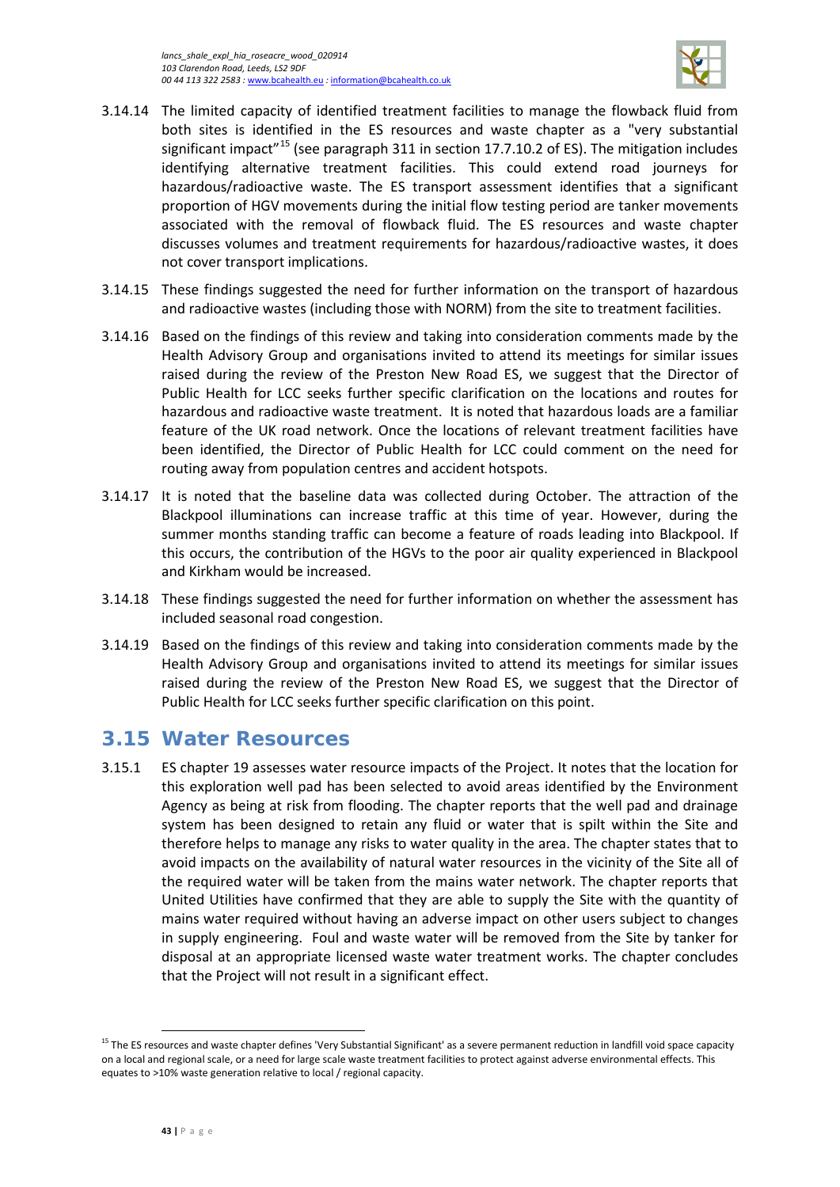3.14.14 The limited capacity of identified treatment facilities to manage the flowback fluid from both sites is identified in the ES resources and waste chapter as a "very substantial significant impact"[15] (see paragraph 311 in section 17.7.10.2 of ES). The mitigation includes identifying alternative treatment facilities. This could extend road journeys for hazardous/radioactive waste. The ES transport assessment identifies that a significant proportion of HGV movements during the initial flow testing period are tanker movements associated with the removal of flowback fluid. The ES resources and waste chapter discusses volumes and treatment requirements for hazardous/radioactive wastes, it does not cover transport implications.

3.14.15 These findings suggested the need for further information on the transport of hazardous and radioactive wastes (including those with NORM) from the site to treatment facilities.

3.14.16 Based on the findings of this review and taking into consideration comments made by the Health Advisory Group and organisations invited to attend its meetings for similar issues raised during the review of the Preston New Road ES, we suggest that the Director of Public Health for LCC seeks further specific clarification on the locations and routes for hazardous and radioactive waste treatment. It is noted that hazardous loads are a familiar feature of the UK road network. Once the locations of relevant treatment facilities have been identified, the Director of Public Health for LCC could comment on the need for routing away from population centres and accident hotspots.

3.14.17 It is noted that the baseline data was collected during October. The attraction of the Blackpool illuminations can increase traffic at this time of year. However, during the summer months standing traffic can become a feature of roads leading into Blackpool. If this occurs, the contribution of the HGVs to the poor air quality experienced in Blackpool and Kirkham would be increased.

3.14.18 These findings suggested the need for further information on whether the assessment has included seasonal road congestion.

3.14.19 Based on the findings of this review and taking into consideration comments made by the Health Advisory Group and organisations invited to attend its meetings for similar issues raised during the review of the Preston New Road ES, we suggest that the Director of Public Health for LCC seeks further specific clarification on this point.

## 3.15 Water Resources

3.15.1 ES chapter 19 assesses water resource impacts of the Project. It notes that the location for this exploration well pad has been selected to avoid areas identified by the Environment Agency as being at risk from flooding. The chapter reports that the well pad and drainage system has been designed to retain any fluid or water that is spilt within the Site and therefore helps to manage any risks to water quality in the area. The chapter states that to avoid impacts on the availability of natural water resources in the vicinity of the Site all of the required water will be taken from the mains water network. The chapter reports that United Utilities have confirmed that they are able to supply the Site with the quantity of mains water required without having an adverse impact on other users subject to changes in supply engineering. Foul and waste water will be removed from the Site by tanker for disposal at an appropriate licensed waste water treatment works. The chapter concludes that the Project will not result in a significant effect.

---

[15] The ES resources and waste chapter defines 'Very Substantial Significant' as a severe permanent reduction in landfill void space capacity on a local and regional scale, or a need for large scale waste treatment facilities to protect against adverse environmental effects. This equates to >10% waste generation relative to local / regional capacity.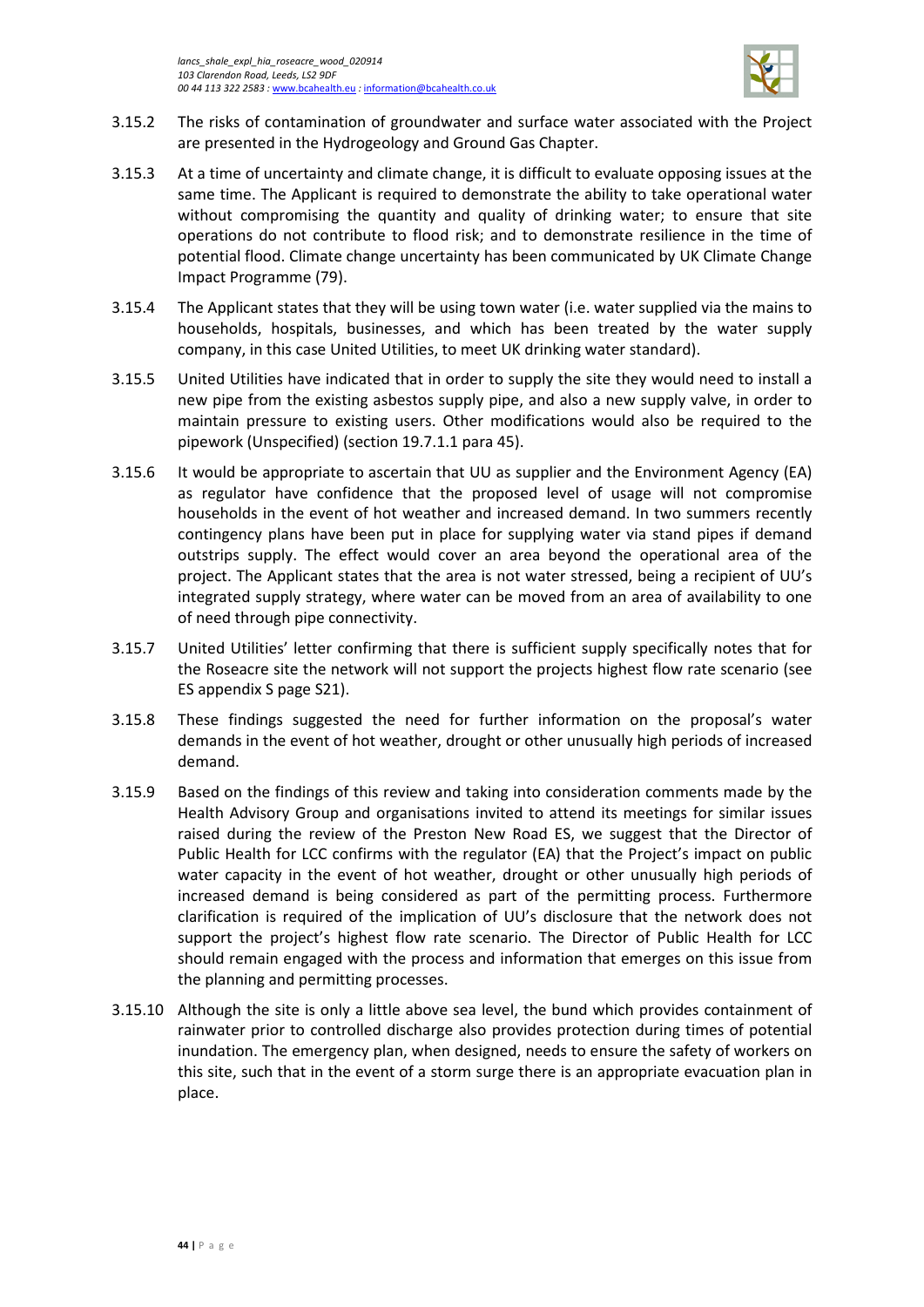3.15.2 The risks of contamination of groundwater and surface water associated with the Project are presented in the Hydrogeology and Ground Gas Chapter.

3.15.3 At a time of uncertainty and climate change, it is difficult to evaluate opposing issues at the same time. The Applicant is required to demonstrate the ability to take operational water without compromising the quantity and quality of drinking water; to ensure that site operations do not contribute to flood risk; and to demonstrate resilience in the time of potential flood. Climate change uncertainty has been communicated by UK Climate Change Impact Programme (79).

3.15.4 The Applicant states that they will be using town water (i.e. water supplied via the mains to households, hospitals, businesses, and which has been treated by the water supply company, in this case United Utilities, to meet UK drinking water standard).

3.15.5 United Utilities have indicated that in order to supply the site they would need to install a new pipe from the existing asbestos supply pipe, and also a new supply valve, in order to maintain pressure to existing users. Other modifications would also be required to the pipework (Unspecified) (section 19.7.1.1 para 45).

3.15.6 It would be appropriate to ascertain that UU as supplier and the Environment Agency (EA) as regulator have confidence that the proposed level of usage will not compromise households in the event of hot weather and increased demand. In two summers recently contingency plans have been put in place for supplying water via stand pipes if demand outstrips supply. The effect would cover an area beyond the operational area of the project. The Applicant states that the area is not water stressed, being a recipient of UU's integrated supply strategy, where water can be moved from an area of availability to one of need through pipe connectivity.

3.15.7 United Utilities' letter confirming that there is sufficient supply specifically notes that for the Roseacre site the network will not support the projects highest flow rate scenario (see ES appendix S page S21).

3.15.8 These findings suggested the need for further information on the proposal's water demands in the event of hot weather, drought or other unusually high periods of increased demand.

3.15.9 Based on the findings of this review and taking into consideration comments made by the Health Advisory Group and organisations invited to attend its meetings for similar issues raised during the review of the Preston New Road ES, we suggest that the Director of Public Health for LCC confirms with the regulator (EA) that the Project's impact on public water capacity in the event of hot weather, drought or other unusually high periods of increased demand is being considered as part of the permitting process. Furthermore clarification is required of the implication of UU's disclosure that the network does not support the project's highest flow rate scenario. The Director of Public Health for LCC should remain engaged with the process and information that emerges on this issue from the planning and permitting processes.

3.15.10 Although the site is only a little above sea level, the bund which provides containment of rainwater prior to controlled discharge also provides protection during times of potential inundation. The emergency plan, when designed, needs to ensure the safety of workers on this site, such that in the event of a storm surge there is an appropriate evacuation plan in place.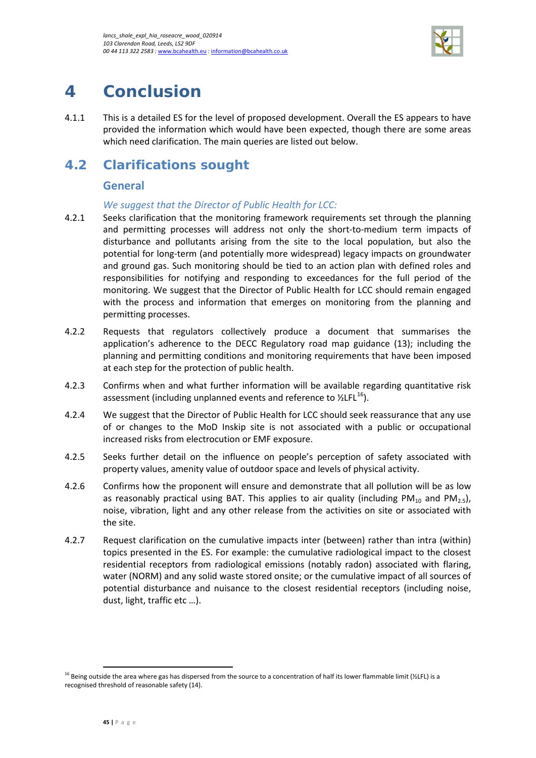# 4 Conclusion

4.1.1 This is a detailed ES for the level of proposed development. Overall the ES appears to have provided the information which would have been expected, though there are some areas which need clarification. The main queries are listed out below.

## 4.2 Clarifications sought

### General

*We suggest that the Director of Public Health for LCC:*

4.2.1 Seeks clarification that the monitoring framework requirements set through the planning and permitting processes will address not only the short-to-medium term impacts of disturbance and pollutants arising from the site to the local population, but also the potential for long-term (and potentially more widespread) legacy impacts on groundwater and ground gas. Such monitoring should be tied to an action plan with defined roles and responsibilities for notifying and responding to exceedances for the full period of the monitoring. We suggest that the Director of Public Health for LCC should remain engaged with the process and information that emerges on monitoring from the planning and permitting processes.

4.2.2 Requests that regulators collectively produce a document that summarises the application's adherence to the DECC Regulatory road map guidance (13); including the planning and permitting conditions and monitoring requirements that have been imposed at each step for the protection of public health.

4.2.3 Confirms when and what further information will be available regarding quantitative risk assessment (including unplanned events and reference to ½LFL[16]).

4.2.4 We suggest that the Director of Public Health for LCC should seek reassurance that any use of or changes to the MoD Inskip site is not associated with a public or occupational increased risks from electrocution or EMF exposure.

4.2.5 Seeks further detail on the influence on people's perception of safety associated with property values, amenity value of outdoor space and levels of physical activity.

4.2.6 Confirms how the proponent will ensure and demonstrate that all pollution will be as low as reasonably practical using BAT. This applies to air quality (including $PM_{10}$ and $PM_{2.5}$), noise, vibration, light and any other release from the activities on site or associated with the site.

4.2.7 Request clarification on the cumulative impacts inter (between) rather than intra (within) topics presented in the ES. For example: the cumulative radiological impact to the closest residential receptors from radiological emissions (notably radon) associated with flaring, water (NORM) and any solid waste stored onsite; or the cumulative impact of all sources of potential disturbance and nuisance to the closest residential receptors (including noise, dust, light, traffic etc …).

[16] Being outside the area where gas has dispersed from the source to a concentration of half its lower flammable limit (½LFL) is a recognised threshold of reasonable safety (14).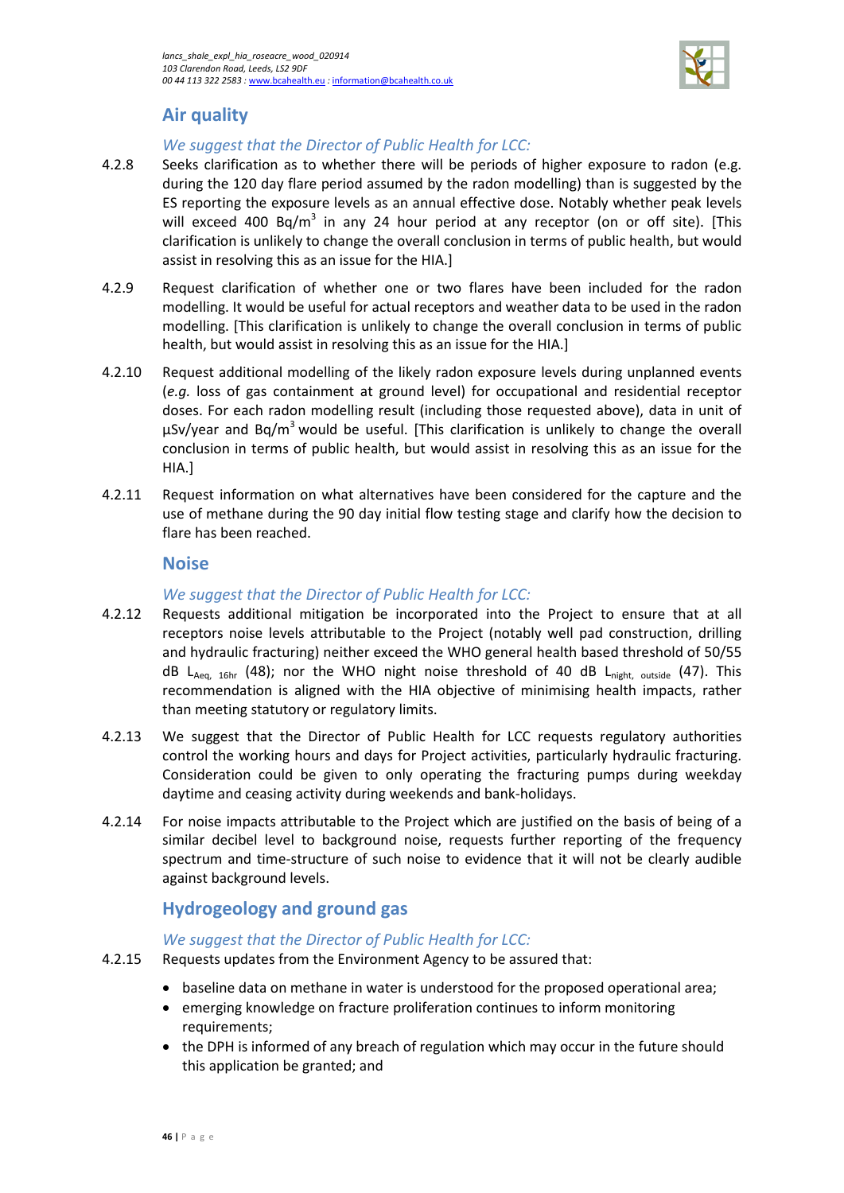## Air quality

*We suggest that the Director of Public Health for LCC:*

4.2.8 Seeks clarification as to whether there will be periods of higher exposure to radon (e.g. during the 120 day flare period assumed by the radon modelling) than is suggested by the ES reporting the exposure levels as an annual effective dose. Notably whether peak levels will exceed 400 Bq/$m^3$ in any 24 hour period at any receptor (on or off site). [This clarification is unlikely to change the overall conclusion in terms of public health, but would assist in resolving this as an issue for the HIA.]

4.2.9 Request clarification of whether one or two flares have been included for the radon modelling. It would be useful for actual receptors and weather data to be used in the radon modelling. [This clarification is unlikely to change the overall conclusion in terms of public health, but would assist in resolving this as an issue for the HIA.]

4.2.10 Request additional modelling of the likely radon exposure levels during unplanned events (*e.g.* loss of gas containment at ground level) for occupational and residential receptor doses. For each radon modelling result (including those requested above), data in unit of µSv/year and Bq/$m^3$ would be useful. [This clarification is unlikely to change the overall conclusion in terms of public health, but would assist in resolving this as an issue for the HIA.]

4.2.11 Request information on what alternatives have been considered for the capture and the use of methane during the 90 day initial flow testing stage and clarify how the decision to flare has been reached.

## Noise

*We suggest that the Director of Public Health for LCC:*

4.2.12 Requests additional mitigation be incorporated into the Project to ensure that at all receptors noise levels attributable to the Project (notably well pad construction, drilling and hydraulic fracturing) neither exceed the WHO general health based threshold of 50/55 dB $L_{Aeq,\ 16hr}$ (48); nor the WHO night noise threshold of 40 dB $L_{night,\ outside}$ (47). This recommendation is aligned with the HIA objective of minimising health impacts, rather than meeting statutory or regulatory limits.

4.2.13 We suggest that the Director of Public Health for LCC requests regulatory authorities control the working hours and days for Project activities, particularly hydraulic fracturing. Consideration could be given to only operating the fracturing pumps during weekday daytime and ceasing activity during weekends and bank-holidays.

4.2.14 For noise impacts attributable to the Project which are justified on the basis of being of a similar decibel level to background noise, requests further reporting of the frequency spectrum and time-structure of such noise to evidence that it will not be clearly audible against background levels.

## Hydrogeology and ground gas

*We suggest that the Director of Public Health for LCC:*

4.2.15 Requests updates from the Environment Agency to be assured that:

- baseline data on methane in water is understood for the proposed operational area;
- emerging knowledge on fracture proliferation continues to inform monitoring requirements;
- the DPH is informed of any breach of regulation which may occur in the future should this application be granted; and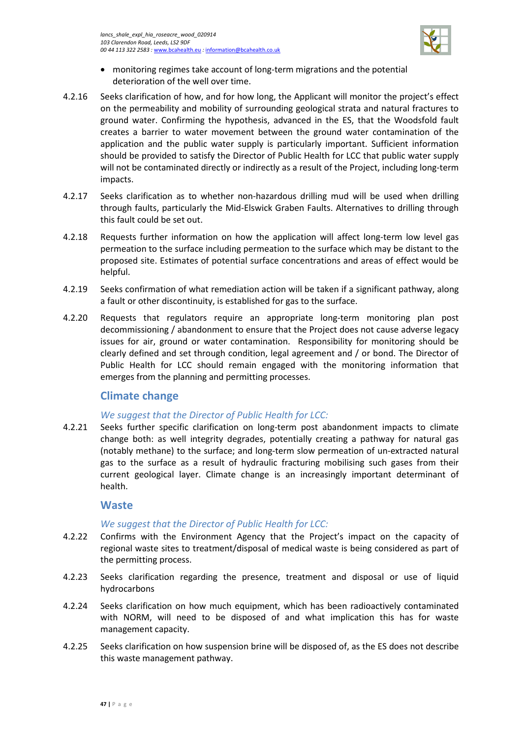- monitoring regimes take account of long-term migrations and the potential deterioration of the well over time.

4.2.16 Seeks clarification of how, and for how long, the Applicant will monitor the project's effect on the permeability and mobility of surrounding geological strata and natural fractures to ground water. Confirming the hypothesis, advanced in the ES, that the Woodsfold fault creates a barrier to water movement between the ground water contamination of the application and the public water supply is particularly important. Sufficient information should be provided to satisfy the Director of Public Health for LCC that public water supply will not be contaminated directly or indirectly as a result of the Project, including long-term impacts.

4.2.17 Seeks clarification as to whether non-hazardous drilling mud will be used when drilling through faults, particularly the Mid-Elswick Graben Faults. Alternatives to drilling through this fault could be set out.

4.2.18 Requests further information on how the application will affect long-term low level gas permeation to the surface including permeation to the surface which may be distant to the proposed site. Estimates of potential surface concentrations and areas of effect would be helpful.

4.2.19 Seeks confirmation of what remediation action will be taken if a significant pathway, along a fault or other discontinuity, is established for gas to the surface.

4.2.20 Requests that regulators require an appropriate long-term monitoring plan post decommissioning / abandonment to ensure that the Project does not cause adverse legacy issues for air, ground or water contamination. Responsibility for monitoring should be clearly defined and set through condition, legal agreement and / or bond. The Director of Public Health for LCC should remain engaged with the monitoring information that emerges from the planning and permitting processes.

## Climate change

*We suggest that the Director of Public Health for LCC:*

4.2.21 Seeks further specific clarification on long-term post abandonment impacts to climate change both: as well integrity degrades, potentially creating a pathway for natural gas (notably methane) to the surface; and long-term slow permeation of un-extracted natural gas to the surface as a result of hydraulic fracturing mobilising such gases from their current geological layer. Climate change is an increasingly important determinant of health.

## Waste

*We suggest that the Director of Public Health for LCC:*

4.2.22 Confirms with the Environment Agency that the Project's impact on the capacity of regional waste sites to treatment/disposal of medical waste is being considered as part of the permitting process.

4.2.23 Seeks clarification regarding the presence, treatment and disposal or use of liquid hydrocarbons

4.2.24 Seeks clarification on how much equipment, which has been radioactively contaminated with NORM, will need to be disposed of and what implication this has for waste management capacity.

4.2.25 Seeks clarification on how suspension brine will be disposed of, as the ES does not describe this waste management pathway.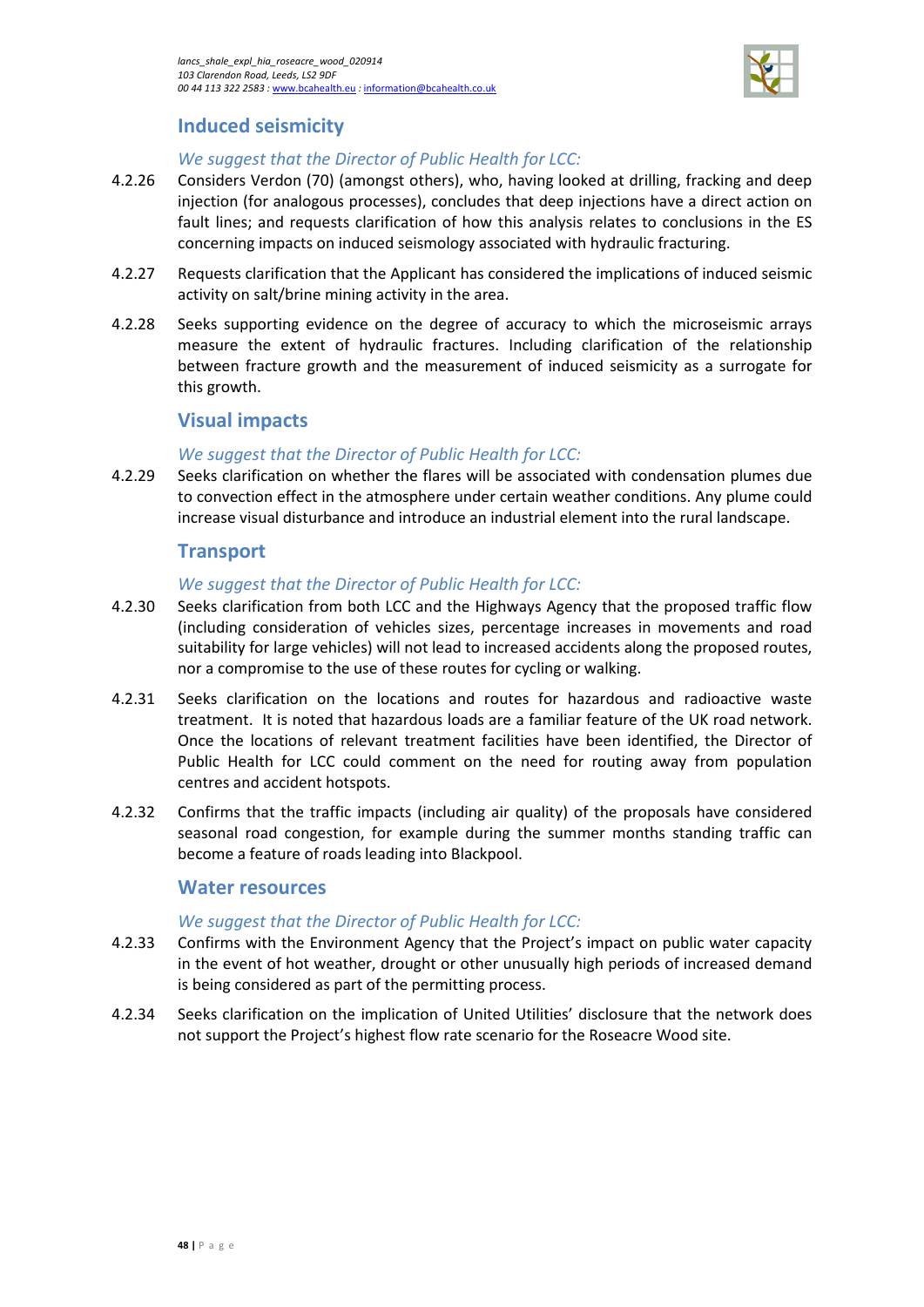## Induced seismicity

*We suggest that the Director of Public Health for LCC:*

4.2.26 Considers Verdon (70) (amongst others), who, having looked at drilling, fracking and deep injection (for analogous processes), concludes that deep injections have a direct action on fault lines; and requests clarification of how this analysis relates to conclusions in the ES concerning impacts on induced seismology associated with hydraulic fracturing.

4.2.27 Requests clarification that the Applicant has considered the implications of induced seismic activity on salt/brine mining activity in the area.

4.2.28 Seeks supporting evidence on the degree of accuracy to which the microseismic arrays measure the extent of hydraulic fractures. Including clarification of the relationship between fracture growth and the measurement of induced seismicity as a surrogate for this growth.

## Visual impacts

*We suggest that the Director of Public Health for LCC:*

4.2.29 Seeks clarification on whether the flares will be associated with condensation plumes due to convection effect in the atmosphere under certain weather conditions. Any plume could increase visual disturbance and introduce an industrial element into the rural landscape.

## Transport

*We suggest that the Director of Public Health for LCC:*

4.2.30 Seeks clarification from both LCC and the Highways Agency that the proposed traffic flow (including consideration of vehicles sizes, percentage increases in movements and road suitability for large vehicles) will not lead to increased accidents along the proposed routes, nor a compromise to the use of these routes for cycling or walking.

4.2.31 Seeks clarification on the locations and routes for hazardous and radioactive waste treatment. It is noted that hazardous loads are a familiar feature of the UK road network. Once the locations of relevant treatment facilities have been identified, the Director of Public Health for LCC could comment on the need for routing away from population centres and accident hotspots.

4.2.32 Confirms that the traffic impacts (including air quality) of the proposals have considered seasonal road congestion, for example during the summer months standing traffic can become a feature of roads leading into Blackpool.

## Water resources

*We suggest that the Director of Public Health for LCC:*

4.2.33 Confirms with the Environment Agency that the Project's impact on public water capacity in the event of hot weather, drought or other unusually high periods of increased demand is being considered as part of the permitting process.

4.2.34 Seeks clarification on the implication of United Utilities' disclosure that the network does not support the Project's highest flow rate scenario for the Roseacre Wood site.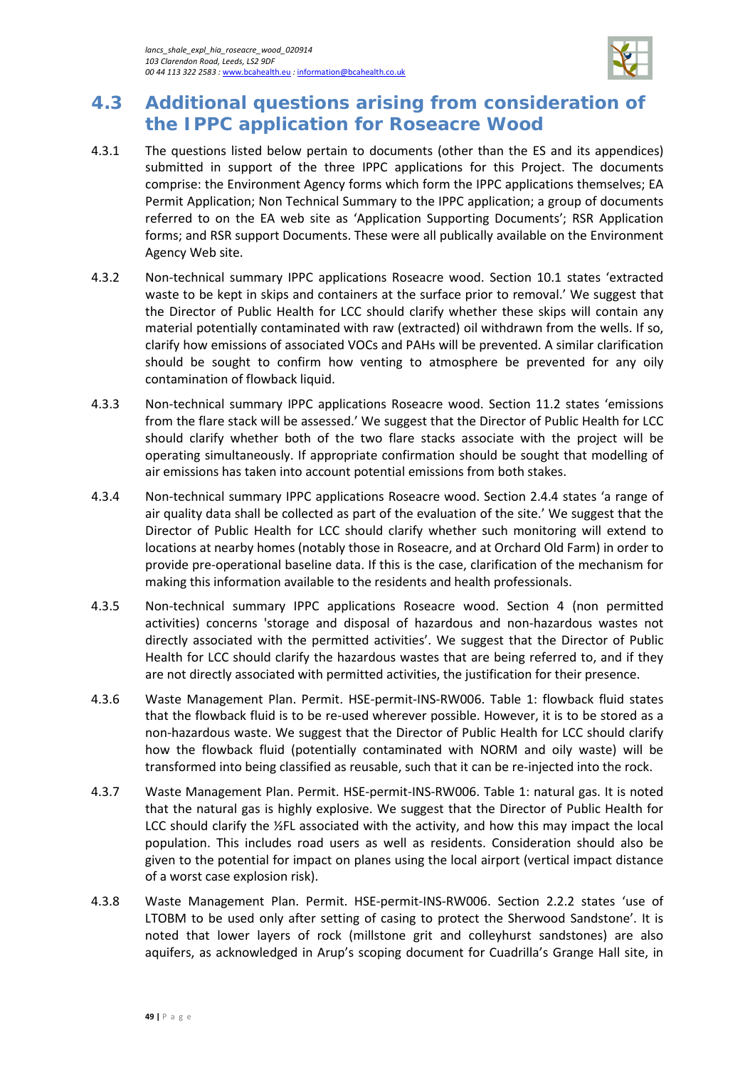## 4.3 Additional questions arising from consideration of the IPPC application for Roseacre Wood

4.3.1 The questions listed below pertain to documents (other than the ES and its appendices) submitted in support of the three IPPC applications for this Project. The documents comprise: the Environment Agency forms which form the IPPC applications themselves; EA Permit Application; Non Technical Summary to the IPPC application; a group of documents referred to on the EA web site as 'Application Supporting Documents'; RSR Application forms; and RSR support Documents. These were all publically available on the Environment Agency Web site.

4.3.2 Non-technical summary IPPC applications Roseacre wood. Section 10.1 states 'extracted waste to be kept in skips and containers at the surface prior to removal.' We suggest that the Director of Public Health for LCC should clarify whether these skips will contain any material potentially contaminated with raw (extracted) oil withdrawn from the wells. If so, clarify how emissions of associated VOCs and PAHs will be prevented. A similar clarification should be sought to confirm how venting to atmosphere be prevented for any oily contamination of flowback liquid.

4.3.3 Non-technical summary IPPC applications Roseacre wood. Section 11.2 states 'emissions from the flare stack will be assessed.' We suggest that the Director of Public Health for LCC should clarify whether both of the two flare stacks associate with the project will be operating simultaneously. If appropriate confirmation should be sought that modelling of air emissions has taken into account potential emissions from both stakes.

4.3.4 Non-technical summary IPPC applications Roseacre wood. Section 2.4.4 states 'a range of air quality data shall be collected as part of the evaluation of the site.' We suggest that the Director of Public Health for LCC should clarify whether such monitoring will extend to locations at nearby homes (notably those in Roseacre, and at Orchard Old Farm) in order to provide pre-operational baseline data. If this is the case, clarification of the mechanism for making this information available to the residents and health professionals.

4.3.5 Non-technical summary IPPC applications Roseacre wood. Section 4 (non permitted activities) concerns 'storage and disposal of hazardous and non-hazardous wastes not directly associated with the permitted activities'. We suggest that the Director of Public Health for LCC should clarify the hazardous wastes that are being referred to, and if they are not directly associated with permitted activities, the justification for their presence.

4.3.6 Waste Management Plan. Permit. HSE-permit-INS-RW006. Table 1: flowback fluid states that the flowback fluid is to be re-used wherever possible. However, it is to be stored as a non-hazardous waste. We suggest that the Director of Public Health for LCC should clarify how the flowback fluid (potentially contaminated with NORM and oily waste) will be transformed into being classified as reusable, such that it can be re-injected into the rock.

4.3.7 Waste Management Plan. Permit. HSE-permit-INS-RW006. Table 1: natural gas. It is noted that the natural gas is highly explosive. We suggest that the Director of Public Health for LCC should clarify the ½FL associated with the activity, and how this may impact the local population. This includes road users as well as residents. Consideration should also be given to the potential for impact on planes using the local airport (vertical impact distance of a worst case explosion risk).

4.3.8 Waste Management Plan. Permit. HSE-permit-INS-RW006. Section 2.2.2 states 'use of LTOBM to be used only after setting of casing to protect the Sherwood Sandstone'. It is noted that lower layers of rock (millstone grit and colleyhurst sandstones) are also aquifers, as acknowledged in Arup's scoping document for Cuadrilla's Grange Hall site, in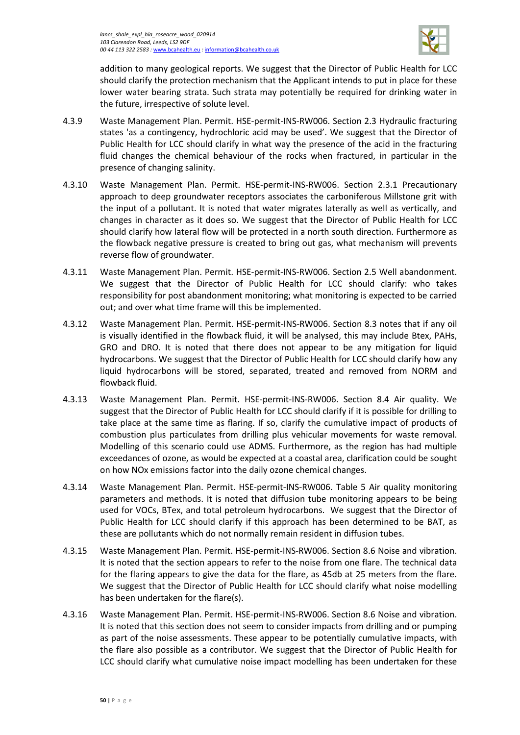addition to many geological reports. We suggest that the Director of Public Health for LCC should clarify the protection mechanism that the Applicant intends to put in place for these lower water bearing strata. Such strata may potentially be required for drinking water in the future, irrespective of solute level.

4.3.9 Waste Management Plan. Permit. HSE-permit-INS-RW006. Section 2.3 Hydraulic fracturing states 'as a contingency, hydrochloric acid may be used'. We suggest that the Director of Public Health for LCC should clarify in what way the presence of the acid in the fracturing fluid changes the chemical behaviour of the rocks when fractured, in particular in the presence of changing salinity.

4.3.10 Waste Management Plan. Permit. HSE-permit-INS-RW006. Section 2.3.1 Precautionary approach to deep groundwater receptors associates the carboniferous Millstone grit with the input of a pollutant. It is noted that water migrates laterally as well as vertically, and changes in character as it does so. We suggest that the Director of Public Health for LCC should clarify how lateral flow will be protected in a north south direction. Furthermore as the flowback negative pressure is created to bring out gas, what mechanism will prevents reverse flow of groundwater.

4.3.11 Waste Management Plan. Permit. HSE-permit-INS-RW006. Section 2.5 Well abandonment. We suggest that the Director of Public Health for LCC should clarify: who takes responsibility for post abandonment monitoring; what monitoring is expected to be carried out; and over what time frame will this be implemented.

4.3.12 Waste Management Plan. Permit. HSE-permit-INS-RW006. Section 8.3 notes that if any oil is visually identified in the flowback fluid, it will be analysed, this may include Btex, PAHs, GRO and DRO. It is noted that there does not appear to be any mitigation for liquid hydrocarbons. We suggest that the Director of Public Health for LCC should clarify how any liquid hydrocarbons will be stored, separated, treated and removed from NORM and flowback fluid.

4.3.13 Waste Management Plan. Permit. HSE-permit-INS-RW006. Section 8.4 Air quality. We suggest that the Director of Public Health for LCC should clarify if it is possible for drilling to take place at the same time as flaring. If so, clarify the cumulative impact of products of combustion plus particulates from drilling plus vehicular movements for waste removal. Modelling of this scenario could use ADMS. Furthermore, as the region has had multiple exceedances of ozone, as would be expected at a coastal area, clarification could be sought on how NOx emissions factor into the daily ozone chemical changes.

4.3.14 Waste Management Plan. Permit. HSE-permit-INS-RW006. Table 5 Air quality monitoring parameters and methods. It is noted that diffusion tube monitoring appears to be being used for VOCs, BTex, and total petroleum hydrocarbons. We suggest that the Director of Public Health for LCC should clarify if this approach has been determined to be BAT, as these are pollutants which do not normally remain resident in diffusion tubes.

4.3.15 Waste Management Plan. Permit. HSE-permit-INS-RW006. Section 8.6 Noise and vibration. It is noted that the section appears to refer to the noise from one flare. The technical data for the flaring appears to give the data for the flare, as 45db at 25 meters from the flare. We suggest that the Director of Public Health for LCC should clarify what noise modelling has been undertaken for the flare(s).

4.3.16 Waste Management Plan. Permit. HSE-permit-INS-RW006. Section 8.6 Noise and vibration. It is noted that this section does not seem to consider impacts from drilling and or pumping as part of the noise assessments. These appear to be potentially cumulative impacts, with the flare also possible as a contributor. We suggest that the Director of Public Health for LCC should clarify what cumulative noise impact modelling has been undertaken for these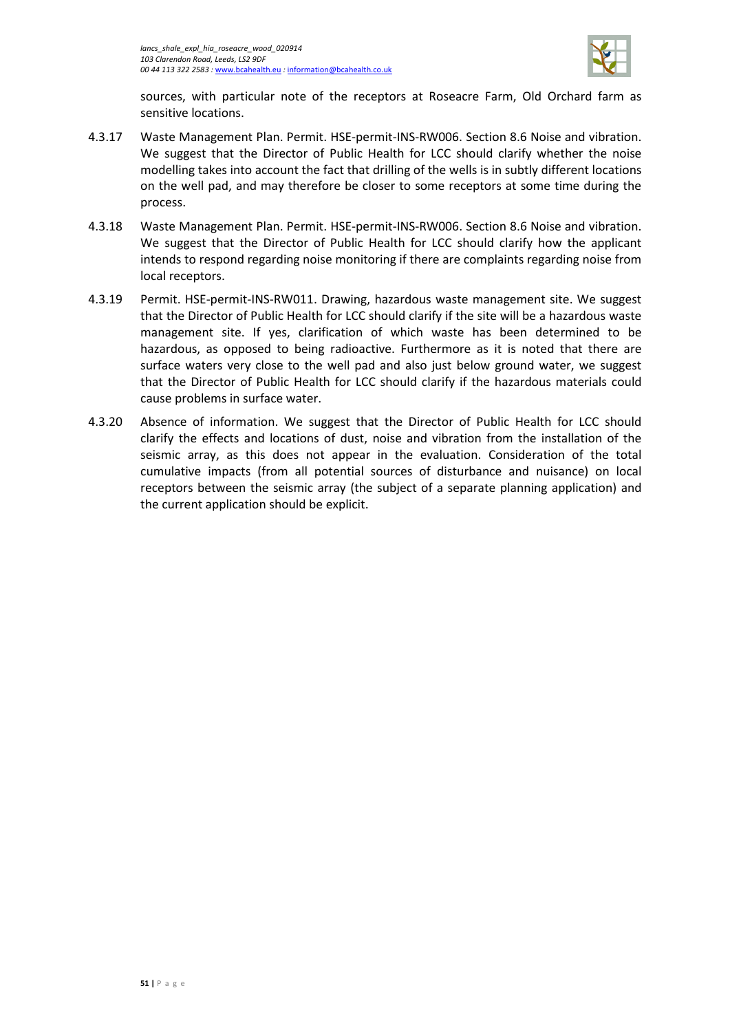sources, with particular note of the receptors at Roseacre Farm, Old Orchard farm as sensitive locations.

4.3.17 Waste Management Plan. Permit. HSE-permit-INS-RW006. Section 8.6 Noise and vibration. We suggest that the Director of Public Health for LCC should clarify whether the noise modelling takes into account the fact that drilling of the wells is in subtly different locations on the well pad, and may therefore be closer to some receptors at some time during the process.

4.3.18 Waste Management Plan. Permit. HSE-permit-INS-RW006. Section 8.6 Noise and vibration. We suggest that the Director of Public Health for LCC should clarify how the applicant intends to respond regarding noise monitoring if there are complaints regarding noise from local receptors.

4.3.19 Permit. HSE-permit-INS-RW011. Drawing, hazardous waste management site. We suggest that the Director of Public Health for LCC should clarify if the site will be a hazardous waste management site. If yes, clarification of which waste has been determined to be hazardous, as opposed to being radioactive. Furthermore as it is noted that there are surface waters very close to the well pad and also just below ground water, we suggest that the Director of Public Health for LCC should clarify if the hazardous materials could cause problems in surface water.

4.3.20 Absence of information. We suggest that the Director of Public Health for LCC should clarify the effects and locations of dust, noise and vibration from the installation of the seismic array, as this does not appear in the evaluation. Consideration of the total cumulative impacts (from all potential sources of disturbance and nuisance) on local receptors between the seismic array (the subject of a separate planning application) and the current application should be explicit.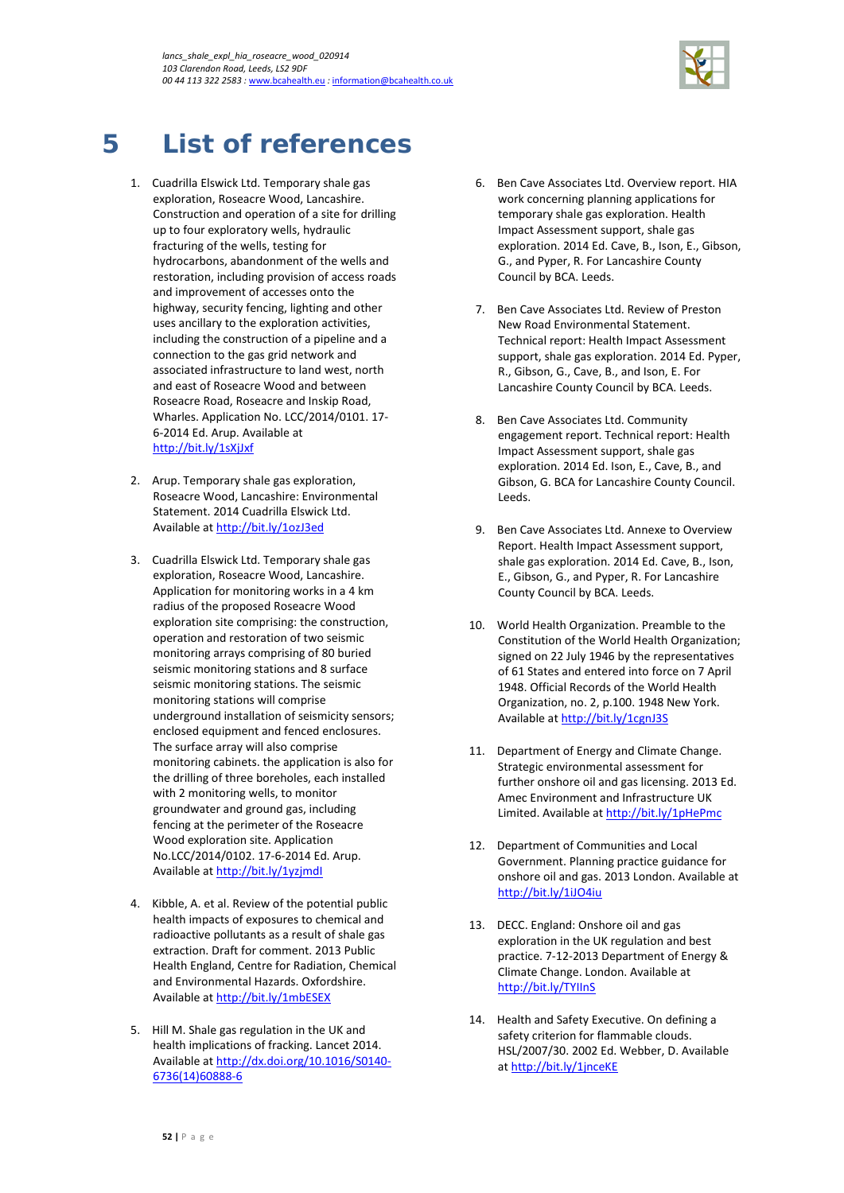# 5 List of references

1. Cuadrilla Elswick Ltd. Temporary shale gas exploration, Roseacre Wood, Lancashire. Construction and operation of a site for drilling up to four exploratory wells, hydraulic fracturing of the wells, testing for hydrocarbons, abandonment of the wells and restoration, including provision of access roads and improvement of accesses onto the highway, security fencing, lighting and other uses ancillary to the exploration activities, including the construction of a pipeline and a connection to the gas grid network and associated infrastructure to land west, north and east of Roseacre Wood and between Roseacre Road, Roseacre and Inskip Road, Wharles. Application No. LCC/2014/0101. 17-6-2014 Ed. Arup. Available at http://bit.ly/1sXjJxf

2. Arup. Temporary shale gas exploration, Roseacre Wood, Lancashire: Environmental Statement. 2014 Cuadrilla Elswick Ltd. Available at http://bit.ly/1ozJ3ed

3. Cuadrilla Elswick Ltd. Temporary shale gas exploration, Roseacre Wood, Lancashire. Application for monitoring works in a 4 km radius of the proposed Roseacre Wood exploration site comprising: the construction, operation and restoration of two seismic monitoring arrays comprising of 80 buried seismic monitoring stations and 8 surface seismic monitoring stations. The seismic monitoring stations will comprise underground installation of seismicity sensors; enclosed equipment and fenced enclosures. The surface array will also comprise monitoring cabinets. the application is also for the drilling of three boreholes, each installed with 2 monitoring wells, to monitor groundwater and ground gas, including fencing at the perimeter of the Roseacre Wood exploration site. Application No.LCC/2014/0102. 17-6-2014 Ed. Arup. Available at http://bit.ly/1yzjmdl

4. Kibble, A. et al. Review of the potential public health impacts of exposures to chemical and radioactive pollutants as a result of shale gas extraction. Draft for comment. 2013 Public Health England, Centre for Radiation, Chemical and Environmental Hazards. Oxfordshire. Available at http://bit.ly/1mbESEX

5. Hill M. Shale gas regulation in the UK and health implications of fracking. Lancet 2014. Available at http://dx.doi.org/10.1016/S0140-6736(14)60888-6

6. Ben Cave Associates Ltd. Overview report. HIA work concerning planning applications for temporary shale gas exploration. Health Impact Assessment support, shale gas exploration. 2014 Ed. Cave, B., Ison, E., Gibson, G., and Pyper, R. For Lancashire County Council by BCA. Leeds.

7. Ben Cave Associates Ltd. Review of Preston New Road Environmental Statement. Technical report: Health Impact Assessment support, shale gas exploration. 2014 Ed. Pyper, R., Gibson, G., Cave, B., and Ison, E. For Lancashire County Council by BCA. Leeds.

8. Ben Cave Associates Ltd. Community engagement report. Technical report: Health Impact Assessment support, shale gas exploration. 2014 Ed. Ison, E., Cave, B., and Gibson, G. BCA for Lancashire County Council. Leeds.

9. Ben Cave Associates Ltd. Annexe to Overview Report. Health Impact Assessment support, shale gas exploration. 2014 Ed. Cave, B., Ison, E., Gibson, G., and Pyper, R. For Lancashire County Council by BCA. Leeds.

10. World Health Organization. Preamble to the Constitution of the World Health Organization; signed on 22 July 1946 by the representatives of 61 States and entered into force on 7 April 1948. Official Records of the World Health Organization, no. 2, p.100. 1948 New York. Available at http://bit.ly/1cgnJ3S

11. Department of Energy and Climate Change. Strategic environmental assessment for further onshore oil and gas licensing. 2013 Ed. Amec Environment and Infrastructure UK Limited. Available at http://bit.ly/1pHePmc

12. Department of Communities and Local Government. Planning practice guidance for onshore oil and gas. 2013 London. Available at http://bit.ly/1iJO4iu

13. DECC. England: Onshore oil and gas exploration in the UK regulation and best practice. 7-12-2013 Department of Energy & Climate Change. London. Available at http://bit.ly/TYIlnS

14. Health and Safety Executive. On defining a safety criterion for flammable clouds. HSL/2007/30. 2002 Ed. Webber, D. Available at http://bit.ly/1jnceKE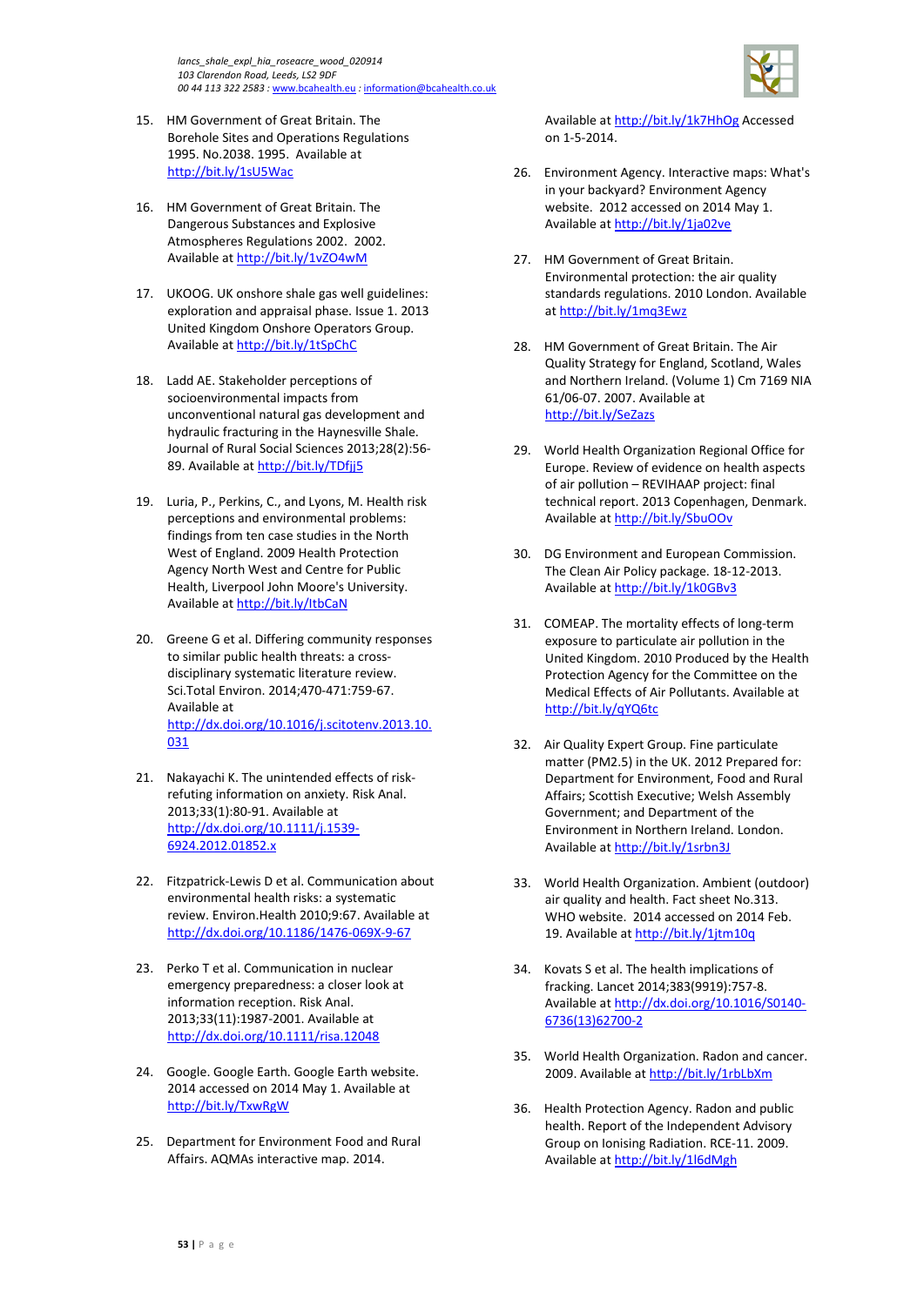15. HM Government of Great Britain. The Borehole Sites and Operations Regulations 1995. No.2038. 1995. Available at http://bit.ly/1sU5Wac

16. HM Government of Great Britain. The Dangerous Substances and Explosive Atmospheres Regulations 2002. 2002. Available at http://bit.ly/1vZO4wM

17. UKOOG. UK onshore shale gas well guidelines: exploration and appraisal phase. Issue 1. 2013 United Kingdom Onshore Operators Group. Available at http://bit.ly/1tSpChC

18. Ladd AE. Stakeholder perceptions of socioenvironmental impacts from unconventional natural gas development and hydraulic fracturing in the Haynesville Shale. Journal of Rural Social Sciences 2013;28(2):56-89. Available at http://bit.ly/TDfjj5

19. Luria, P., Perkins, C., and Lyons, M. Health risk perceptions and environmental problems: findings from ten case studies in the North West of England. 2009 Health Protection Agency North West and Centre for Public Health, Liverpool John Moore's University. Available at http://bit.ly/ItbCaN

20. Greene G et al. Differing community responses to similar public health threats: a cross-disciplinary systematic literature review. Sci.Total Environ. 2014;470-471:759-67. Available at http://dx.doi.org/10.1016/j.scitotenv.2013.10.031

21. Nakayachi K. The unintended effects of risk-refuting information on anxiety. Risk Anal. 2013;33(1):80-91. Available at http://dx.doi.org/10.1111/j.1539-6924.2012.01852.x

22. Fitzpatrick-Lewis D et al. Communication about environmental health risks: a systematic review. Environ.Health 2010;9:67. Available at http://dx.doi.org/10.1186/1476-069X-9-67

23. Perko T et al. Communication in nuclear emergency preparedness: a closer look at information reception. Risk Anal. 2013;33(11):1987-2001. Available at http://dx.doi.org/10.1111/risa.12048

24. Google. Google Earth. Google Earth website. 2014 accessed on 2014 May 1. Available at http://bit.ly/TxwRgW

25. Department for Environment Food and Rural Affairs. AQMAs interactive map. 2014. Available at http://bit.ly/1k7HhOg Accessed on 1-5-2014.

26. Environment Agency. Interactive maps: What's in your backyard? Environment Agency website. 2012 accessed on 2014 May 1. Available at http://bit.ly/1ja02ve

27. HM Government of Great Britain. Environmental protection: the air quality standards regulations. 2010 London. Available at http://bit.ly/1mq3Ewz

28. HM Government of Great Britain. The Air Quality Strategy for England, Scotland, Wales and Northern Ireland. (Volume 1) Cm 7169 NIA 61/06-07. 2007. Available at http://bit.ly/SeZazs

29. World Health Organization Regional Office for Europe. Review of evidence on health aspects of air pollution – REVIHAAP project: final technical report. 2013 Copenhagen, Denmark. Available at http://bit.ly/SbuOOv

30. DG Environment and European Commission. The Clean Air Policy package. 18-12-2013. Available at http://bit.ly/1k0GBv3

31. COMEAP. The mortality effects of long-term exposure to particulate air pollution in the United Kingdom. 2010 Produced by the Health Protection Agency for the Committee on the Medical Effects of Air Pollutants. Available at http://bit.ly/qYQ6tc

32. Air Quality Expert Group. Fine particulate matter (PM2.5) in the UK. 2012 Prepared for: Department for Environment, Food and Rural Affairs; Scottish Executive; Welsh Assembly Government; and Department of the Environment in Northern Ireland. London. Available at http://bit.ly/1srbn3J

33. World Health Organization. Ambient (outdoor) air quality and health. Fact sheet No.313. WHO website. 2014 accessed on 2014 Feb. 19. Available at http://bit.ly/1jtm10q

34. Kovats S et al. The health implications of fracking. Lancet 2014;383(9919):757-8. Available at http://dx.doi.org/10.1016/S0140-6736(13)62700-2

35. World Health Organization. Radon and cancer. 2009. Available at http://bit.ly/1rbLbXm

36. Health Protection Agency. Radon and public health. Report of the Independent Advisory Group on Ionising Radiation. RCE-11. 2009. Available at http://bit.ly/1l6dMgh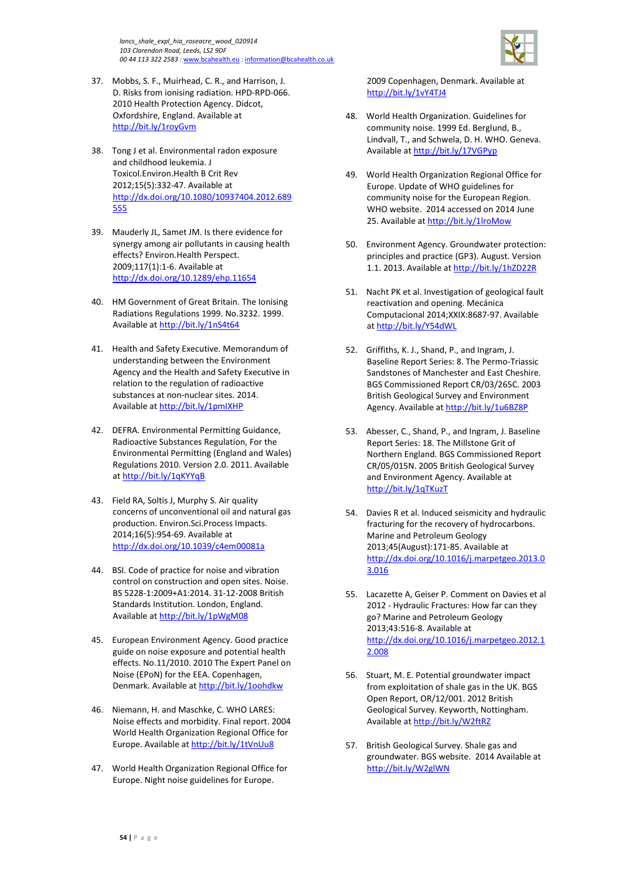37. Mobbs, S. F., Muirhead, C. R., and Harrison, J. D. Risks from ionising radiation. HPD-RPD-066. 2010 Health Protection Agency. Didcot, Oxfordshire, England. Available at http://bit.ly/1royGvm

38. Tong J et al. Environmental radon exposure and childhood leukemia. J Toxicol.Environ.Health B Crit Rev 2012;15(5):332-47. Available at http://dx.doi.org/10.1080/10937404.2012.689555

39. Mauderly JL, Samet JM. Is there evidence for synergy among air pollutants in causing health effects? Environ.Health Perspect. 2009;117(1):1-6. Available at http://dx.doi.org/10.1289/ehp.11654

40. HM Government of Great Britain. The Ionising Radiations Regulations 1999. No.3232. 1999. Available at http://bit.ly/1nS4t64

41. Health and Safety Executive. Memorandum of understanding between the Environment Agency and the Health and Safety Executive in relation to the regulation of radioactive substances at non-nuclear sites. 2014. Available at http://bit.ly/1pmIXHP

42. DEFRA. Environmental Permitting Guidance, Radioactive Substances Regulation, For the Environmental Permitting (England and Wales) Regulations 2010. Version 2.0. 2011. Available at http://bit.ly/1qKYYqB

43. Field RA, Soltis J, Murphy S. Air quality concerns of unconventional oil and natural gas production. Environ.Sci.Process Impacts. 2014;16(5):954-69. Available at http://dx.doi.org/10.1039/c4em00081a

44. BSI. Code of practice for noise and vibration control on construction and open sites. Noise. BS 5228-1:2009+A1:2014. 31-12-2008 British Standards Institution. London, England. Available at http://bit.ly/1pWgM08

45. European Environment Agency. Good practice guide on noise exposure and potential health effects. No.11/2010. 2010 The Expert Panel on Noise (EPoN) for the EEA. Copenhagen, Denmark. Available at http://bit.ly/1oohdkw

46. Niemann, H. and Maschke, C. WHO LARES: Noise effects and morbidity. Final report. 2004 World Health Organization Regional Office for Europe. Available at http://bit.ly/1tVnUu8

47. World Health Organization Regional Office for Europe. Night noise guidelines for Europe. 2009 Copenhagen, Denmark. Available at http://bit.ly/1vY4TJ4

48. World Health Organization. Guidelines for community noise. 1999 Ed. Berglund, B., Lindvall, T., and Schwela, D. H. WHO. Geneva. Available at http://bit.ly/17VGPyp

49. World Health Organization Regional Office for Europe. Update of WHO guidelines for community noise for the European Region. WHO website. 2014 accessed on 2014 June 25. Available at http://bit.ly/1lroMow

50. Environment Agency. Groundwater protection: principles and practice (GP3). August. Version 1.1. 2013. Available at http://bit.ly/1hZD22R

51. Nacht PK et al. Investigation of geological fault reactivation and opening. Mecánica Computacional 2014;XXIX:8687-97. Available at http://bit.ly/Y54dWL

52. Griffiths, K. J., Shand, P., and Ingram, J. Baseline Report Series: 8. The Permo-Triassic Sandstones of Manchester and East Cheshire. BGS Commissioned Report CR/03/265C. 2003 British Geological Survey and Environment Agency. Available at http://bit.ly/1u6BZ8P

53. Abesser, C., Shand, P., and Ingram, J. Baseline Report Series: 18. The Millstone Grit of Northern England. BGS Commissioned Report CR/05/015N. 2005 British Geological Survey and Environment Agency. Available at http://bit.ly/1qTKuzT

54. Davies R et al. Induced seismicity and hydraulic fracturing for the recovery of hydrocarbons. Marine and Petroleum Geology 2013;45(August):171-85. Available at http://dx.doi.org/10.1016/j.marpetgeo.2013.03.016

55. Lacazette A, Geiser P. Comment on Davies et al 2012 - Hydraulic Fractures: How far can they go? Marine and Petroleum Geology 2013;43:516-8. Available at http://dx.doi.org/10.1016/j.marpetgeo.2012.12.008

56. Stuart, M. E. Potential groundwater impact from exploitation of shale gas in the UK. BGS Open Report, OR/12/001. 2012 British Geological Survey. Keyworth, Nottingham. Available at http://bit.ly/W2ftRZ

57. British Geological Survey. Shale gas and groundwater. BGS website. 2014 Available at http://bit.ly/W2glWN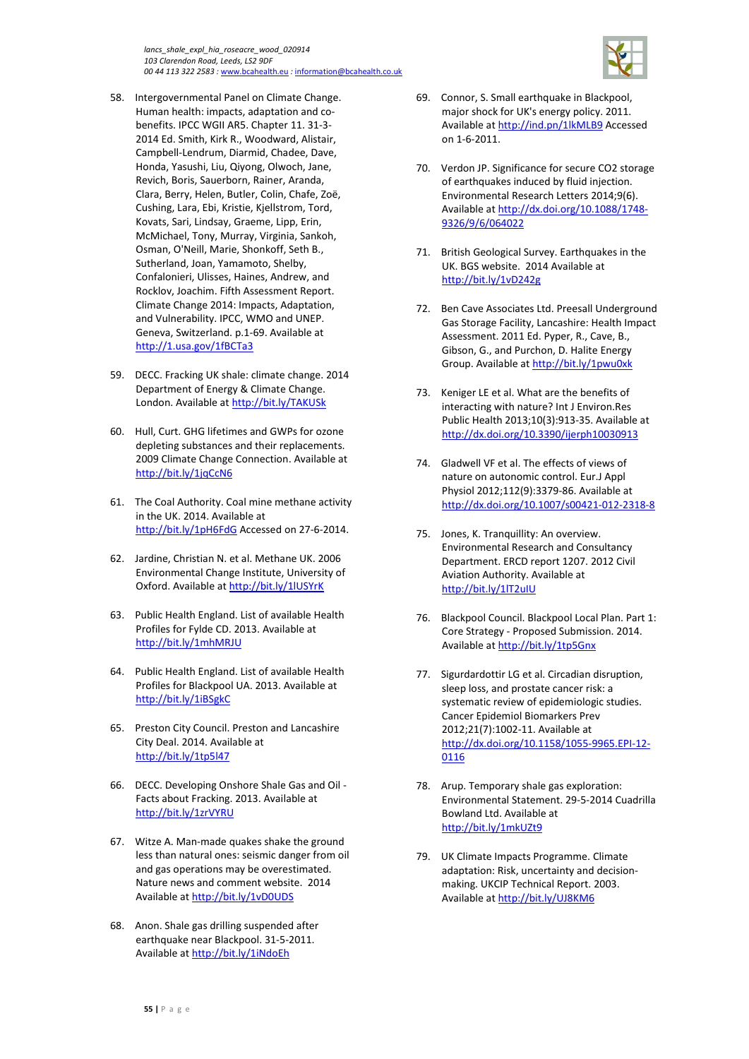58. Intergovernmental Panel on Climate Change. Human health: impacts, adaptation and co-benefits. IPCC WGII AR5. Chapter 11. 31-3-2014 Ed. Smith, Kirk R., Woodward, Alistair, Campbell-Lendrum, Diarmid, Chadee, Dave, Honda, Yasushi, Liu, Qiyong, Olwoch, Jane, Revich, Boris, Sauerborn, Rainer, Aranda, Clara, Berry, Helen, Butler, Colin, Chafe, Zoë, Cushing, Lara, Ebi, Kristie, Kjellstrom, Tord, Kovats, Sari, Lindsay, Graeme, Lipp, Erin, McMichael, Tony, Murray, Virginia, Sankoh, Osman, O'Neill, Marie, Shonkoff, Seth B., Sutherland, Joan, Yamamoto, Shelby, Confalonieri, Ulisses, Haines, Andrew, and Rocklov, Joachim. Fifth Assessment Report. Climate Change 2014: Impacts, Adaptation, and Vulnerability. IPCC, WMO and UNEP. Geneva, Switzerland. p.1-69. Available at http://1.usa.gov/1fBCTa3

59. DECC. Fracking UK shale: climate change. 2014 Department of Energy & Climate Change. London. Available at http://bit.ly/TAKUSk

60. Hull, Curt. GHG lifetimes and GWPs for ozone depleting substances and their replacements. 2009 Climate Change Connection. Available at http://bit.ly/1jqCcN6

61. The Coal Authority. Coal mine methane activity in the UK. 2014. Available at http://bit.ly/1pH6FdG Accessed on 27-6-2014.

62. Jardine, Christian N. et al. Methane UK. 2006 Environmental Change Institute, University of Oxford. Available at http://bit.ly/1lUSYrK

63. Public Health England. List of available Health Profiles for Fylde CD. 2013. Available at http://bit.ly/1mhMRJU

64. Public Health England. List of available Health Profiles for Blackpool UA. 2013. Available at http://bit.ly/1iBSgkC

65. Preston City Council. Preston and Lancashire City Deal. 2014. Available at http://bit.ly/1tp5l47

66. DECC. Developing Onshore Shale Gas and Oil - Facts about Fracking. 2013. Available at http://bit.ly/1zrVYRU

67. Witze A. Man-made quakes shake the ground less than natural ones: seismic danger from oil and gas operations may be overestimated. Nature news and comment website. 2014 Available at http://bit.ly/1vD0UDS

68. Anon. Shale gas drilling suspended after earthquake near Blackpool. 31-5-2011. Available at http://bit.ly/1iNdoEh

69. Connor, S. Small earthquake in Blackpool, major shock for UK's energy policy. 2011. Available at http://ind.pn/1lkMLB9 Accessed on 1-6-2011.

70. Verdon JP. Significance for secure CO2 storage of earthquakes induced by fluid injection. Environmental Research Letters 2014;9(6). Available at http://dx.doi.org/10.1088/1748-9326/9/6/064022

71. British Geological Survey. Earthquakes in the UK. BGS website. 2014 Available at http://bit.ly/1vD242g

72. Ben Cave Associates Ltd. Preesall Underground Gas Storage Facility, Lancashire: Health Impact Assessment. 2011 Ed. Pyper, R., Cave, B., Gibson, G., and Purchon, D. Halite Energy Group. Available at http://bit.ly/1pwu0xk

73. Keniger LE et al. What are the benefits of interacting with nature? Int J Environ.Res Public Health 2013;10(3):913-35. Available at http://dx.doi.org/10.3390/ijerph10030913

74. Gladwell VF et al. The effects of views of nature on autonomic control. Eur.J Appl Physiol 2012;112(9):3379-86. Available at http://dx.doi.org/10.1007/s00421-012-2318-8

75. Jones, K. Tranquillity: An overview. Environmental Research and Consultancy Department. ERCD report 1207. 2012 Civil Aviation Authority. Available at http://bit.ly/1lT2uIU

76. Blackpool Council. Blackpool Local Plan. Part 1: Core Strategy - Proposed Submission. 2014. Available at http://bit.ly/1tp5Gnx

77. Sigurdardottir LG et al. Circadian disruption, sleep loss, and prostate cancer risk: a systematic review of epidemiologic studies. Cancer Epidemiol Biomarkers Prev 2012;21(7):1002-11. Available at http://dx.doi.org/10.1158/1055-9965.EPI-12-0116

78. Arup. Temporary shale gas exploration: Environmental Statement. 29-5-2014 Cuadrilla Bowland Ltd. Available at http://bit.ly/1mkUZt9

79. UK Climate Impacts Programme. Climate adaptation: Risk, uncertainty and decision-making. UKCIP Technical Report. 2003. Available at http://bit.ly/UJ8KM6